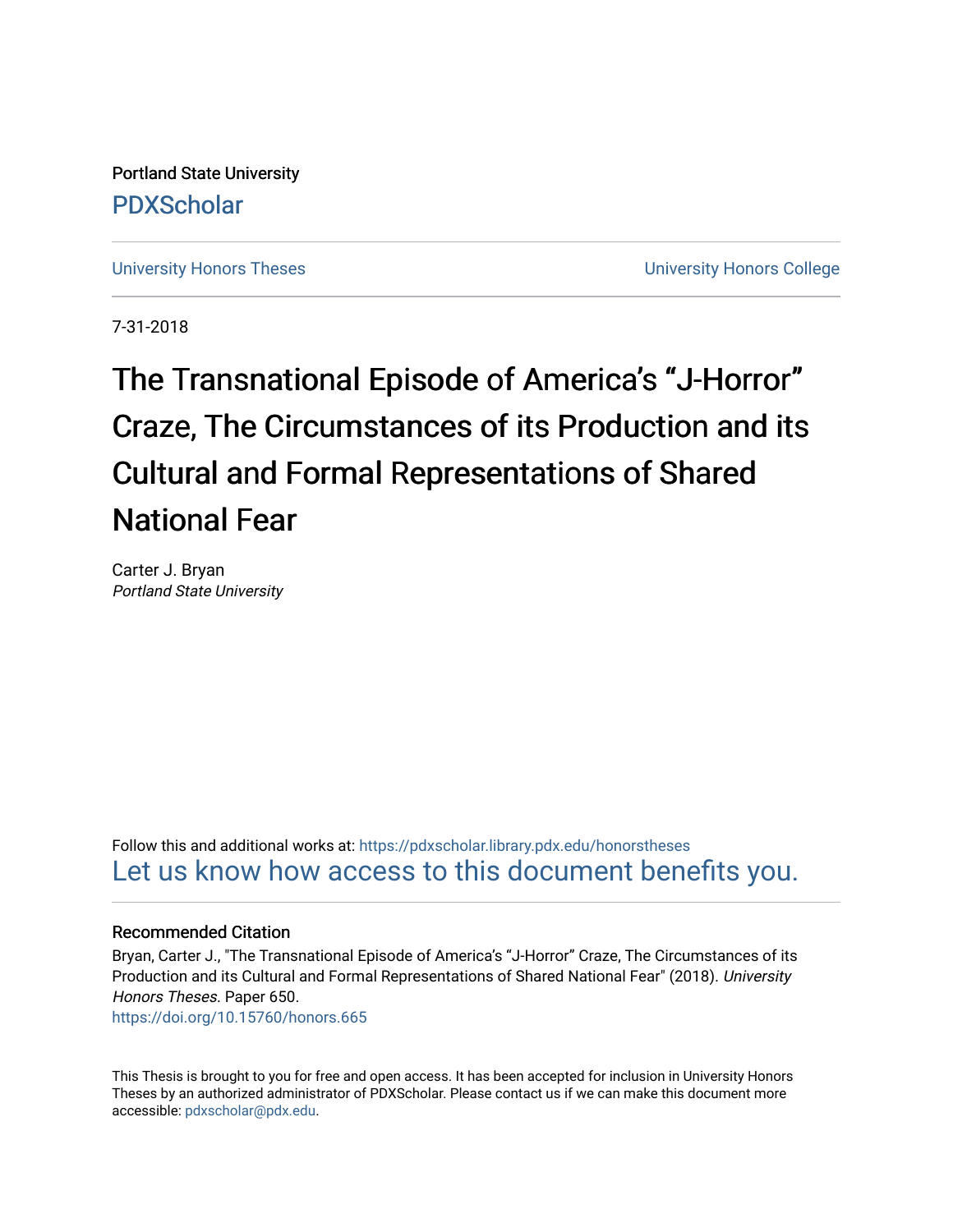Portland State University

PDXScholar

University Honors Theses

University Honors College

7-31-2018

# The Transnational Episode of America's "J-Horror" Craze, The Circumstances of its Production and its Cultural and Formal Representations of Shared National Fear

Carter J. Bryan
*Portland State University*

Follow this and additional works at: https://pdxscholar.library.pdx.edu/honorstheses

Let us know how access to this document benefits you.

### Recommended Citation

Bryan, Carter J., "The Transnational Episode of America's "J-Horror" Craze, The Circumstances of its Production and its Cultural and Formal Representations of Shared National Fear" (2018). *University Honors Theses.* Paper 650.

https://doi.org/10.15760/honors.665

This Thesis is brought to you for free and open access. It has been accepted for inclusion in University Honors Theses by an authorized administrator of PDXScholar. Please contact us if we can make this document more accessible: pdxscholar@pdx.edu.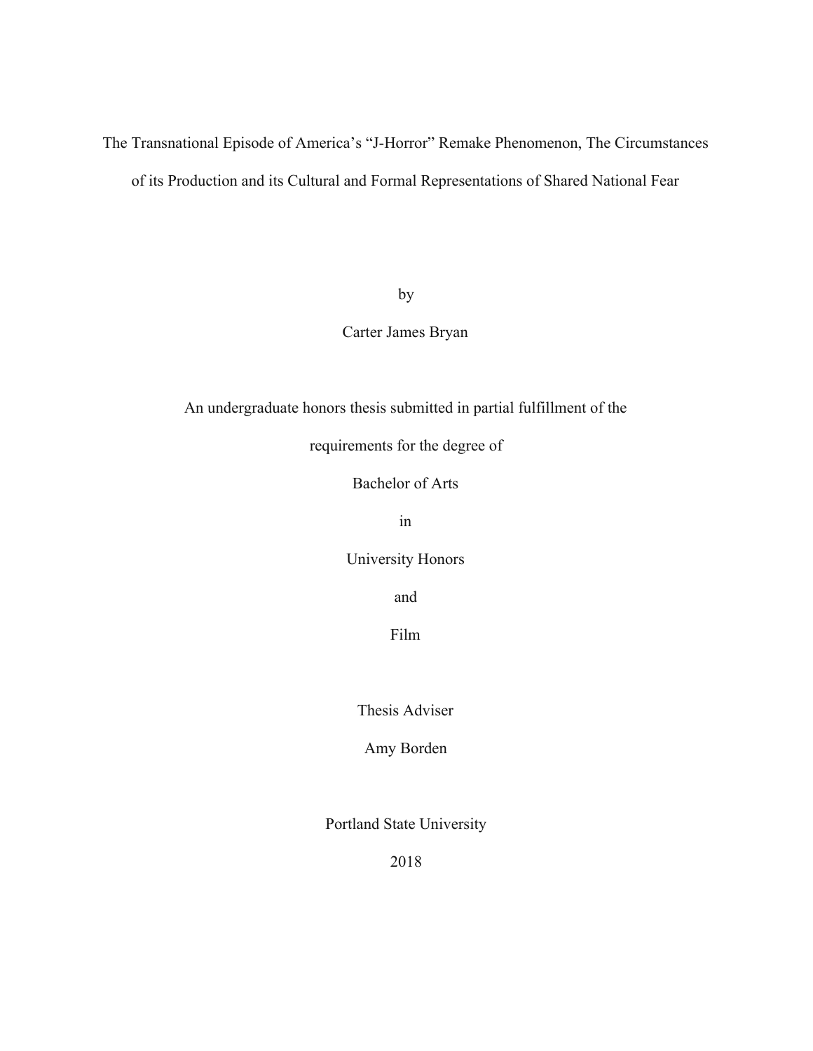# The Transnational Episode of America's "J-Horror" Remake Phenomenon, The Circumstances of its Production and its Cultural and Formal Representations of Shared National Fear

by

Carter James Bryan

An undergraduate honors thesis submitted in partial fulfillment of the

requirements for the degree of

Bachelor of Arts

in

University Honors

and

Film

Thesis Adviser

Amy Borden

Portland State University

2018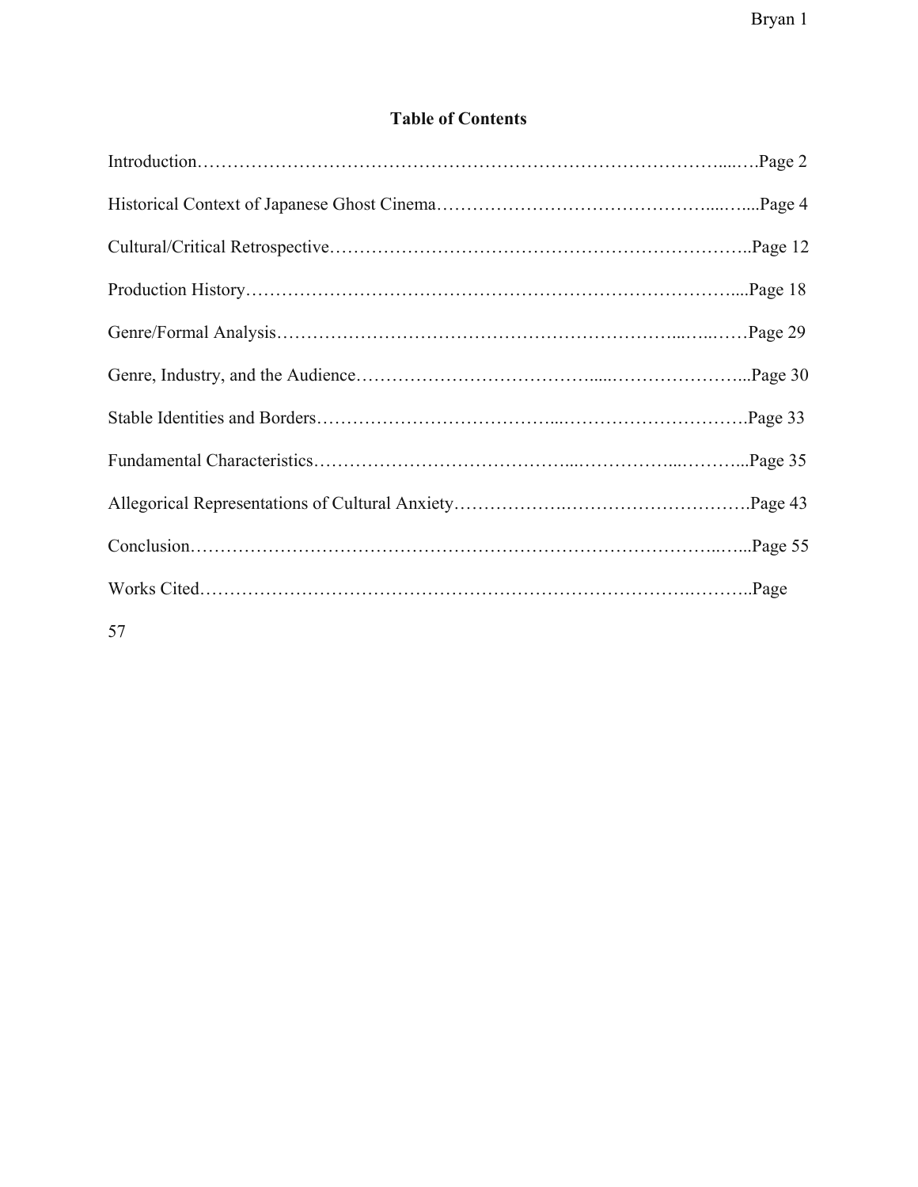## Table of Contents

Introduction……………………………………………………………………………...….Page 2

Historical Context of Japanese Ghost Cinema………………………………………....…....Page 4

Cultural/Critical Retrospective…………………………………………………………..Page 12

Production History………………………………………………………………….....Page 18

Genre/Formal Analysis……………………………………………………...…...……Page 29

Genre, Industry, and the Audience…………………………………......…………………...Page 30

Stable Identities and Borders………………………………...…………………………Page 33

Fundamental Characteristics…………………………………...…………...………...Page 35

Allegorical Representations of Cultural Anxiety……………….………………………….Page 43

Conclusion……………………………………………………………………...…...Page 55

Works Cited……………………………………………………………………..………..Page 57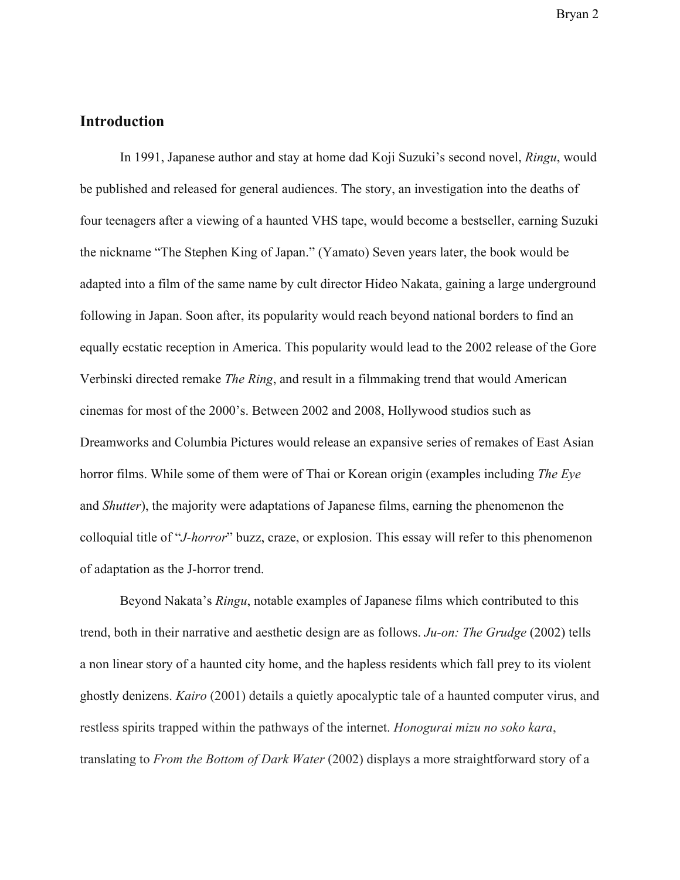## Introduction

In 1991, Japanese author and stay at home dad Koji Suzuki's second novel, *Ringu*, would be published and released for general audiences. The story, an investigation into the deaths of four teenagers after a viewing of a haunted VHS tape, would become a bestseller, earning Suzuki the nickname "The Stephen King of Japan." (Yamato) Seven years later, the book would be adapted into a film of the same name by cult director Hideo Nakata, gaining a large underground following in Japan. Soon after, its popularity would reach beyond national borders to find an equally ecstatic reception in America. This popularity would lead to the 2002 release of the Gore Verbinski directed remake *The Ring*, and result in a filmmaking trend that would American cinemas for most of the 2000's. Between 2002 and 2008, Hollywood studios such as Dreamworks and Columbia Pictures would release an expansive series of remakes of East Asian horror films. While some of them were of Thai or Korean origin (examples including *The Eye* and *Shutter*), the majority were adaptations of Japanese films, earning the phenomenon the colloquial title of "*J-horror*" buzz, craze, or explosion. This essay will refer to this phenomenon of adaptation as the J-horror trend.

Beyond Nakata's *Ringu*, notable examples of Japanese films which contributed to this trend, both in their narrative and aesthetic design are as follows. *Ju-on: The Grudge* (2002) tells a non linear story of a haunted city home, and the hapless residents which fall prey to its violent ghostly denizens. *Kairo* (2001) details a quietly apocalyptic tale of a haunted computer virus, and restless spirits trapped within the pathways of the internet. *Honogurai mizu no soko kara*, translating to *From the Bottom of Dark Water* (2002) displays a more straightforward story of a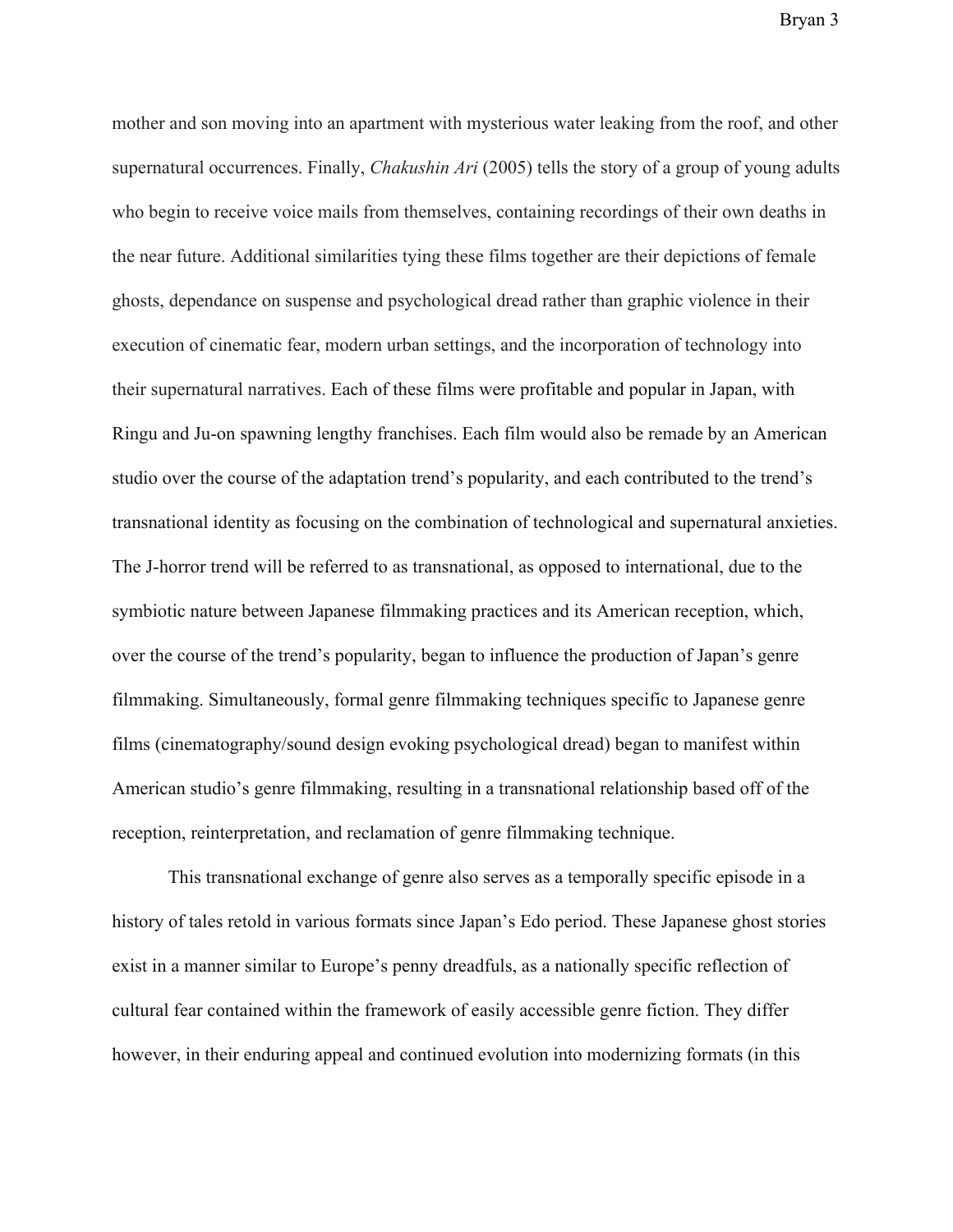mother and son moving into an apartment with mysterious water leaking from the roof, and other supernatural occurrences. Finally, *Chakushin Ari* (2005) tells the story of a group of young adults who begin to receive voice mails from themselves, containing recordings of their own deaths in the near future. Additional similarities tying these films together are their depictions of female ghosts, dependance on suspense and psychological dread rather than graphic violence in their execution of cinematic fear, modern urban settings, and the incorporation of technology into their supernatural narratives. Each of these films were profitable and popular in Japan, with Ringu and Ju-on spawning lengthy franchises. Each film would also be remade by an American studio over the course of the adaptation trend's popularity, and each contributed to the trend's transnational identity as focusing on the combination of technological and supernatural anxieties. The J-horror trend will be referred to as transnational, as opposed to international, due to the symbiotic nature between Japanese filmmaking practices and its American reception, which, over the course of the trend's popularity, began to influence the production of Japan's genre filmmaking. Simultaneously, formal genre filmmaking techniques specific to Japanese genre films (cinematography/sound design evoking psychological dread) began to manifest within American studio's genre filmmaking, resulting in a transnational relationship based off of the reception, reinterpretation, and reclamation of genre filmmaking technique.

This transnational exchange of genre also serves as a temporally specific episode in a history of tales retold in various formats since Japan's Edo period. These Japanese ghost stories exist in a manner similar to Europe's penny dreadfuls, as a nationally specific reflection of cultural fear contained within the framework of easily accessible genre fiction. They differ however, in their enduring appeal and continued evolution into modernizing formats (in this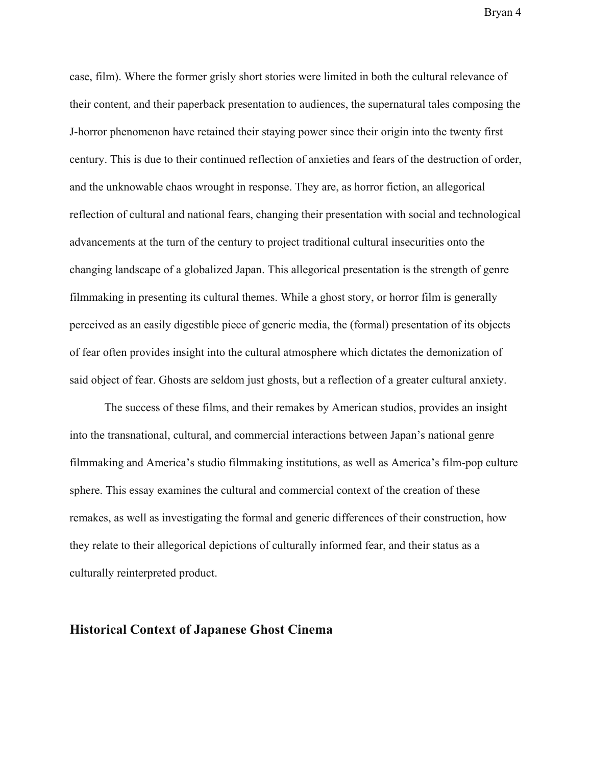case, film). Where the former grisly short stories were limited in both the cultural relevance of their content, and their paperback presentation to audiences, the supernatural tales composing the J-horror phenomenon have retained their staying power since their origin into the twenty first century. This is due to their continued reflection of anxieties and fears of the destruction of order, and the unknowable chaos wrought in response. They are, as horror fiction, an allegorical reflection of cultural and national fears, changing their presentation with social and technological advancements at the turn of the century to project traditional cultural insecurities onto the changing landscape of a globalized Japan. This allegorical presentation is the strength of genre filmmaking in presenting its cultural themes. While a ghost story, or horror film is generally perceived as an easily digestible piece of generic media, the (formal) presentation of its objects of fear often provides insight into the cultural atmosphere which dictates the demonization of said object of fear. Ghosts are seldom just ghosts, but a reflection of a greater cultural anxiety.

The success of these films, and their remakes by American studios, provides an insight into the transnational, cultural, and commercial interactions between Japan's national genre filmmaking and America's studio filmmaking institutions, as well as America's film-pop culture sphere. This essay examines the cultural and commercial context of the creation of these remakes, as well as investigating the formal and generic differences of their construction, how they relate to their allegorical depictions of culturally informed fear, and their status as a culturally reinterpreted product.

## Historical Context of Japanese Ghost Cinema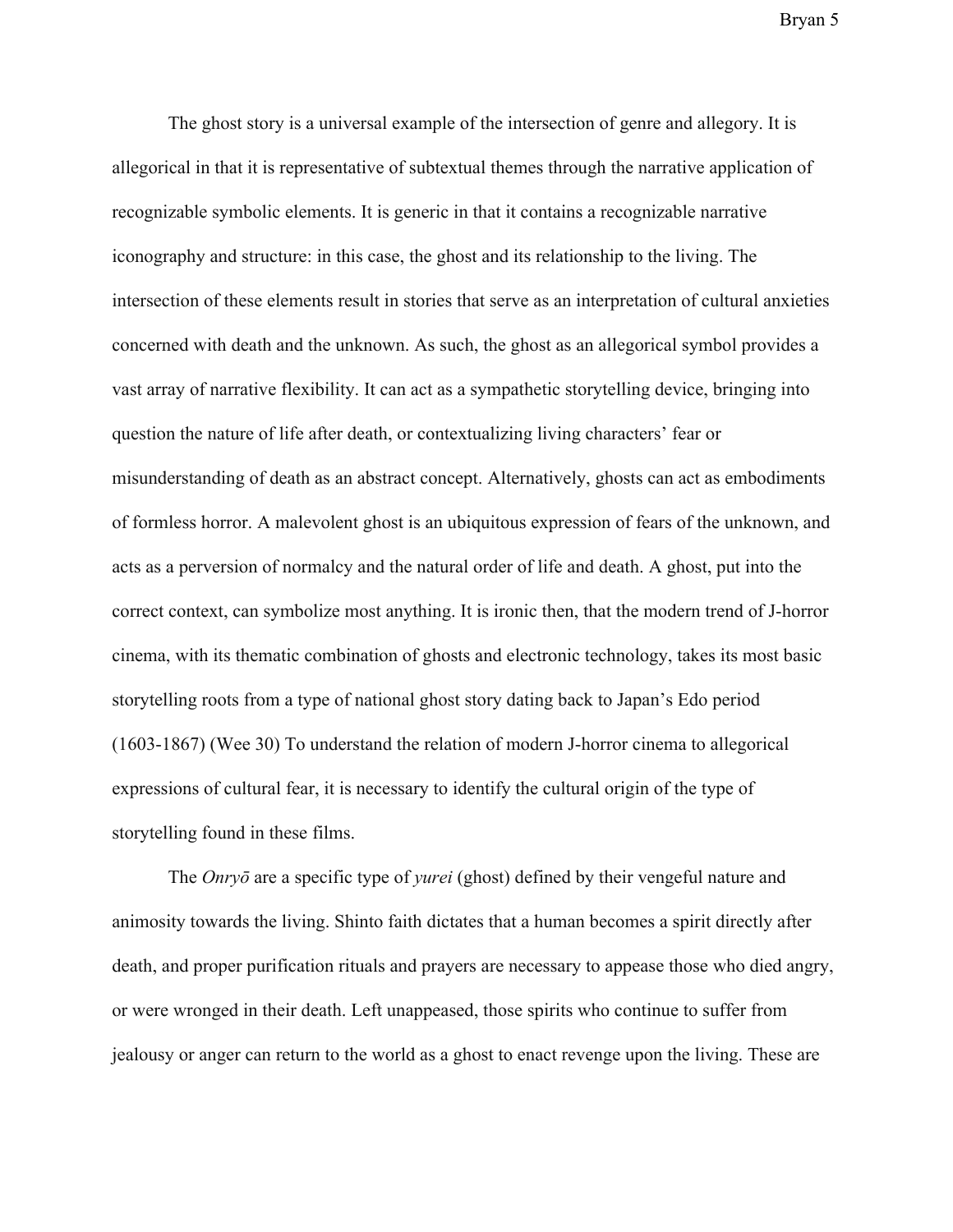The ghost story is a universal example of the intersection of genre and allegory. It is allegorical in that it is representative of subtextual themes through the narrative application of recognizable symbolic elements. It is generic in that it contains a recognizable narrative iconography and structure: in this case, the ghost and its relationship to the living. The intersection of these elements result in stories that serve as an interpretation of cultural anxieties concerned with death and the unknown. As such, the ghost as an allegorical symbol provides a vast array of narrative flexibility. It can act as a sympathetic storytelling device, bringing into question the nature of life after death, or contextualizing living characters' fear or misunderstanding of death as an abstract concept. Alternatively, ghosts can act as embodiments of formless horror. A malevolent ghost is an ubiquitous expression of fears of the unknown, and acts as a perversion of normalcy and the natural order of life and death. A ghost, put into the correct context, can symbolize most anything. It is ironic then, that the modern trend of J-horror cinema, with its thematic combination of ghosts and electronic technology, takes its most basic storytelling roots from a type of national ghost story dating back to Japan's Edo period (1603-1867) (Wee 30) To understand the relation of modern J-horror cinema to allegorical expressions of cultural fear, it is necessary to identify the cultural origin of the type of storytelling found in these films.

The *Onryō* are a specific type of *yurei* (ghost) defined by their vengeful nature and animosity towards the living. Shinto faith dictates that a human becomes a spirit directly after death, and proper purification rituals and prayers are necessary to appease those who died angry, or were wronged in their death. Left unappeased, those spirits who continue to suffer from jealousy or anger can return to the world as a ghost to enact revenge upon the living. These are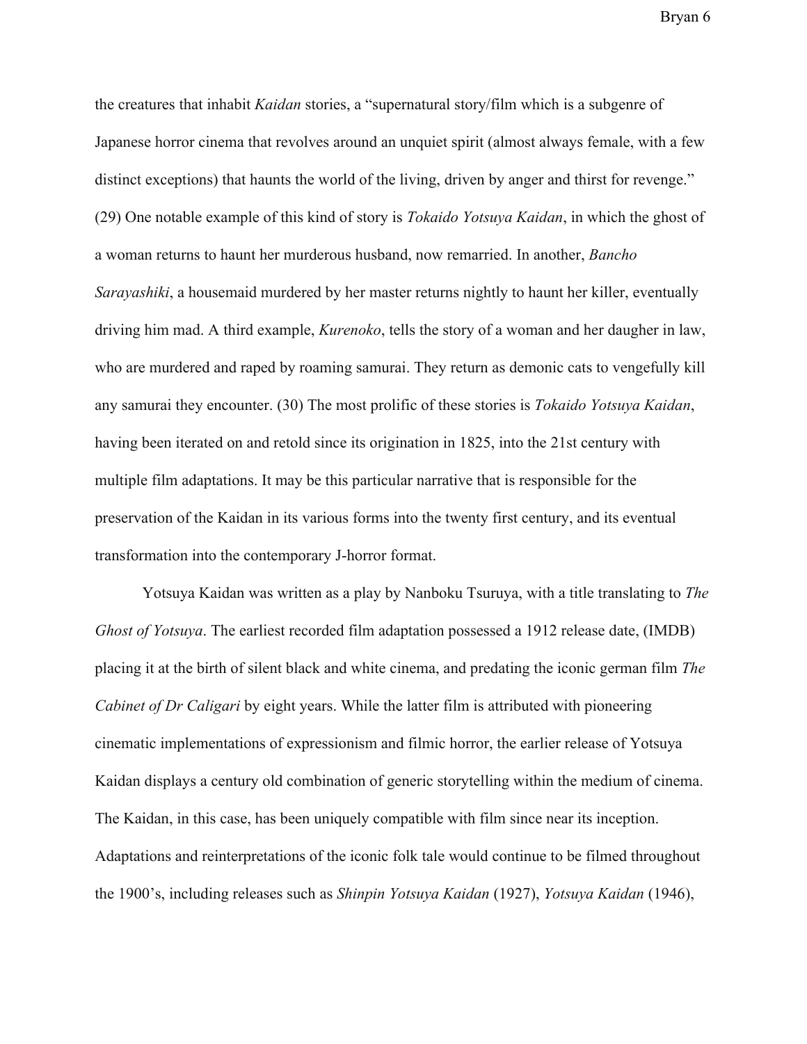the creatures that inhabit *Kaidan* stories, a "supernatural story/film which is a subgenre of Japanese horror cinema that revolves around an unquiet spirit (almost always female, with a few distinct exceptions) that haunts the world of the living, driven by anger and thirst for revenge." (29) One notable example of this kind of story is *Tokaido Yotsuya Kaidan*, in which the ghost of a woman returns to haunt her murderous husband, now remarried. In another, *Bancho Sarayashiki*, a housemaid murdered by her master returns nightly to haunt her killer, eventually driving him mad. A third example, *Kurenoko*, tells the story of a woman and her daugher in law, who are murdered and raped by roaming samurai. They return as demonic cats to vengefully kill any samurai they encounter. (30) The most prolific of these stories is *Tokaido Yotsuya Kaidan*, having been iterated on and retold since its origination in 1825, into the 21st century with multiple film adaptations. It may be this particular narrative that is responsible for the preservation of the Kaidan in its various forms into the twenty first century, and its eventual transformation into the contemporary J-horror format.

Yotsuya Kaidan was written as a play by Nanboku Tsuruya, with a title translating to *The Ghost of Yotsuya*. The earliest recorded film adaptation possessed a 1912 release date, (IMDB) placing it at the birth of silent black and white cinema, and predating the iconic german film *The Cabinet of Dr Caligari* by eight years. While the latter film is attributed with pioneering cinematic implementations of expressionism and filmic horror, the earlier release of Yotsuya Kaidan displays a century old combination of generic storytelling within the medium of cinema. The Kaidan, in this case, has been uniquely compatible with film since near its inception. Adaptations and reinterpretations of the iconic folk tale would continue to be filmed throughout the 1900's, including releases such as *Shinpin Yotsuya Kaidan* (1927), *Yotsuya Kaidan* (1946),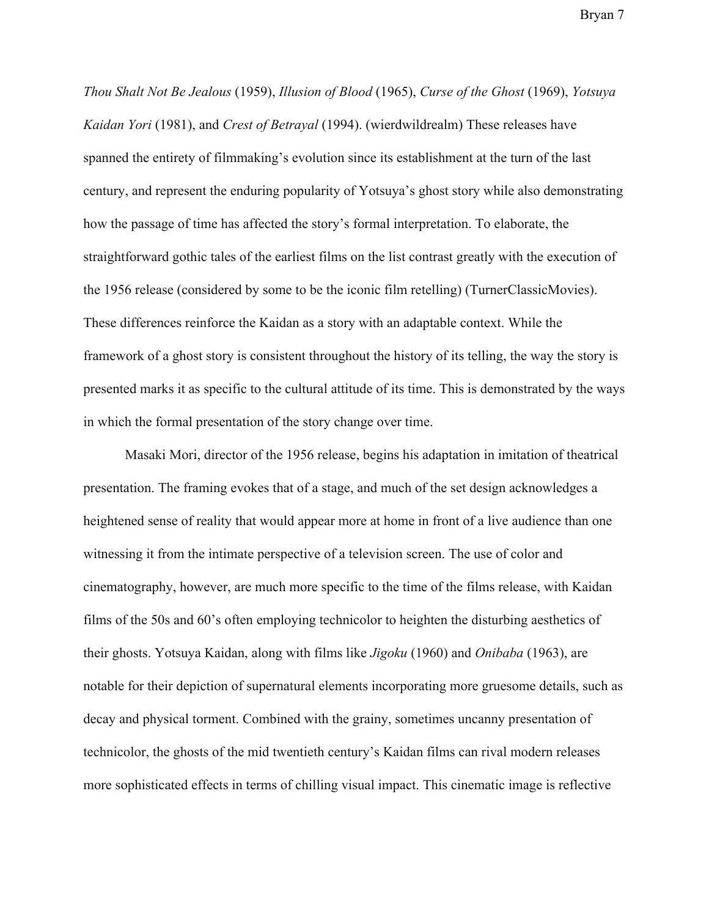*Thou Shalt Not Be Jealous* (1959), *Illusion of Blood* (1965), *Curse of the Ghost* (1969), *Yotsuya Kaidan Yori* (1981), and *Crest of Betrayal* (1994). (wierdwildrealm) These releases have spanned the entirety of filmmaking's evolution since its establishment at the turn of the last century, and represent the enduring popularity of Yotsuya's ghost story while also demonstrating how the passage of time has affected the story's formal interpretation. To elaborate, the straightforward gothic tales of the earliest films on the list contrast greatly with the execution of the 1956 release (considered by some to be the iconic film retelling) (TurnerClassicMovies). These differences reinforce the Kaidan as a story with an adaptable context. While the framework of a ghost story is consistent throughout the history of its telling, the way the story is presented marks it as specific to the cultural attitude of its time. This is demonstrated by the ways in which the formal presentation of the story change over time.

Masaki Mori, director of the 1956 release, begins his adaptation in imitation of theatrical presentation. The framing evokes that of a stage, and much of the set design acknowledges a heightened sense of reality that would appear more at home in front of a live audience than one witnessing it from the intimate perspective of a television screen. The use of color and cinematography, however, are much more specific to the time of the films release, with Kaidan films of the 50s and 60's often employing technicolor to heighten the disturbing aesthetics of their ghosts. Yotsuya Kaidan, along with films like *Jigoku* (1960) and *Onibaba* (1963), are notable for their depiction of supernatural elements incorporating more gruesome details, such as decay and physical torment. Combined with the grainy, sometimes uncanny presentation of technicolor, the ghosts of the mid twentieth century's Kaidan films can rival modern releases more sophisticated effects in terms of chilling visual impact. This cinematic image is reflective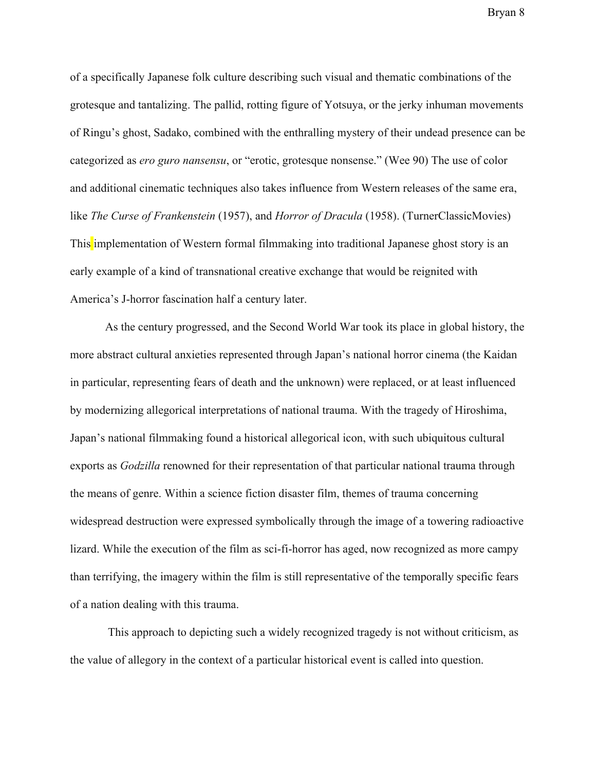of a specifically Japanese folk culture describing such visual and thematic combinations of the grotesque and tantalizing. The pallid, rotting figure of Yotsuya, or the jerky inhuman movements of Ringu's ghost, Sadako, combined with the enthralling mystery of their undead presence can be categorized as *ero guro nansensu*, or "erotic, grotesque nonsense." (Wee 90) The use of color and additional cinematic techniques also takes influence from Western releases of the same era, like *The Curse of Frankenstein* (1957), and *Horror of Dracula* (1958). (TurnerClassicMovies) This implementation of Western formal filmmaking into traditional Japanese ghost story is an early example of a kind of transnational creative exchange that would be reignited with America's J-horror fascination half a century later.

As the century progressed, and the Second World War took its place in global history, the more abstract cultural anxieties represented through Japan's national horror cinema (the Kaidan in particular, representing fears of death and the unknown) were replaced, or at least influenced by modernizing allegorical interpretations of national trauma. With the tragedy of Hiroshima, Japan's national filmmaking found a historical allegorical icon, with such ubiquitous cultural exports as *Godzilla* renowned for their representation of that particular national trauma through the means of genre. Within a science fiction disaster film, themes of trauma concerning widespread destruction were expressed symbolically through the image of a towering radioactive lizard. While the execution of the film as sci-fi-horror has aged, now recognized as more campy than terrifying, the imagery within the film is still representative of the temporally specific fears of a nation dealing with this trauma.

This approach to depicting such a widely recognized tragedy is not without criticism, as the value of allegory in the context of a particular historical event is called into question.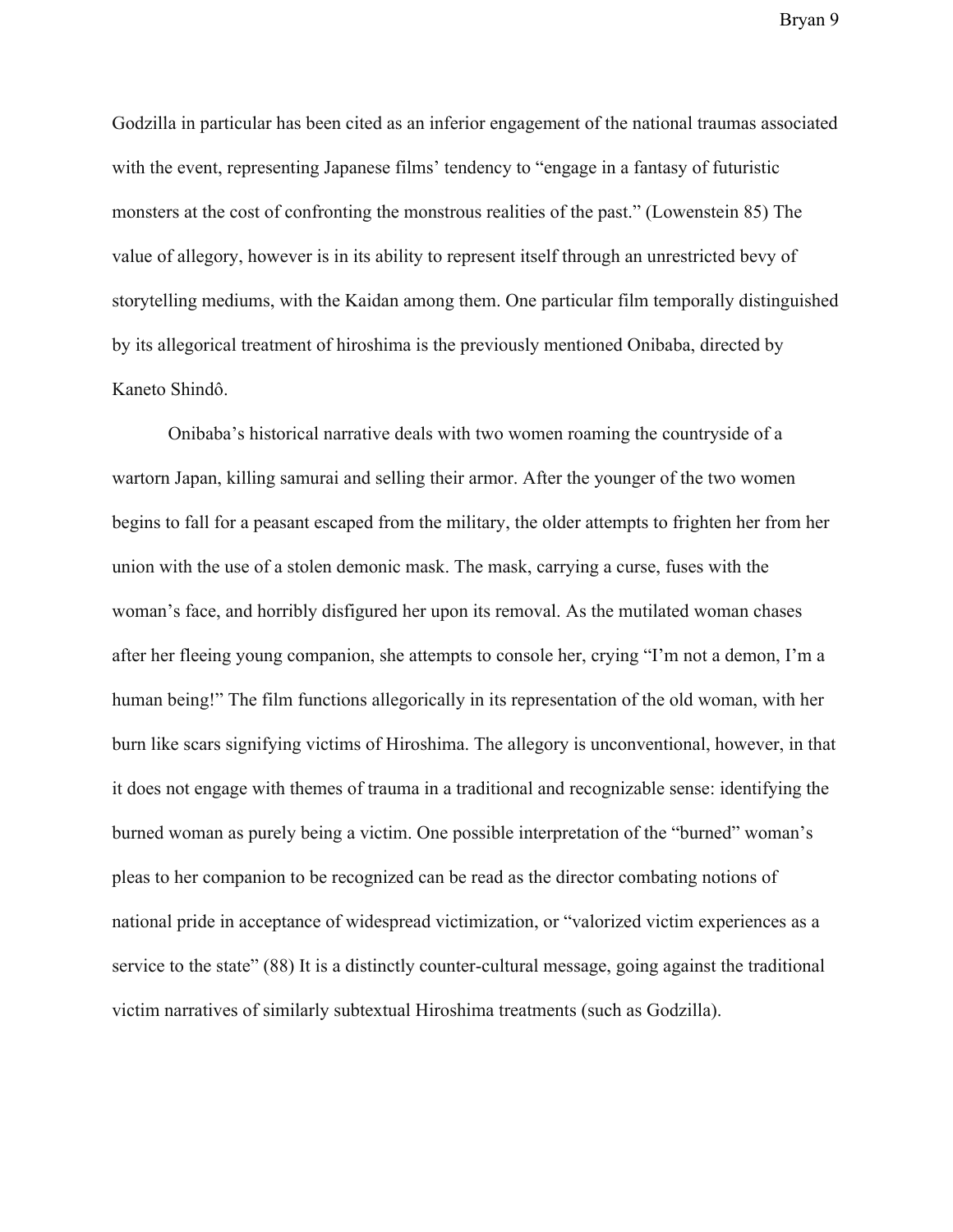Godzilla in particular has been cited as an inferior engagement of the national traumas associated with the event, representing Japanese films' tendency to "engage in a fantasy of futuristic monsters at the cost of confronting the monstrous realities of the past." (Lowenstein 85) The value of allegory, however is in its ability to represent itself through an unrestricted bevy of storytelling mediums, with the Kaidan among them. One particular film temporally distinguished by its allegorical treatment of hiroshima is the previously mentioned Onibaba, directed by Kaneto Shindô.

Onibaba's historical narrative deals with two women roaming the countryside of a wartorn Japan, killing samurai and selling their armor. After the younger of the two women begins to fall for a peasant escaped from the military, the older attempts to frighten her from her union with the use of a stolen demonic mask. The mask, carrying a curse, fuses with the woman's face, and horribly disfigured her upon its removal. As the mutilated woman chases after her fleeing young companion, she attempts to console her, crying "I'm not a demon, I'm a human being!" The film functions allegorically in its representation of the old woman, with her burn like scars signifying victims of Hiroshima. The allegory is unconventional, however, in that it does not engage with themes of trauma in a traditional and recognizable sense: identifying the burned woman as purely being a victim. One possible interpretation of the "burned" woman's pleas to her companion to be recognized can be read as the director combating notions of national pride in acceptance of widespread victimization, or "valorized victim experiences as a service to the state" (88) It is a distinctly counter-cultural message, going against the traditional victim narratives of similarly subtextual Hiroshima treatments (such as Godzilla).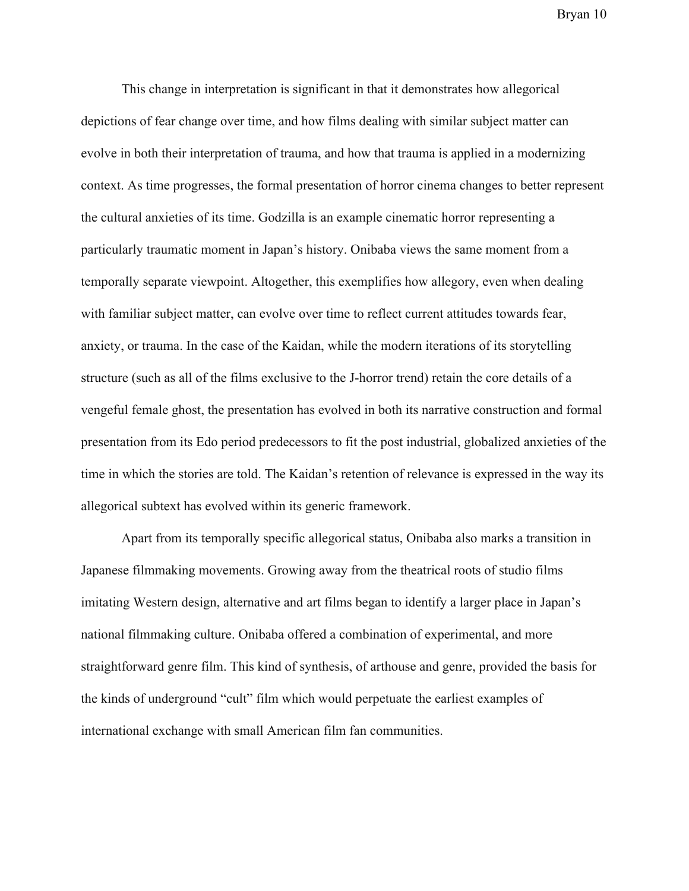This change in interpretation is significant in that it demonstrates how allegorical depictions of fear change over time, and how films dealing with similar subject matter can evolve in both their interpretation of trauma, and how that trauma is applied in a modernizing context. As time progresses, the formal presentation of horror cinema changes to better represent the cultural anxieties of its time. Godzilla is an example cinematic horror representing a particularly traumatic moment in Japan's history. Onibaba views the same moment from a temporally separate viewpoint. Altogether, this exemplifies how allegory, even when dealing with familiar subject matter, can evolve over time to reflect current attitudes towards fear, anxiety, or trauma. In the case of the Kaidan, while the modern iterations of its storytelling structure (such as all of the films exclusive to the J-horror trend) retain the core details of a vengeful female ghost, the presentation has evolved in both its narrative construction and formal presentation from its Edo period predecessors to fit the post industrial, globalized anxieties of the time in which the stories are told. The Kaidan's retention of relevance is expressed in the way its allegorical subtext has evolved within its generic framework.

Apart from its temporally specific allegorical status, Onibaba also marks a transition in Japanese filmmaking movements. Growing away from the theatrical roots of studio films imitating Western design, alternative and art films began to identify a larger place in Japan's national filmmaking culture. Onibaba offered a combination of experimental, and more straightforward genre film. This kind of synthesis, of arthouse and genre, provided the basis for the kinds of underground "cult" film which would perpetuate the earliest examples of international exchange with small American film fan communities.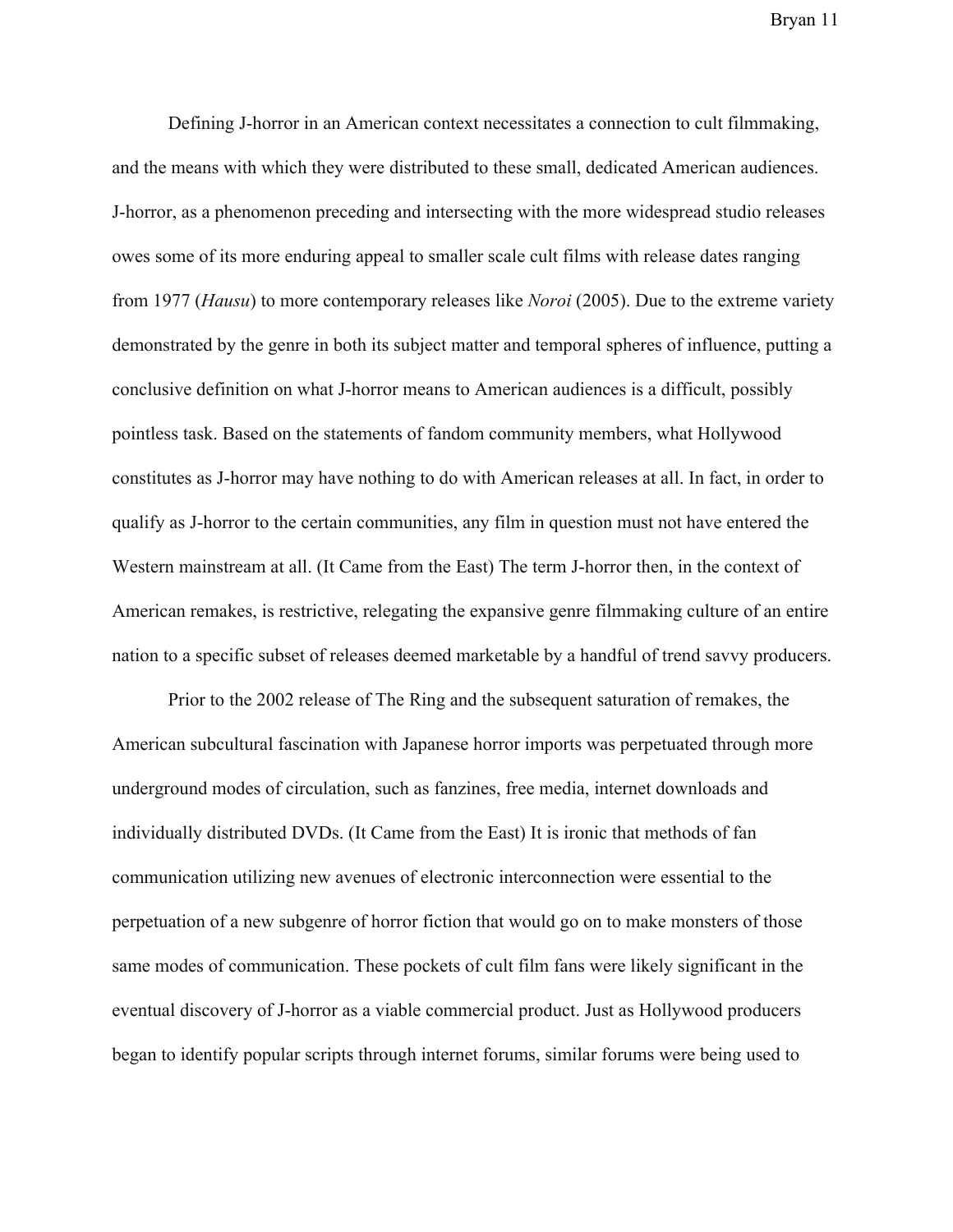Defining J-horror in an American context necessitates a connection to cult filmmaking, and the means with which they were distributed to these small, dedicated American audiences. J-horror, as a phenomenon preceding and intersecting with the more widespread studio releases owes some of its more enduring appeal to smaller scale cult films with release dates ranging from 1977 (*Hausu*) to more contemporary releases like *Noroi* (2005). Due to the extreme variety demonstrated by the genre in both its subject matter and temporal spheres of influence, putting a conclusive definition on what J-horror means to American audiences is a difficult, possibly pointless task. Based on the statements of fandom community members, what Hollywood constitutes as J-horror may have nothing to do with American releases at all. In fact, in order to qualify as J-horror to the certain communities, any film in question must not have entered the Western mainstream at all. (It Came from the East) The term J-horror then, in the context of American remakes, is restrictive, relegating the expansive genre filmmaking culture of an entire nation to a specific subset of releases deemed marketable by a handful of trend savvy producers.

Prior to the 2002 release of The Ring and the subsequent saturation of remakes, the American subcultural fascination with Japanese horror imports was perpetuated through more underground modes of circulation, such as fanzines, free media, internet downloads and individually distributed DVDs. (It Came from the East) It is ironic that methods of fan communication utilizing new avenues of electronic interconnection were essential to the perpetuation of a new subgenre of horror fiction that would go on to make monsters of those same modes of communication. These pockets of cult film fans were likely significant in the eventual discovery of J-horror as a viable commercial product. Just as Hollywood producers began to identify popular scripts through internet forums, similar forums were being used to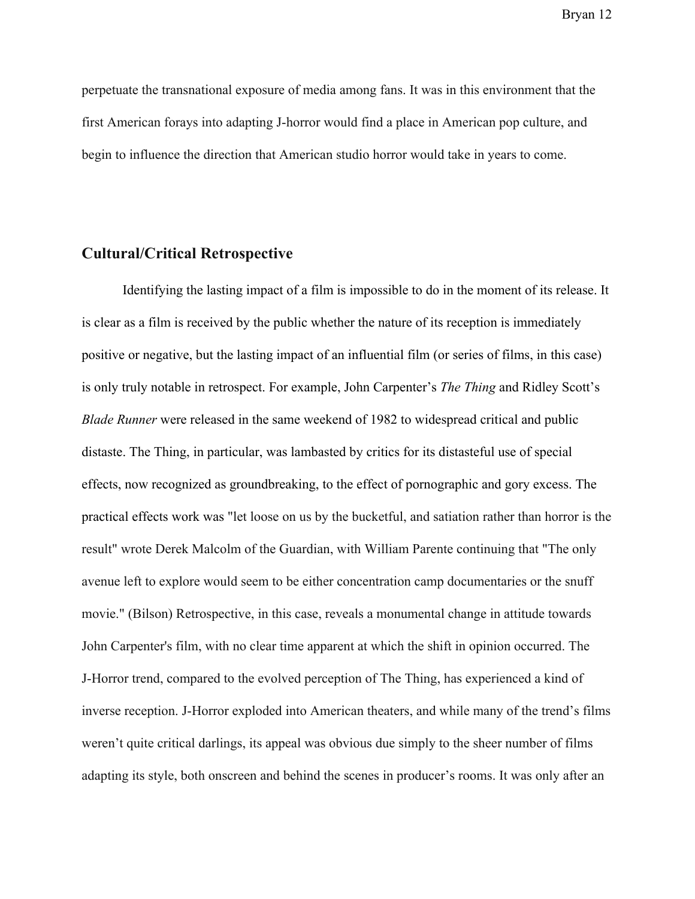perpetuate the transnational exposure of media among fans. It was in this environment that the first American forays into adapting J-horror would find a place in American pop culture, and begin to influence the direction that American studio horror would take in years to come.

## Cultural/Critical Retrospective

Identifying the lasting impact of a film is impossible to do in the moment of its release. It is clear as a film is received by the public whether the nature of its reception is immediately positive or negative, but the lasting impact of an influential film (or series of films, in this case) is only truly notable in retrospect. For example, John Carpenter's *The Thing* and Ridley Scott's *Blade Runner* were released in the same weekend of 1982 to widespread critical and public distaste. The Thing, in particular, was lambasted by critics for its distasteful use of special effects, now recognized as groundbreaking, to the effect of pornographic and gory excess. The practical effects work was "let loose on us by the bucketful, and satiation rather than horror is the result" wrote Derek Malcolm of the Guardian, with William Parente continuing that "The only avenue left to explore would seem to be either concentration camp documentaries or the snuff movie." (Bilson) Retrospective, in this case, reveals a monumental change in attitude towards John Carpenter's film, with no clear time apparent at which the shift in opinion occurred. The J-Horror trend, compared to the evolved perception of The Thing, has experienced a kind of inverse reception. J-Horror exploded into American theaters, and while many of the trend's films weren't quite critical darlings, its appeal was obvious due simply to the sheer number of films adapting its style, both onscreen and behind the scenes in producer's rooms. It was only after an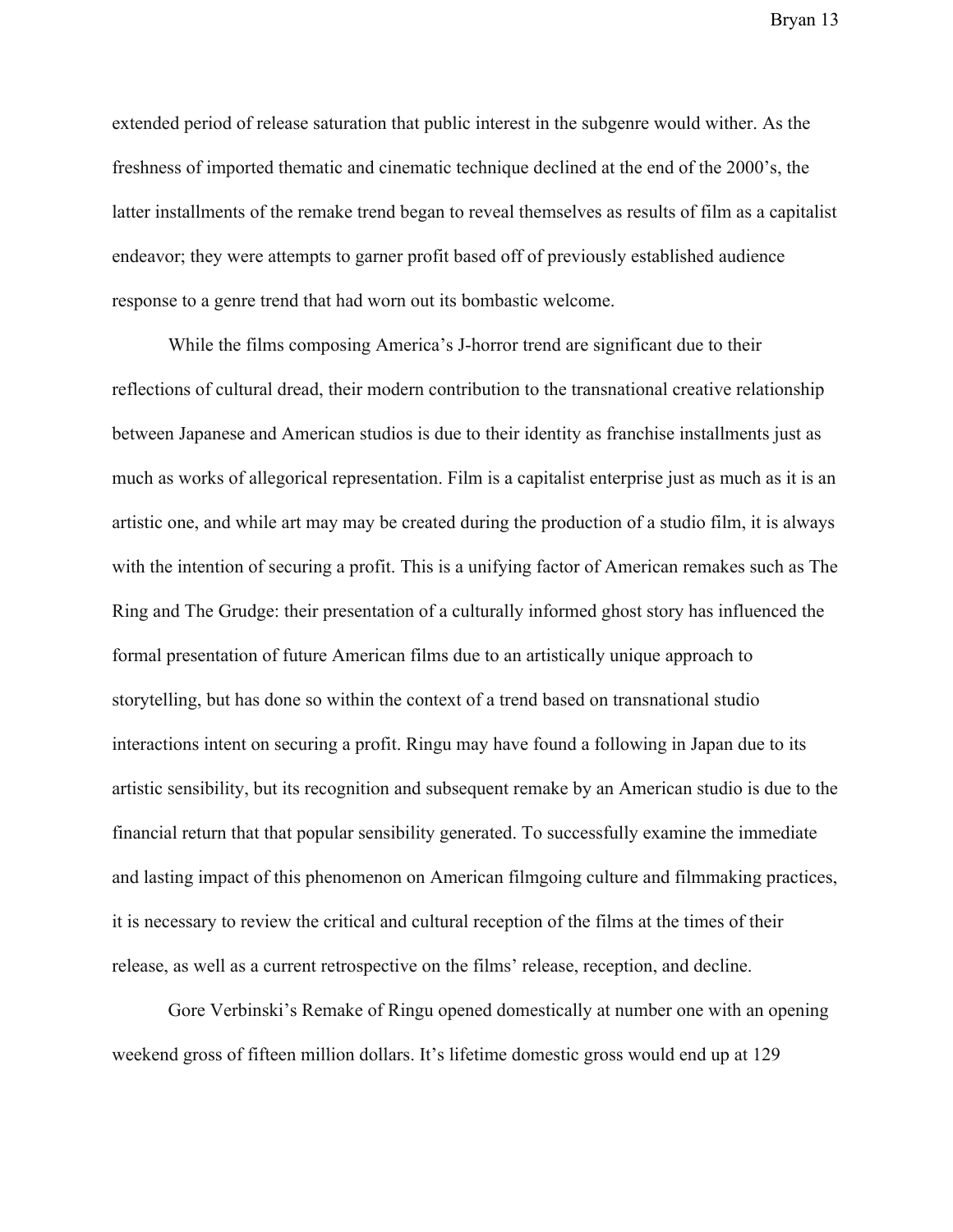extended period of release saturation that public interest in the subgenre would wither. As the freshness of imported thematic and cinematic technique declined at the end of the 2000's, the latter installments of the remake trend began to reveal themselves as results of film as a capitalist endeavor; they were attempts to garner profit based off of previously established audience response to a genre trend that had worn out its bombastic welcome.

While the films composing America's J-horror trend are significant due to their reflections of cultural dread, their modern contribution to the transnational creative relationship between Japanese and American studios is due to their identity as franchise installments just as much as works of allegorical representation. Film is a capitalist enterprise just as much as it is an artistic one, and while art may may be created during the production of a studio film, it is always with the intention of securing a profit. This is a unifying factor of American remakes such as The Ring and The Grudge: their presentation of a culturally informed ghost story has influenced the formal presentation of future American films due to an artistically unique approach to storytelling, but has done so within the context of a trend based on transnational studio interactions intent on securing a profit. Ringu may have found a following in Japan due to its artistic sensibility, but its recognition and subsequent remake by an American studio is due to the financial return that that popular sensibility generated. To successfully examine the immediate and lasting impact of this phenomenon on American filmgoing culture and filmmaking practices, it is necessary to review the critical and cultural reception of the films at the times of their release, as well as a current retrospective on the films' release, reception, and decline.

Gore Verbinski's Remake of Ringu opened domestically at number one with an opening weekend gross of fifteen million dollars. It's lifetime domestic gross would end up at 129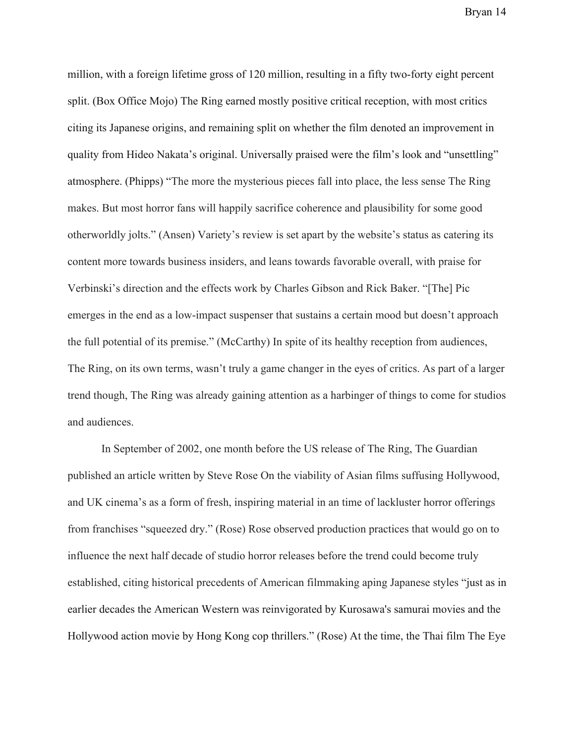million, with a foreign lifetime gross of 120 million, resulting in a fifty two-forty eight percent split. (Box Office Mojo) The Ring earned mostly positive critical reception, with most critics citing its Japanese origins, and remaining split on whether the film denoted an improvement in quality from Hideo Nakata's original. Universally praised were the film's look and "unsettling" atmosphere. (Phipps) "The more the mysterious pieces fall into place, the less sense The Ring makes. But most horror fans will happily sacrifice coherence and plausibility for some good otherworldly jolts." (Ansen) Variety's review is set apart by the website's status as catering its content more towards business insiders, and leans towards favorable overall, with praise for Verbinski's direction and the effects work by Charles Gibson and Rick Baker. "[The] Pic emerges in the end as a low-impact suspenser that sustains a certain mood but doesn't approach the full potential of its premise." (McCarthy) In spite of its healthy reception from audiences, The Ring, on its own terms, wasn't truly a game changer in the eyes of critics. As part of a larger trend though, The Ring was already gaining attention as a harbinger of things to come for studios and audiences.

In September of 2002, one month before the US release of The Ring, The Guardian published an article written by Steve Rose On the viability of Asian films suffusing Hollywood, and UK cinema's as a form of fresh, inspiring material in an time of lackluster horror offerings from franchises "squeezed dry." (Rose) Rose observed production practices that would go on to influence the next half decade of studio horror releases before the trend could become truly established, citing historical precedents of American filmmaking aping Japanese styles "just as in earlier decades the American Western was reinvigorated by Kurosawa's samurai movies and the Hollywood action movie by Hong Kong cop thrillers." (Rose) At the time, the Thai film The Eye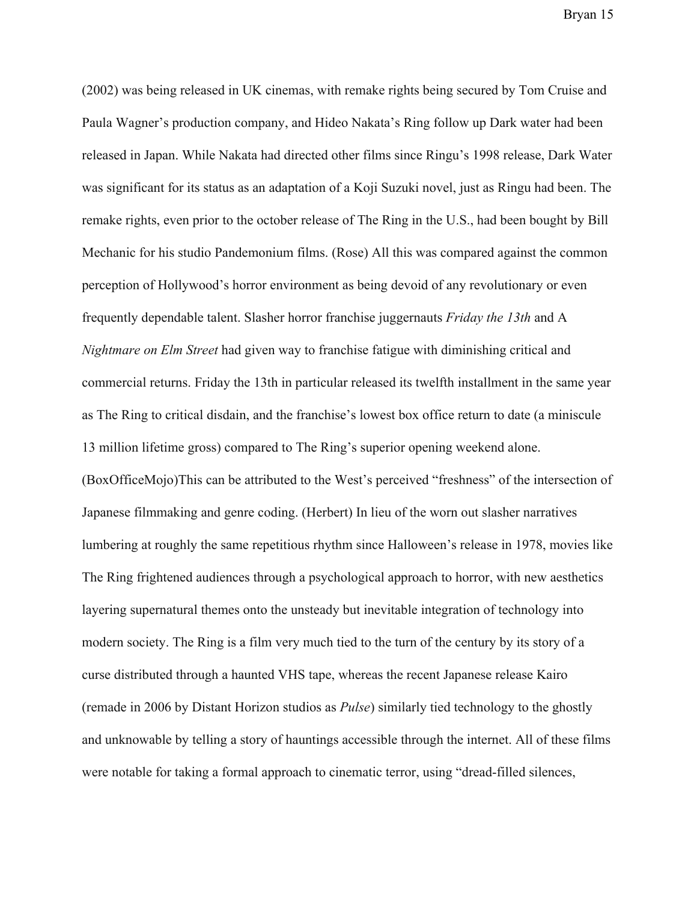(2002) was being released in UK cinemas, with remake rights being secured by Tom Cruise and Paula Wagner's production company, and Hideo Nakata's Ring follow up Dark water had been released in Japan. While Nakata had directed other films since Ringu's 1998 release, Dark Water was significant for its status as an adaptation of a Koji Suzuki novel, just as Ringu had been. The remake rights, even prior to the october release of The Ring in the U.S., had been bought by Bill Mechanic for his studio Pandemonium films. (Rose) All this was compared against the common perception of Hollywood's horror environment as being devoid of any revolutionary or even frequently dependable talent. Slasher horror franchise juggernauts *Friday the 13th* and A *Nightmare on Elm Street* had given way to franchise fatigue with diminishing critical and commercial returns. Friday the 13th in particular released its twelfth installment in the same year as The Ring to critical disdain, and the franchise's lowest box office return to date (a miniscule 13 million lifetime gross) compared to The Ring's superior opening weekend alone. (BoxOfficeMojo)This can be attributed to the West's perceived "freshness" of the intersection of Japanese filmmaking and genre coding. (Herbert) In lieu of the worn out slasher narratives lumbering at roughly the same repetitious rhythm since Halloween's release in 1978, movies like The Ring frightened audiences through a psychological approach to horror, with new aesthetics layering supernatural themes onto the unsteady but inevitable integration of technology into modern society. The Ring is a film very much tied to the turn of the century by its story of a curse distributed through a haunted VHS tape, whereas the recent Japanese release Kairo (remade in 2006 by Distant Horizon studios as *Pulse*) similarly tied technology to the ghostly and unknowable by telling a story of hauntings accessible through the internet. All of these films were notable for taking a formal approach to cinematic terror, using "dread-filled silences,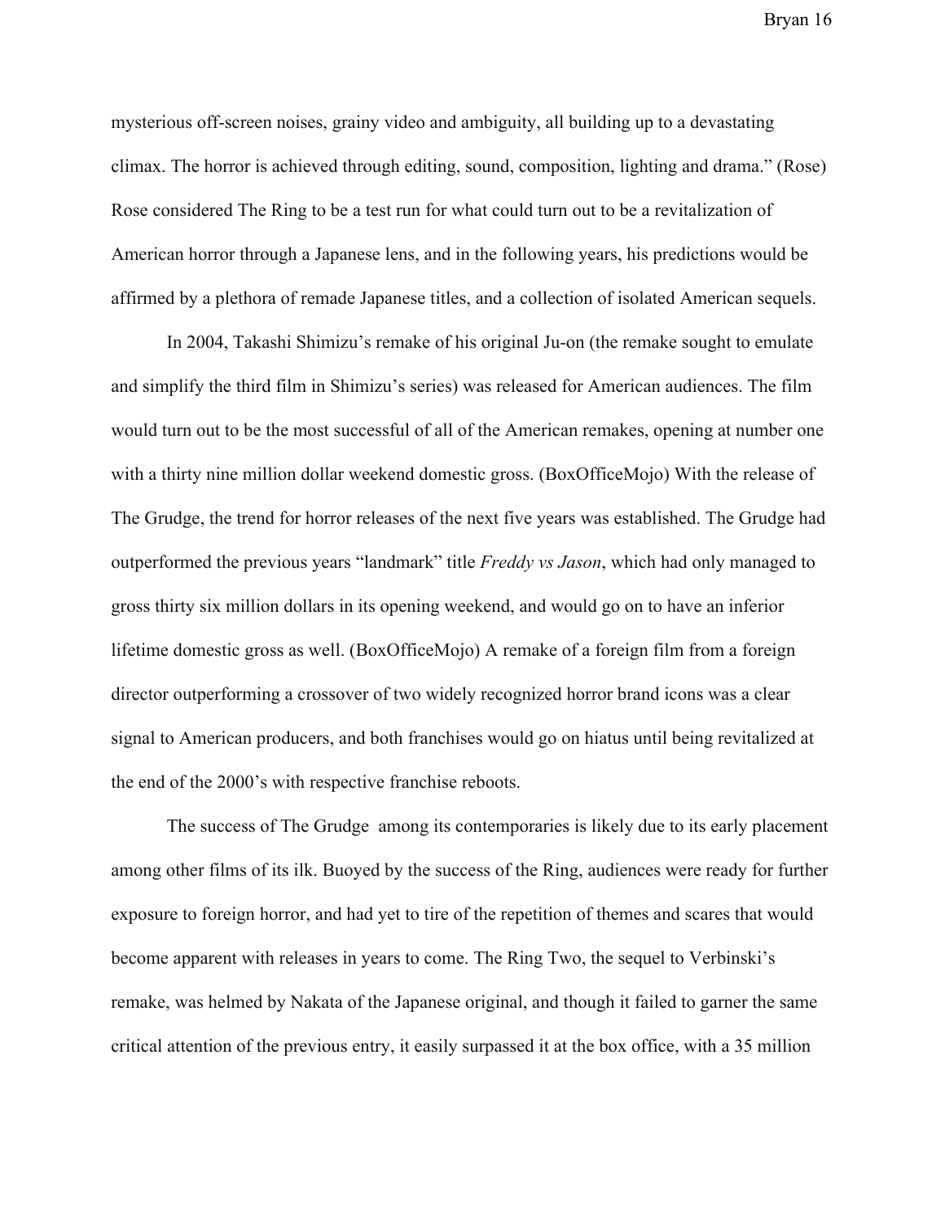mysterious off-screen noises, grainy video and ambiguity, all building up to a devastating climax. The horror is achieved through editing, sound, composition, lighting and drama." (Rose) Rose considered The Ring to be a test run for what could turn out to be a revitalization of American horror through a Japanese lens, and in the following years, his predictions would be affirmed by a plethora of remade Japanese titles, and a collection of isolated American sequels.

In 2004, Takashi Shimizu's remake of his original Ju-on (the remake sought to emulate and simplify the third film in Shimizu's series) was released for American audiences. The film would turn out to be the most successful of all of the American remakes, opening at number one with a thirty nine million dollar weekend domestic gross. (BoxOfficeMojo) With the release of The Grudge, the trend for horror releases of the next five years was established. The Grudge had outperformed the previous years "landmark" title *Freddy vs Jason*, which had only managed to gross thirty six million dollars in its opening weekend, and would go on to have an inferior lifetime domestic gross as well. (BoxOfficeMojo) A remake of a foreign film from a foreign director outperforming a crossover of two widely recognized horror brand icons was a clear signal to American producers, and both franchises would go on hiatus until being revitalized at the end of the 2000's with respective franchise reboots.

The success of The Grudge among its contemporaries is likely due to its early placement among other films of its ilk. Buoyed by the success of the Ring, audiences were ready for further exposure to foreign horror, and had yet to tire of the repetition of themes and scares that would become apparent with releases in years to come. The Ring Two, the sequel to Verbinski's remake, was helmed by Nakata of the Japanese original, and though it failed to garner the same critical attention of the previous entry, it easily surpassed it at the box office, with a 35 million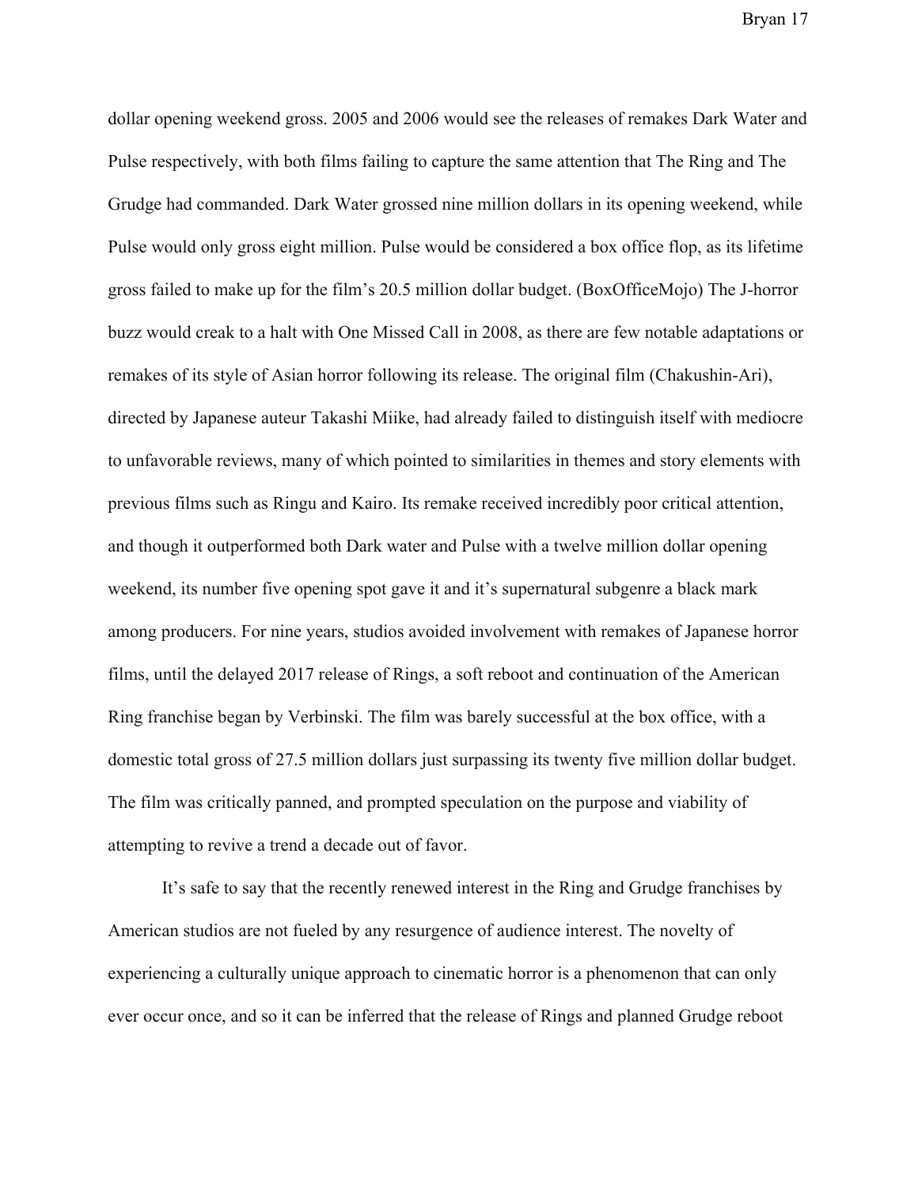dollar opening weekend gross. 2005 and 2006 would see the releases of remakes Dark Water and Pulse respectively, with both films failing to capture the same attention that The Ring and The Grudge had commanded. Dark Water grossed nine million dollars in its opening weekend, while Pulse would only gross eight million. Pulse would be considered a box office flop, as its lifetime gross failed to make up for the film's 20.5 million dollar budget. (BoxOfficeMojo) The J-horror buzz would creak to a halt with One Missed Call in 2008, as there are few notable adaptations or remakes of its style of Asian horror following its release. The original film (Chakushin-Ari), directed by Japanese auteur Takashi Miike, had already failed to distinguish itself with mediocre to unfavorable reviews, many of which pointed to similarities in themes and story elements with previous films such as Ringu and Kairo. Its remake received incredibly poor critical attention, and though it outperformed both Dark water and Pulse with a twelve million dollar opening weekend, its number five opening spot gave it and it's supernatural subgenre a black mark among producers. For nine years, studios avoided involvement with remakes of Japanese horror films, until the delayed 2017 release of Rings, a soft reboot and continuation of the American Ring franchise began by Verbinski. The film was barely successful at the box office, with a domestic total gross of 27.5 million dollars just surpassing its twenty five million dollar budget. The film was critically panned, and prompted speculation on the purpose and viability of attempting to revive a trend a decade out of favor.

It's safe to say that the recently renewed interest in the Ring and Grudge franchises by American studios are not fueled by any resurgence of audience interest. The novelty of experiencing a culturally unique approach to cinematic horror is a phenomenon that can only ever occur once, and so it can be inferred that the release of Rings and planned Grudge reboot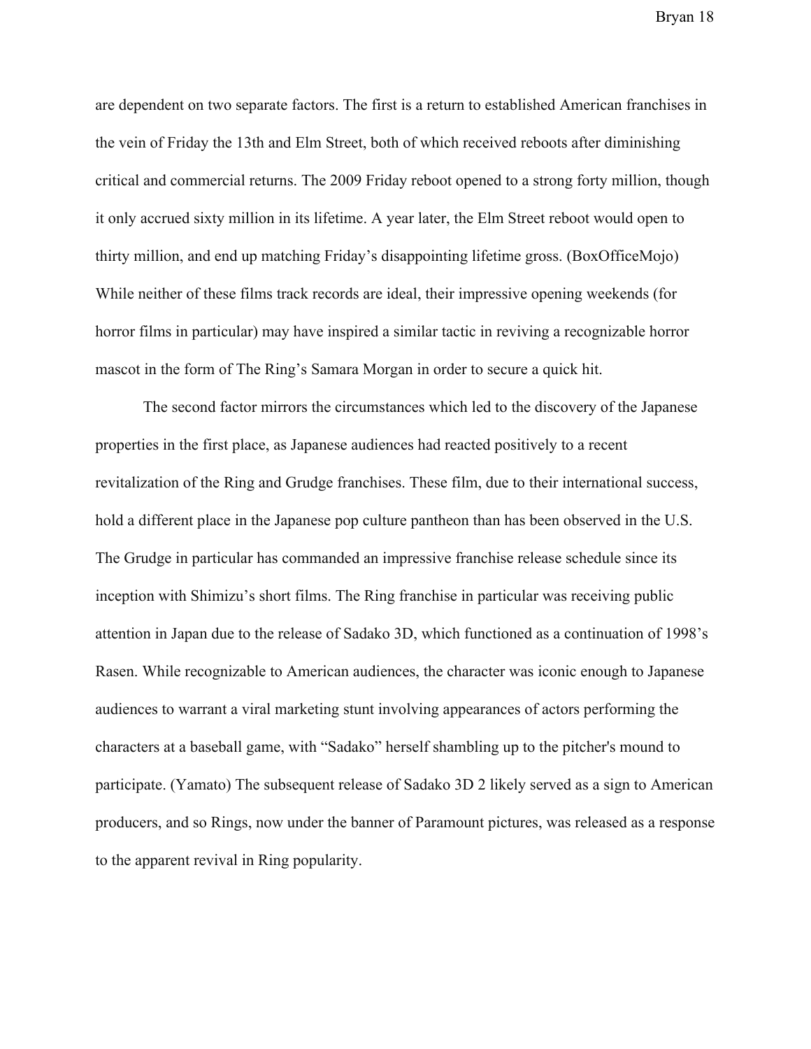are dependent on two separate factors. The first is a return to established American franchises in the vein of Friday the 13th and Elm Street, both of which received reboots after diminishing critical and commercial returns. The 2009 Friday reboot opened to a strong forty million, though it only accrued sixty million in its lifetime. A year later, the Elm Street reboot would open to thirty million, and end up matching Friday's disappointing lifetime gross. (BoxOfficeMojo) While neither of these films track records are ideal, their impressive opening weekends (for horror films in particular) may have inspired a similar tactic in reviving a recognizable horror mascot in the form of The Ring's Samara Morgan in order to secure a quick hit.

The second factor mirrors the circumstances which led to the discovery of the Japanese properties in the first place, as Japanese audiences had reacted positively to a recent revitalization of the Ring and Grudge franchises. These film, due to their international success, hold a different place in the Japanese pop culture pantheon than has been observed in the U.S. The Grudge in particular has commanded an impressive franchise release schedule since its inception with Shimizu's short films. The Ring franchise in particular was receiving public attention in Japan due to the release of Sadako 3D, which functioned as a continuation of 1998's Rasen. While recognizable to American audiences, the character was iconic enough to Japanese audiences to warrant a viral marketing stunt involving appearances of actors performing the characters at a baseball game, with "Sadako" herself shambling up to the pitcher's mound to participate. (Yamato) The subsequent release of Sadako 3D 2 likely served as a sign to American producers, and so Rings, now under the banner of Paramount pictures, was released as a response to the apparent revival in Ring popularity.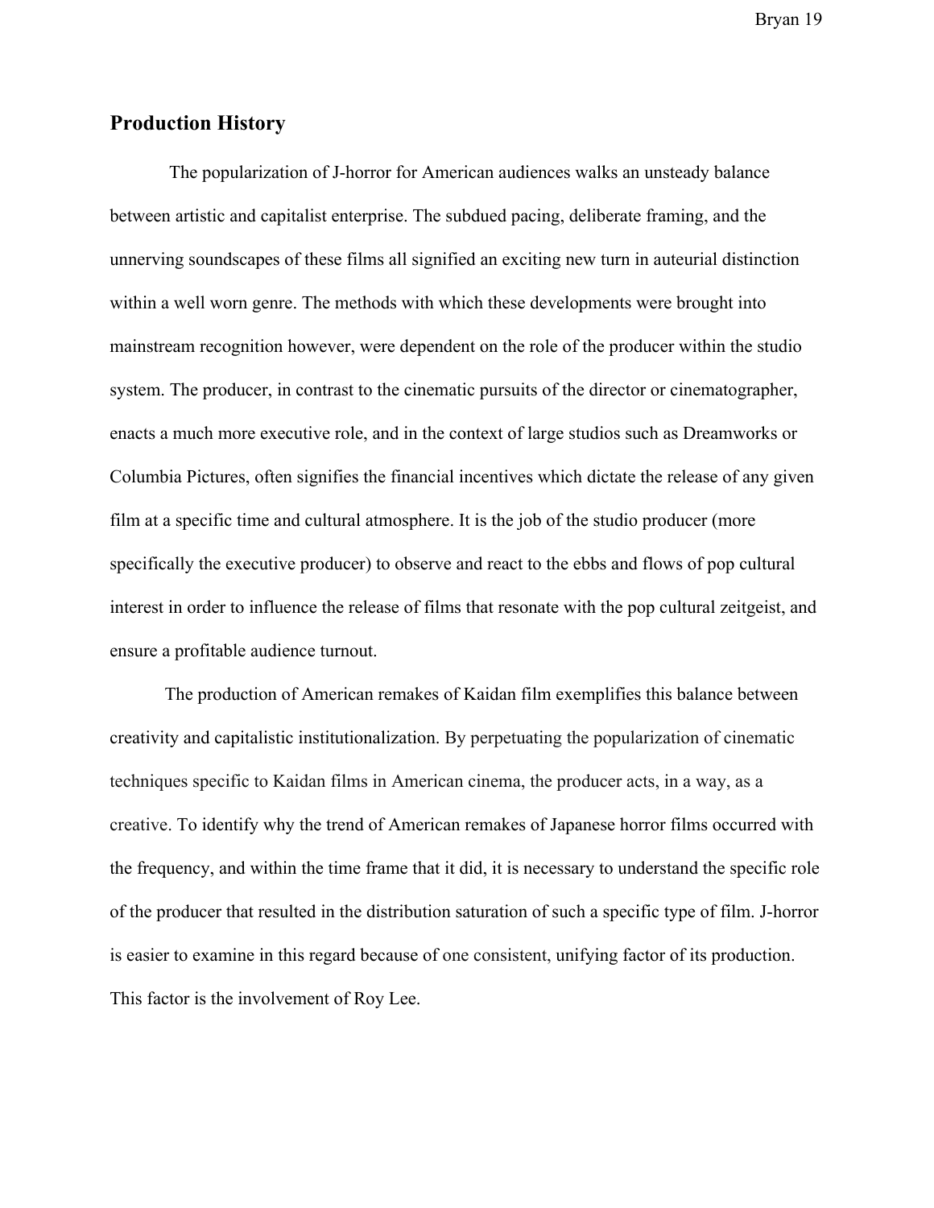## Production History

The popularization of J-horror for American audiences walks an unsteady balance between artistic and capitalist enterprise. The subdued pacing, deliberate framing, and the unnerving soundscapes of these films all signified an exciting new turn in auteurial distinction within a well worn genre. The methods with which these developments were brought into mainstream recognition however, were dependent on the role of the producer within the studio system. The producer, in contrast to the cinematic pursuits of the director or cinematographer, enacts a much more executive role, and in the context of large studios such as Dreamworks or Columbia Pictures, often signifies the financial incentives which dictate the release of any given film at a specific time and cultural atmosphere. It is the job of the studio producer (more specifically the executive producer) to observe and react to the ebbs and flows of pop cultural interest in order to influence the release of films that resonate with the pop cultural zeitgeist, and ensure a profitable audience turnout.

The production of American remakes of Kaidan film exemplifies this balance between creativity and capitalistic institutionalization. By perpetuating the popularization of cinematic techniques specific to Kaidan films in American cinema, the producer acts, in a way, as a creative. To identify why the trend of American remakes of Japanese horror films occurred with the frequency, and within the time frame that it did, it is necessary to understand the specific role of the producer that resulted in the distribution saturation of such a specific type of film. J-horror is easier to examine in this regard because of one consistent, unifying factor of its production. This factor is the involvement of Roy Lee.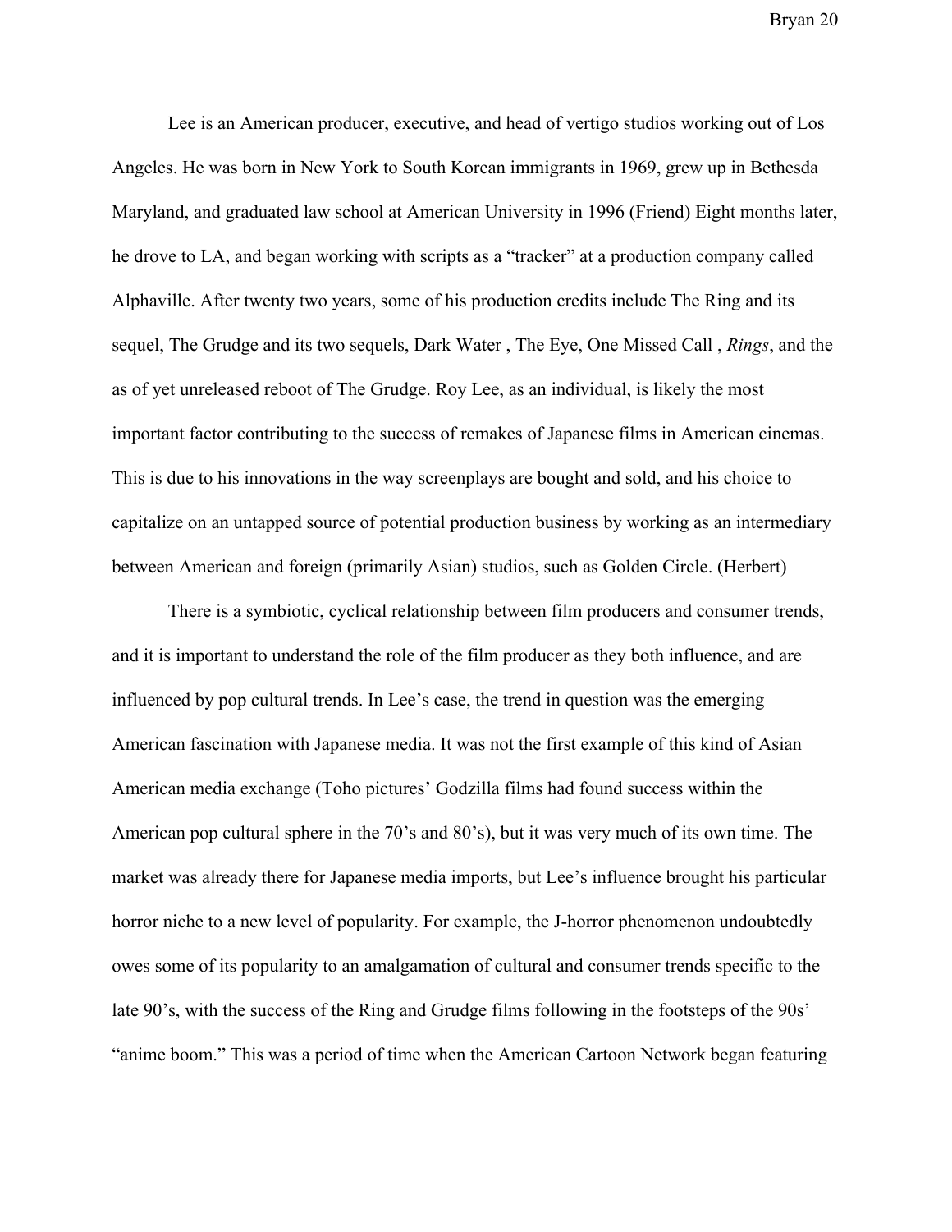Lee is an American producer, executive, and head of vertigo studios working out of Los Angeles. He was born in New York to South Korean immigrants in 1969, grew up in Bethesda Maryland, and graduated law school at American University in 1996 (Friend) Eight months later, he drove to LA, and began working with scripts as a "tracker" at a production company called Alphaville. After twenty two years, some of his production credits include The Ring and its sequel, The Grudge and its two sequels, Dark Water , The Eye, One Missed Call , *Rings*, and the as of yet unreleased reboot of The Grudge. Roy Lee, as an individual, is likely the most important factor contributing to the success of remakes of Japanese films in American cinemas. This is due to his innovations in the way screenplays are bought and sold, and his choice to capitalize on an untapped source of potential production business by working as an intermediary between American and foreign (primarily Asian) studios, such as Golden Circle. (Herbert)

There is a symbiotic, cyclical relationship between film producers and consumer trends, and it is important to understand the role of the film producer as they both influence, and are influenced by pop cultural trends. In Lee's case, the trend in question was the emerging American fascination with Japanese media. It was not the first example of this kind of Asian American media exchange (Toho pictures' Godzilla films had found success within the American pop cultural sphere in the 70's and 80's), but it was very much of its own time. The market was already there for Japanese media imports, but Lee's influence brought his particular horror niche to a new level of popularity. For example, the J-horror phenomenon undoubtedly owes some of its popularity to an amalgamation of cultural and consumer trends specific to the late 90's, with the success of the Ring and Grudge films following in the footsteps of the 90s' "anime boom." This was a period of time when the American Cartoon Network began featuring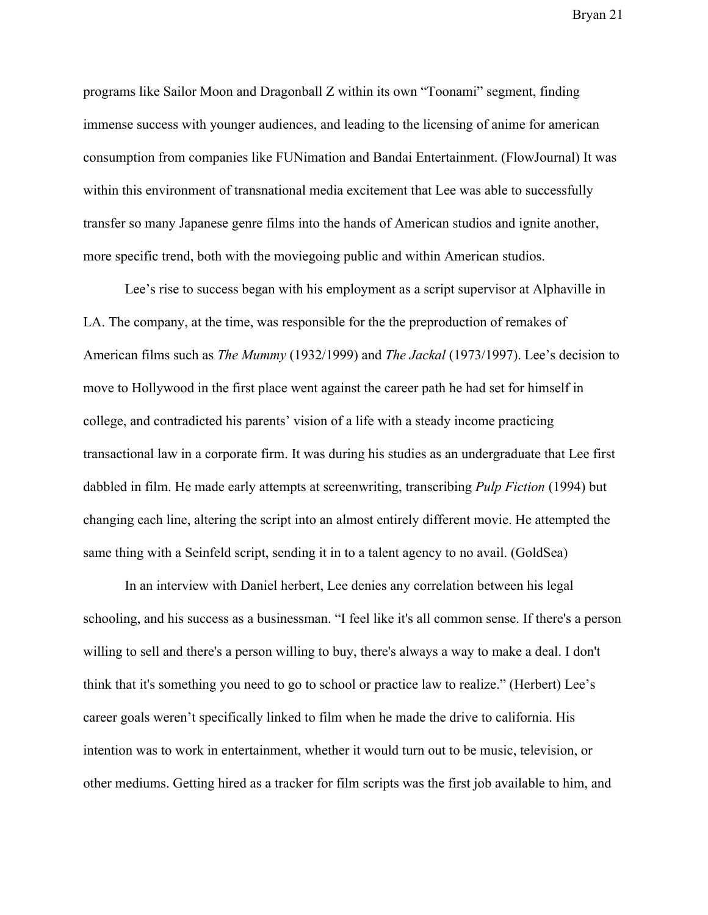programs like Sailor Moon and Dragonball Z within its own "Toonami" segment, finding immense success with younger audiences, and leading to the licensing of anime for american consumption from companies like FUNimation and Bandai Entertainment. (FlowJournal) It was within this environment of transnational media excitement that Lee was able to successfully transfer so many Japanese genre films into the hands of American studios and ignite another, more specific trend, both with the moviegoing public and within American studios.

Lee's rise to success began with his employment as a script supervisor at Alphaville in LA. The company, at the time, was responsible for the the preproduction of remakes of American films such as *The Mummy* (1932/1999) and *The Jackal* (1973/1997). Lee's decision to move to Hollywood in the first place went against the career path he had set for himself in college, and contradicted his parents' vision of a life with a steady income practicing transactional law in a corporate firm. It was during his studies as an undergraduate that Lee first dabbled in film. He made early attempts at screenwriting, transcribing *Pulp Fiction* (1994) but changing each line, altering the script into an almost entirely different movie. He attempted the same thing with a Seinfeld script, sending it in to a talent agency to no avail. (GoldSea)

In an interview with Daniel herbert, Lee denies any correlation between his legal schooling, and his success as a businessman. "I feel like it's all common sense. If there's a person willing to sell and there's a person willing to buy, there's always a way to make a deal. I don't think that it's something you need to go to school or practice law to realize." (Herbert) Lee's career goals weren't specifically linked to film when he made the drive to california. His intention was to work in entertainment, whether it would turn out to be music, television, or other mediums. Getting hired as a tracker for film scripts was the first job available to him, and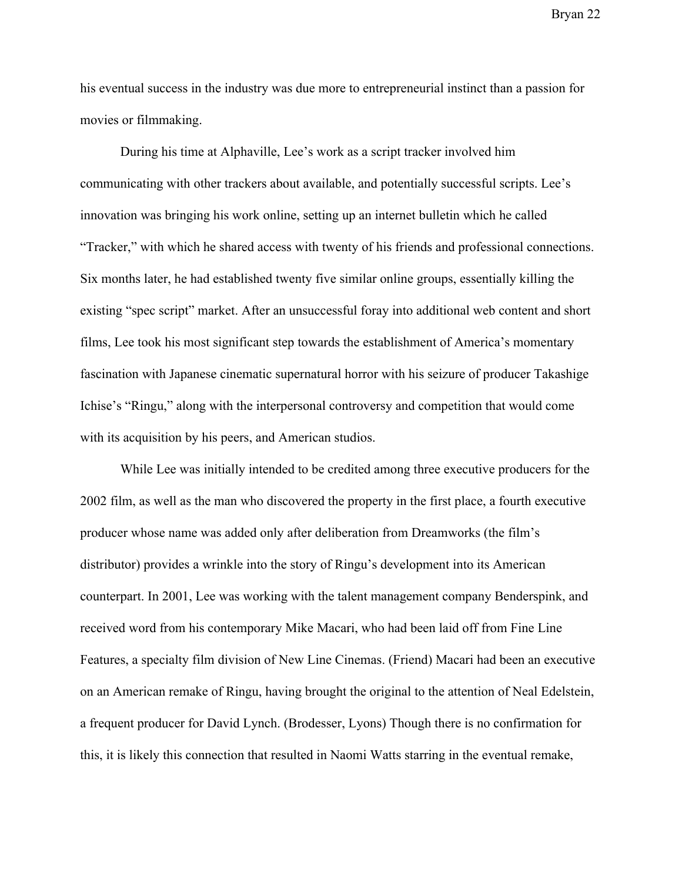his eventual success in the industry was due more to entrepreneurial instinct than a passion for movies or filmmaking.

During his time at Alphaville, Lee's work as a script tracker involved him communicating with other trackers about available, and potentially successful scripts. Lee's innovation was bringing his work online, setting up an internet bulletin which he called "Tracker," with which he shared access with twenty of his friends and professional connections. Six months later, he had established twenty five similar online groups, essentially killing the existing "spec script" market. After an unsuccessful foray into additional web content and short films, Lee took his most significant step towards the establishment of America's momentary fascination with Japanese cinematic supernatural horror with his seizure of producer Takashige Ichise's "Ringu," along with the interpersonal controversy and competition that would come with its acquisition by his peers, and American studios.

While Lee was initially intended to be credited among three executive producers for the 2002 film, as well as the man who discovered the property in the first place, a fourth executive producer whose name was added only after deliberation from Dreamworks (the film's distributor) provides a wrinkle into the story of Ringu's development into its American counterpart. In 2001, Lee was working with the talent management company Benderspink, and received word from his contemporary Mike Macari, who had been laid off from Fine Line Features, a specialty film division of New Line Cinemas. (Friend) Macari had been an executive on an American remake of Ringu, having brought the original to the attention of Neal Edelstein, a frequent producer for David Lynch. (Brodesser, Lyons) Though there is no confirmation for this, it is likely this connection that resulted in Naomi Watts starring in the eventual remake,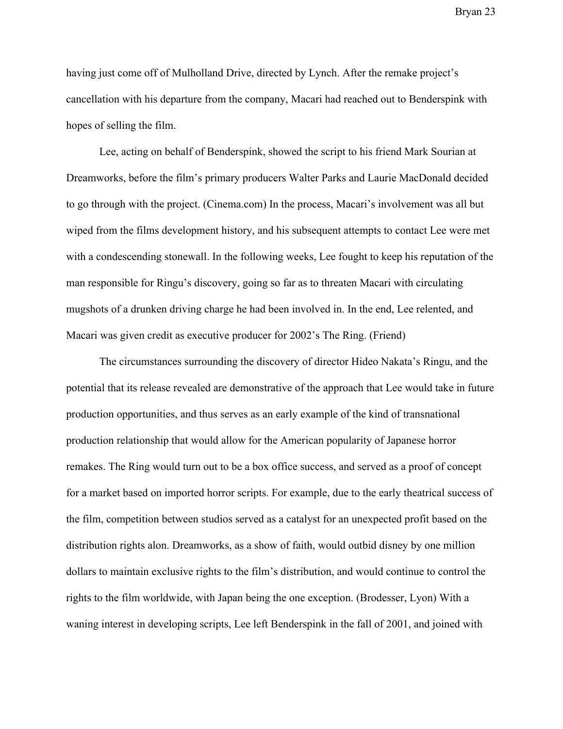having just come off of Mulholland Drive, directed by Lynch. After the remake project's cancellation with his departure from the company, Macari had reached out to Benderspink with hopes of selling the film.

Lee, acting on behalf of Benderspink, showed the script to his friend Mark Sourian at Dreamworks, before the film's primary producers Walter Parks and Laurie MacDonald decided to go through with the project. (Cinema.com) In the process, Macari's involvement was all but wiped from the films development history, and his subsequent attempts to contact Lee were met with a condescending stonewall. In the following weeks, Lee fought to keep his reputation of the man responsible for Ringu's discovery, going so far as to threaten Macari with circulating mugshots of a drunken driving charge he had been involved in. In the end, Lee relented, and Macari was given credit as executive producer for 2002's The Ring. (Friend)

The circumstances surrounding the discovery of director Hideo Nakata's Ringu, and the potential that its release revealed are demonstrative of the approach that Lee would take in future production opportunities, and thus serves as an early example of the kind of transnational production relationship that would allow for the American popularity of Japanese horror remakes. The Ring would turn out to be a box office success, and served as a proof of concept for a market based on imported horror scripts. For example, due to the early theatrical success of the film, competition between studios served as a catalyst for an unexpected profit based on the distribution rights alon. Dreamworks, as a show of faith, would outbid disney by one million dollars to maintain exclusive rights to the film's distribution, and would continue to control the rights to the film worldwide, with Japan being the one exception. (Brodesser, Lyon) With a waning interest in developing scripts, Lee left Benderspink in the fall of 2001, and joined with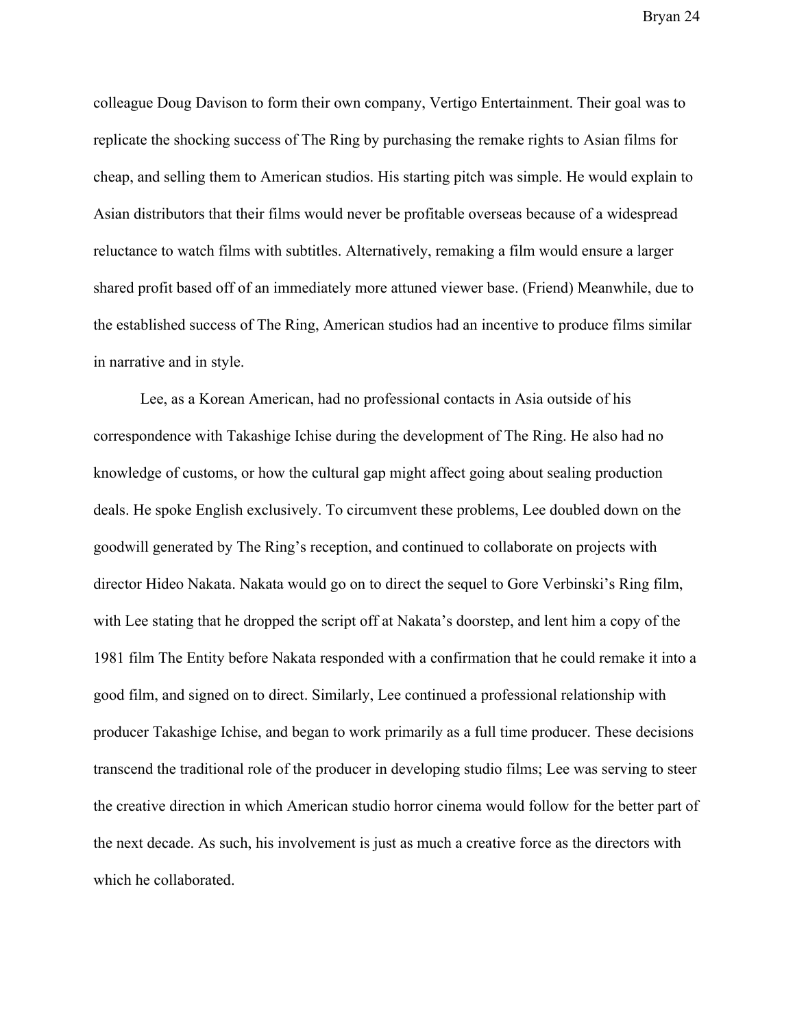colleague Doug Davison to form their own company, Vertigo Entertainment. Their goal was to replicate the shocking success of The Ring by purchasing the remake rights to Asian films for cheap, and selling them to American studios. His starting pitch was simple. He would explain to Asian distributors that their films would never be profitable overseas because of a widespread reluctance to watch films with subtitles. Alternatively, remaking a film would ensure a larger shared profit based off of an immediately more attuned viewer base. (Friend) Meanwhile, due to the established success of The Ring, American studios had an incentive to produce films similar in narrative and in style.

Lee, as a Korean American, had no professional contacts in Asia outside of his correspondence with Takashige Ichise during the development of The Ring. He also had no knowledge of customs, or how the cultural gap might affect going about sealing production deals. He spoke English exclusively. To circumvent these problems, Lee doubled down on the goodwill generated by The Ring's reception, and continued to collaborate on projects with director Hideo Nakata. Nakata would go on to direct the sequel to Gore Verbinski's Ring film, with Lee stating that he dropped the script off at Nakata's doorstep, and lent him a copy of the 1981 film The Entity before Nakata responded with a confirmation that he could remake it into a good film, and signed on to direct. Similarly, Lee continued a professional relationship with producer Takashige Ichise, and began to work primarily as a full time producer. These decisions transcend the traditional role of the producer in developing studio films; Lee was serving to steer the creative direction in which American studio horror cinema would follow for the better part of the next decade. As such, his involvement is just as much a creative force as the directors with which he collaborated.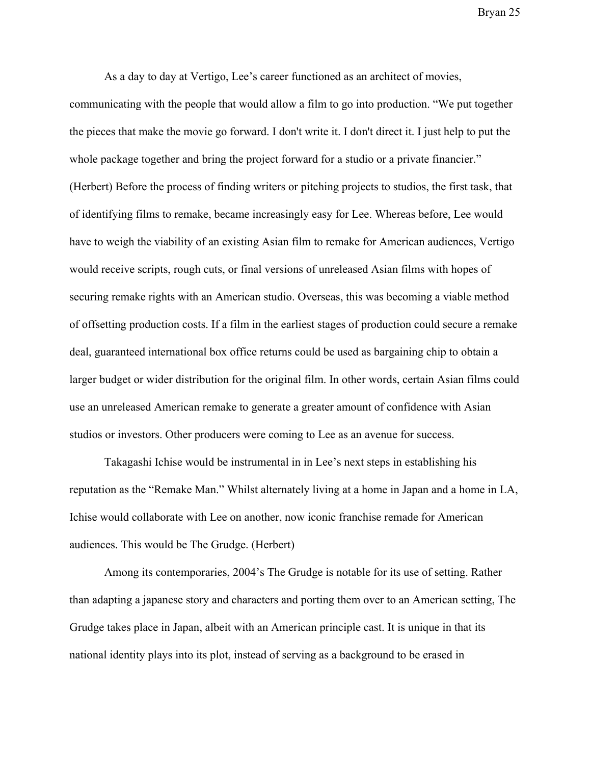As a day to day at Vertigo, Lee's career functioned as an architect of movies, communicating with the people that would allow a film to go into production. "We put together the pieces that make the movie go forward. I don't write it. I don't direct it. I just help to put the whole package together and bring the project forward for a studio or a private financier." (Herbert) Before the process of finding writers or pitching projects to studios, the first task, that of identifying films to remake, became increasingly easy for Lee. Whereas before, Lee would have to weigh the viability of an existing Asian film to remake for American audiences, Vertigo would receive scripts, rough cuts, or final versions of unreleased Asian films with hopes of securing remake rights with an American studio. Overseas, this was becoming a viable method of offsetting production costs. If a film in the earliest stages of production could secure a remake deal, guaranteed international box office returns could be used as bargaining chip to obtain a larger budget or wider distribution for the original film. In other words, certain Asian films could use an unreleased American remake to generate a greater amount of confidence with Asian studios or investors. Other producers were coming to Lee as an avenue for success.

Takagashi Ichise would be instrumental in in Lee's next steps in establishing his reputation as the "Remake Man." Whilst alternately living at a home in Japan and a home in LA, Ichise would collaborate with Lee on another, now iconic franchise remade for American audiences. This would be The Grudge. (Herbert)

Among its contemporaries, 2004's The Grudge is notable for its use of setting. Rather than adapting a japanese story and characters and porting them over to an American setting, The Grudge takes place in Japan, albeit with an American principle cast. It is unique in that its national identity plays into its plot, instead of serving as a background to be erased in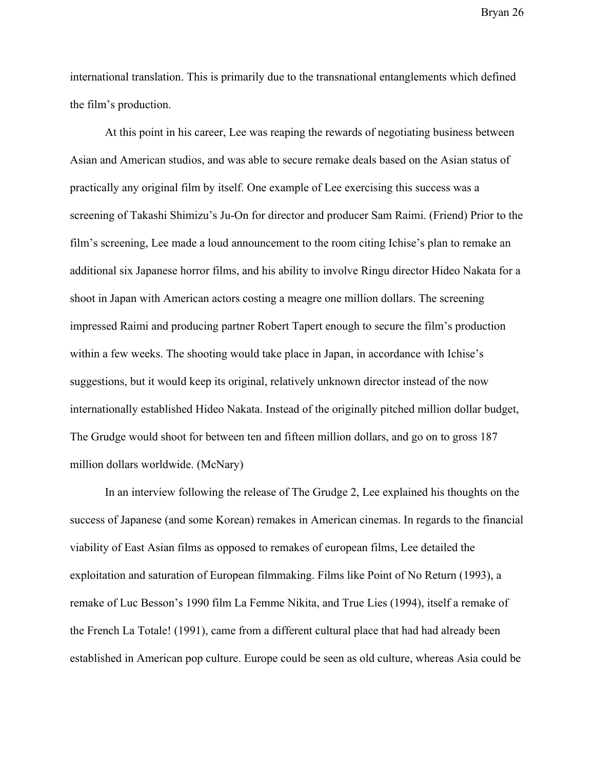international translation. This is primarily due to the transnational entanglements which defined the film's production.

At this point in his career, Lee was reaping the rewards of negotiating business between Asian and American studios, and was able to secure remake deals based on the Asian status of practically any original film by itself. One example of Lee exercising this success was a screening of Takashi Shimizu's Ju-On for director and producer Sam Raimi. (Friend) Prior to the film's screening, Lee made a loud announcement to the room citing Ichise's plan to remake an additional six Japanese horror films, and his ability to involve Ringu director Hideo Nakata for a shoot in Japan with American actors costing a meagre one million dollars. The screening impressed Raimi and producing partner Robert Tapert enough to secure the film's production within a few weeks. The shooting would take place in Japan, in accordance with Ichise's suggestions, but it would keep its original, relatively unknown director instead of the now internationally established Hideo Nakata. Instead of the originally pitched million dollar budget, The Grudge would shoot for between ten and fifteen million dollars, and go on to gross 187 million dollars worldwide. (McNary)

In an interview following the release of The Grudge 2, Lee explained his thoughts on the success of Japanese (and some Korean) remakes in American cinemas. In regards to the financial viability of East Asian films as opposed to remakes of european films, Lee detailed the exploitation and saturation of European filmmaking. Films like Point of No Return (1993), a remake of Luc Besson's 1990 film La Femme Nikita, and True Lies (1994), itself a remake of the French La Totale! (1991), came from a different cultural place that had had already been established in American pop culture. Europe could be seen as old culture, whereas Asia could be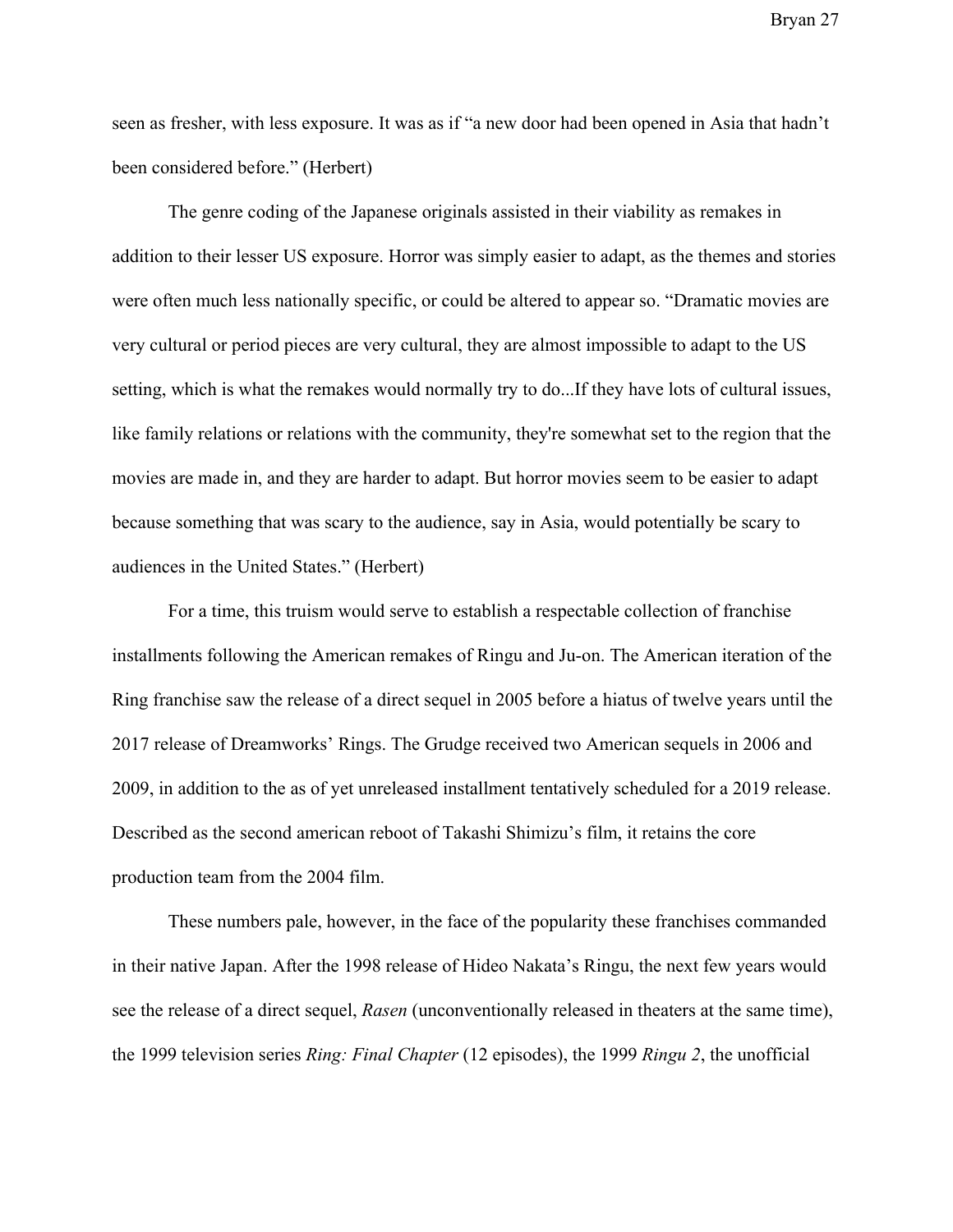seen as fresher, with less exposure. It was as if "a new door had been opened in Asia that hadn't been considered before." (Herbert)

The genre coding of the Japanese originals assisted in their viability as remakes in addition to their lesser US exposure. Horror was simply easier to adapt, as the themes and stories were often much less nationally specific, or could be altered to appear so. "Dramatic movies are very cultural or period pieces are very cultural, they are almost impossible to adapt to the US setting, which is what the remakes would normally try to do...If they have lots of cultural issues, like family relations or relations with the community, they're somewhat set to the region that the movies are made in, and they are harder to adapt. But horror movies seem to be easier to adapt because something that was scary to the audience, say in Asia, would potentially be scary to audiences in the United States." (Herbert)

For a time, this truism would serve to establish a respectable collection of franchise installments following the American remakes of Ringu and Ju-on. The American iteration of the Ring franchise saw the release of a direct sequel in 2005 before a hiatus of twelve years until the 2017 release of Dreamworks' Rings. The Grudge received two American sequels in 2006 and 2009, in addition to the as of yet unreleased installment tentatively scheduled for a 2019 release. Described as the second american reboot of Takashi Shimizu's film, it retains the core production team from the 2004 film.

These numbers pale, however, in the face of the popularity these franchises commanded in their native Japan. After the 1998 release of Hideo Nakata's Ringu, the next few years would see the release of a direct sequel, *Rasen* (unconventionally released in theaters at the same time), the 1999 television series *Ring: Final Chapter* (12 episodes), the 1999 *Ringu 2*, the unofficial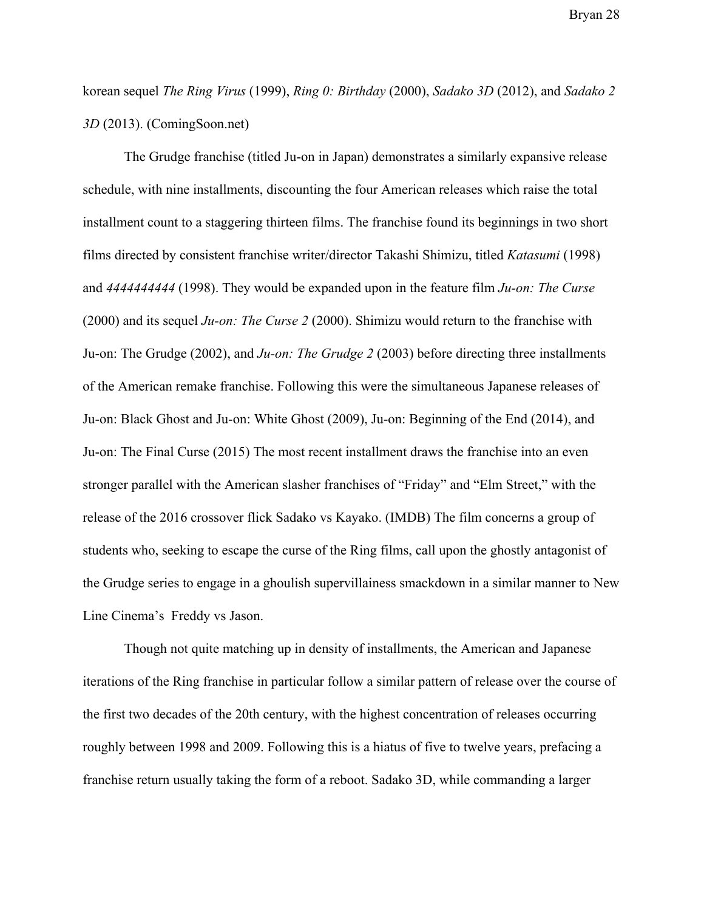korean sequel *The Ring Virus* (1999), *Ring 0: Birthday* (2000), *Sadako 3D* (2012), and *Sadako 2 3D* (2013). (ComingSoon.net)

The Grudge franchise (titled Ju-on in Japan) demonstrates a similarly expansive release schedule, with nine installments, discounting the four American releases which raise the total installment count to a staggering thirteen films. The franchise found its beginnings in two short films directed by consistent franchise writer/director Takashi Shimizu, titled *Katasumi* (1998) and *4444444444* (1998). They would be expanded upon in the feature film *Ju-on: The Curse* (2000) and its sequel *Ju-on: The Curse 2* (2000). Shimizu would return to the franchise with Ju-on: The Grudge (2002), and *Ju-on: The Grudge 2* (2003) before directing three installments of the American remake franchise. Following this were the simultaneous Japanese releases of Ju-on: Black Ghost and Ju-on: White Ghost (2009), Ju-on: Beginning of the End (2014), and Ju-on: The Final Curse (2015) The most recent installment draws the franchise into an even stronger parallel with the American slasher franchises of "Friday" and "Elm Street," with the release of the 2016 crossover flick Sadako vs Kayako. (IMDB) The film concerns a group of students who, seeking to escape the curse of the Ring films, call upon the ghostly antagonist of the Grudge series to engage in a ghoulish supervillainess smackdown in a similar manner to New Line Cinema's Freddy vs Jason.

Though not quite matching up in density of installments, the American and Japanese iterations of the Ring franchise in particular follow a similar pattern of release over the course of the first two decades of the 20th century, with the highest concentration of releases occurring roughly between 1998 and 2009. Following this is a hiatus of five to twelve years, prefacing a franchise return usually taking the form of a reboot. Sadako 3D, while commanding a larger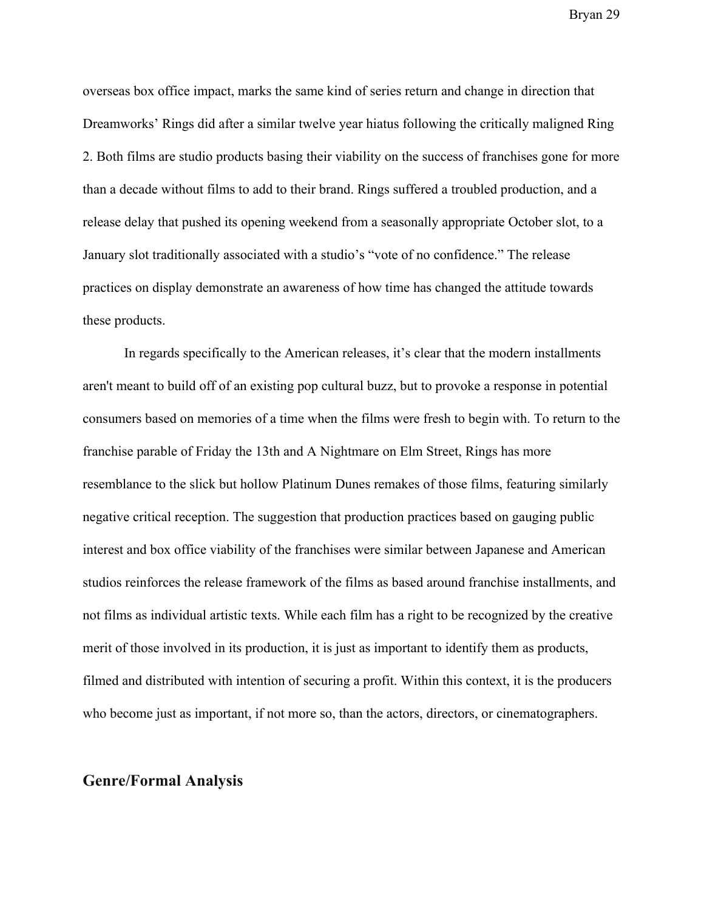overseas box office impact, marks the same kind of series return and change in direction that Dreamworks' Rings did after a similar twelve year hiatus following the critically maligned Ring 2. Both films are studio products basing their viability on the success of franchises gone for more than a decade without films to add to their brand. Rings suffered a troubled production, and a release delay that pushed its opening weekend from a seasonally appropriate October slot, to a January slot traditionally associated with a studio's "vote of no confidence." The release practices on display demonstrate an awareness of how time has changed the attitude towards these products.

In regards specifically to the American releases, it's clear that the modern installments aren't meant to build off of an existing pop cultural buzz, but to provoke a response in potential consumers based on memories of a time when the films were fresh to begin with. To return to the franchise parable of Friday the 13th and A Nightmare on Elm Street, Rings has more resemblance to the slick but hollow Platinum Dunes remakes of those films, featuring similarly negative critical reception. The suggestion that production practices based on gauging public interest and box office viability of the franchises were similar between Japanese and American studios reinforces the release framework of the films as based around franchise installments, and not films as individual artistic texts. While each film has a right to be recognized by the creative merit of those involved in its production, it is just as important to identify them as products, filmed and distributed with intention of securing a profit. Within this context, it is the producers who become just as important, if not more so, than the actors, directors, or cinematographers.

## Genre/Formal Analysis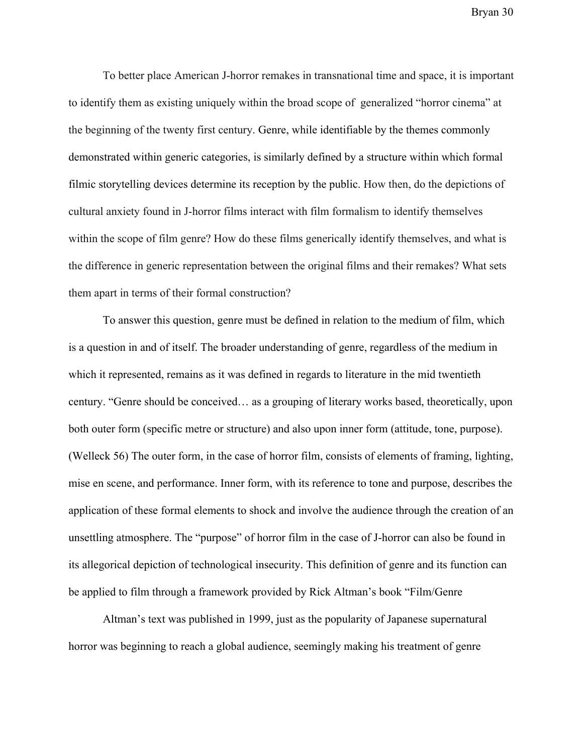To better place American J-horror remakes in transnational time and space, it is important to identify them as existing uniquely within the broad scope of generalized "horror cinema" at the beginning of the twenty first century. Genre, while identifiable by the themes commonly demonstrated within generic categories, is similarly defined by a structure within which formal filmic storytelling devices determine its reception by the public. How then, do the depictions of cultural anxiety found in J-horror films interact with film formalism to identify themselves within the scope of film genre? How do these films generically identify themselves, and what is the difference in generic representation between the original films and their remakes? What sets them apart in terms of their formal construction?

To answer this question, genre must be defined in relation to the medium of film, which is a question in and of itself. The broader understanding of genre, regardless of the medium in which it represented, remains as it was defined in regards to literature in the mid twentieth century. "Genre should be conceived… as a grouping of literary works based, theoretically, upon both outer form (specific metre or structure) and also upon inner form (attitude, tone, purpose). (Welleck 56) The outer form, in the case of horror film, consists of elements of framing, lighting, mise en scene, and performance. Inner form, with its reference to tone and purpose, describes the application of these formal elements to shock and involve the audience through the creation of an unsettling atmosphere. The "purpose" of horror film in the case of J-horror can also be found in its allegorical depiction of technological insecurity. This definition of genre and its function can be applied to film through a framework provided by Rick Altman's book "Film/Genre

Altman's text was published in 1999, just as the popularity of Japanese supernatural horror was beginning to reach a global audience, seemingly making his treatment of genre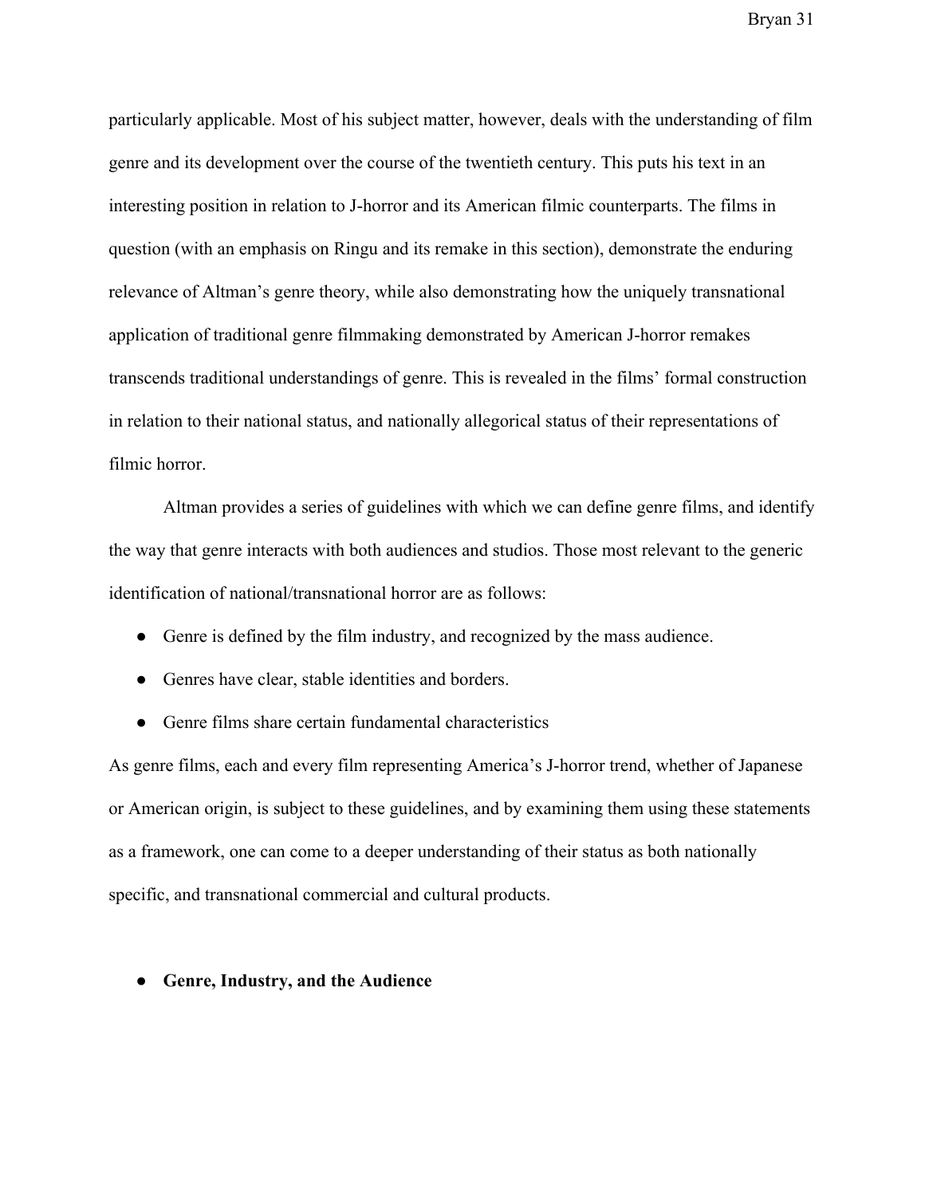particularly applicable. Most of his subject matter, however, deals with the understanding of film genre and its development over the course of the twentieth century. This puts his text in an interesting position in relation to J-horror and its American filmic counterparts. The films in question (with an emphasis on Ringu and its remake in this section), demonstrate the enduring relevance of Altman's genre theory, while also demonstrating how the uniquely transnational application of traditional genre filmmaking demonstrated by American J-horror remakes transcends traditional understandings of genre. This is revealed in the films' formal construction in relation to their national status, and nationally allegorical status of their representations of filmic horror.

Altman provides a series of guidelines with which we can define genre films, and identify the way that genre interacts with both audiences and studios. Those most relevant to the generic identification of national/transnational horror are as follows:

- Genre is defined by the film industry, and recognized by the mass audience.
- Genres have clear, stable identities and borders.
- Genre films share certain fundamental characteristics

As genre films, each and every film representing America's J-horror trend, whether of Japanese or American origin, is subject to these guidelines, and by examining them using these statements as a framework, one can come to a deeper understanding of their status as both nationally specific, and transnational commercial and cultural products.

- **Genre, Industry, and the Audience**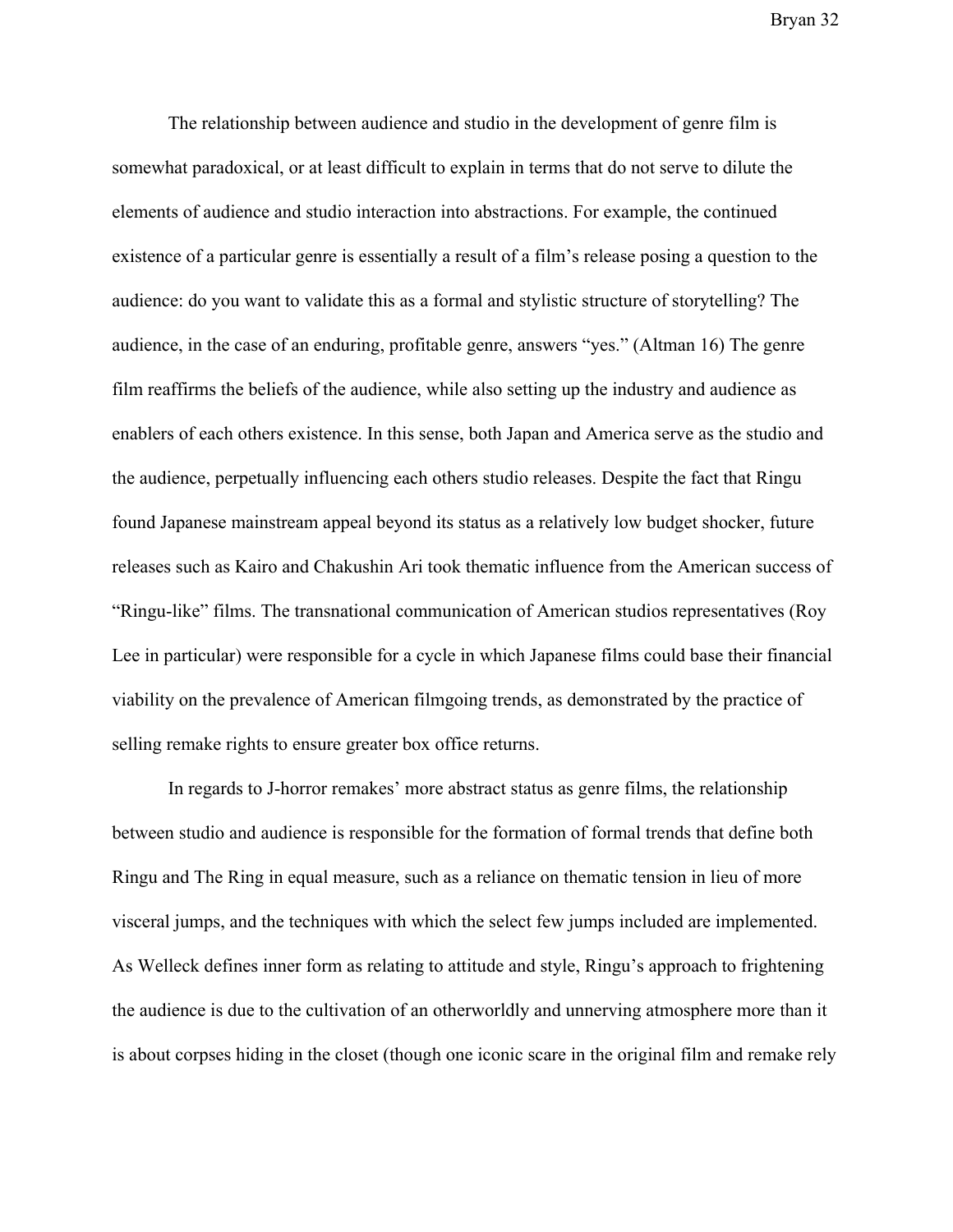The relationship between audience and studio in the development of genre film is somewhat paradoxical, or at least difficult to explain in terms that do not serve to dilute the elements of audience and studio interaction into abstractions. For example, the continued existence of a particular genre is essentially a result of a film's release posing a question to the audience: do you want to validate this as a formal and stylistic structure of storytelling? The audience, in the case of an enduring, profitable genre, answers "yes." (Altman 16) The genre film reaffirms the beliefs of the audience, while also setting up the industry and audience as enablers of each others existence. In this sense, both Japan and America serve as the studio and the audience, perpetually influencing each others studio releases. Despite the fact that Ringu found Japanese mainstream appeal beyond its status as a relatively low budget shocker, future releases such as Kairo and Chakushin Ari took thematic influence from the American success of "Ringu-like" films. The transnational communication of American studios representatives (Roy Lee in particular) were responsible for a cycle in which Japanese films could base their financial viability on the prevalence of American filmgoing trends, as demonstrated by the practice of selling remake rights to ensure greater box office returns.

In regards to J-horror remakes' more abstract status as genre films, the relationship between studio and audience is responsible for the formation of formal trends that define both Ringu and The Ring in equal measure, such as a reliance on thematic tension in lieu of more visceral jumps, and the techniques with which the select few jumps included are implemented. As Welleck defines inner form as relating to attitude and style, Ringu's approach to frightening the audience is due to the cultivation of an otherworldly and unnerving atmosphere more than it is about corpses hiding in the closet (though one iconic scare in the original film and remake rely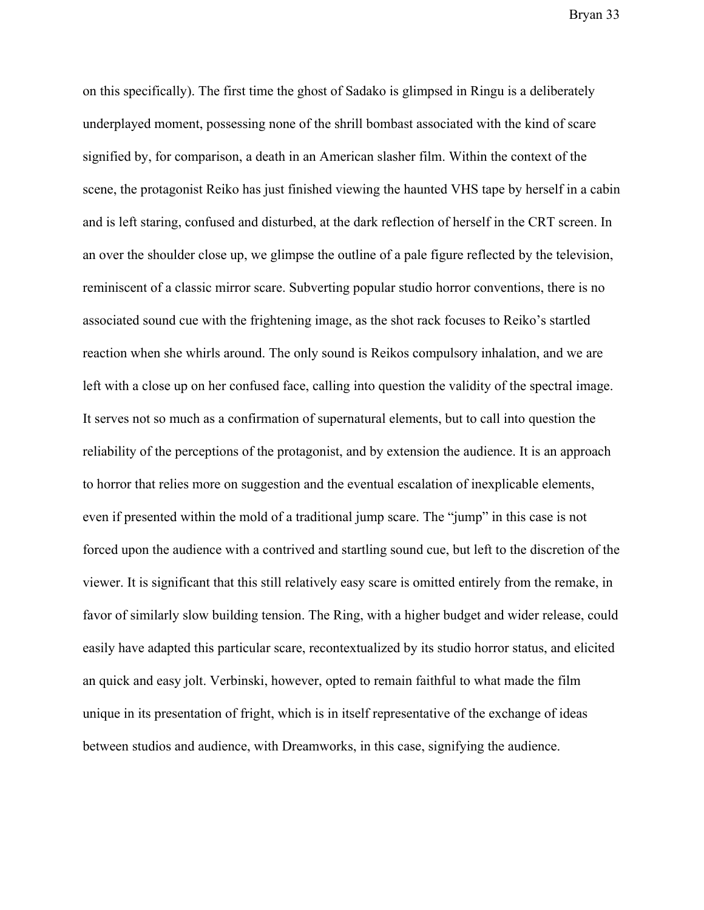on this specifically). The first time the ghost of Sadako is glimpsed in Ringu is a deliberately underplayed moment, possessing none of the shrill bombast associated with the kind of scare signified by, for comparison, a death in an American slasher film. Within the context of the scene, the protagonist Reiko has just finished viewing the haunted VHS tape by herself in a cabin and is left staring, confused and disturbed, at the dark reflection of herself in the CRT screen. In an over the shoulder close up, we glimpse the outline of a pale figure reflected by the television, reminiscent of a classic mirror scare. Subverting popular studio horror conventions, there is no associated sound cue with the frightening image, as the shot rack focuses to Reiko's startled reaction when she whirls around. The only sound is Reikos compulsory inhalation, and we are left with a close up on her confused face, calling into question the validity of the spectral image. It serves not so much as a confirmation of supernatural elements, but to call into question the reliability of the perceptions of the protagonist, and by extension the audience. It is an approach to horror that relies more on suggestion and the eventual escalation of inexplicable elements, even if presented within the mold of a traditional jump scare. The "jump" in this case is not forced upon the audience with a contrived and startling sound cue, but left to the discretion of the viewer. It is significant that this still relatively easy scare is omitted entirely from the remake, in favor of similarly slow building tension. The Ring, with a higher budget and wider release, could easily have adapted this particular scare, recontextualized by its studio horror status, and elicited an quick and easy jolt. Verbinski, however, opted to remain faithful to what made the film unique in its presentation of fright, which is in itself representative of the exchange of ideas between studios and audience, with Dreamworks, in this case, signifying the audience.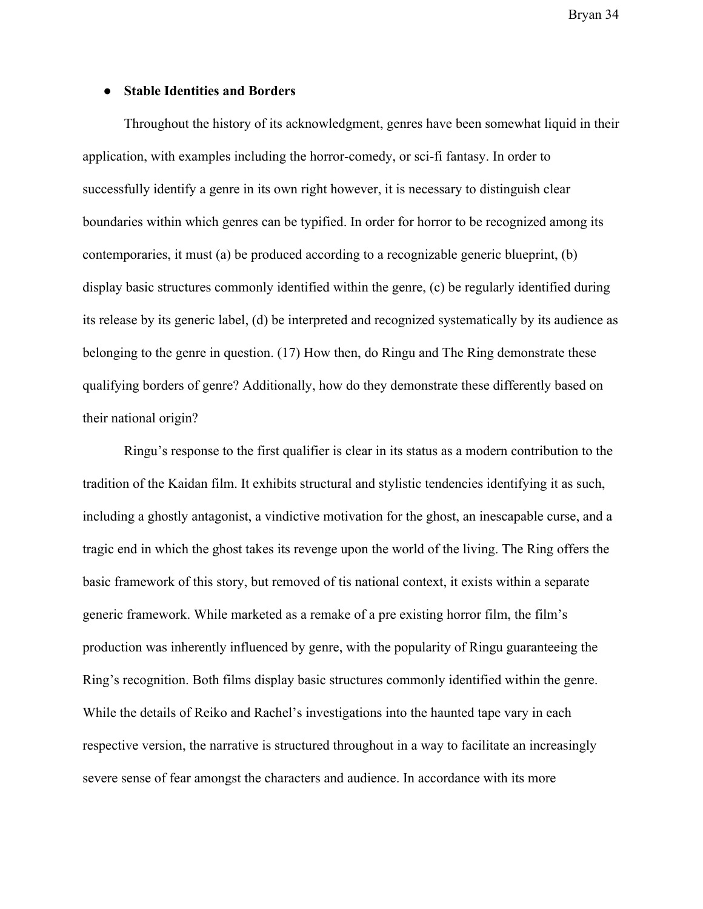- **Stable Identities and Borders**

Throughout the history of its acknowledgment, genres have been somewhat liquid in their application, with examples including the horror-comedy, or sci-fi fantasy. In order to successfully identify a genre in its own right however, it is necessary to distinguish clear boundaries within which genres can be typified. In order for horror to be recognized among its contemporaries, it must (a) be produced according to a recognizable generic blueprint, (b) display basic structures commonly identified within the genre, (c) be regularly identified during its release by its generic label, (d) be interpreted and recognized systematically by its audience as belonging to the genre in question. (17) How then, do Ringu and The Ring demonstrate these qualifying borders of genre? Additionally, how do they demonstrate these differently based on their national origin?

Ringu's response to the first qualifier is clear in its status as a modern contribution to the tradition of the Kaidan film. It exhibits structural and stylistic tendencies identifying it as such, including a ghostly antagonist, a vindictive motivation for the ghost, an inescapable curse, and a tragic end in which the ghost takes its revenge upon the world of the living. The Ring offers the basic framework of this story, but removed of tis national context, it exists within a separate generic framework. While marketed as a remake of a pre existing horror film, the film's production was inherently influenced by genre, with the popularity of Ringu guaranteeing the Ring's recognition. Both films display basic structures commonly identified within the genre. While the details of Reiko and Rachel's investigations into the haunted tape vary in each respective version, the narrative is structured throughout in a way to facilitate an increasingly severe sense of fear amongst the characters and audience. In accordance with its more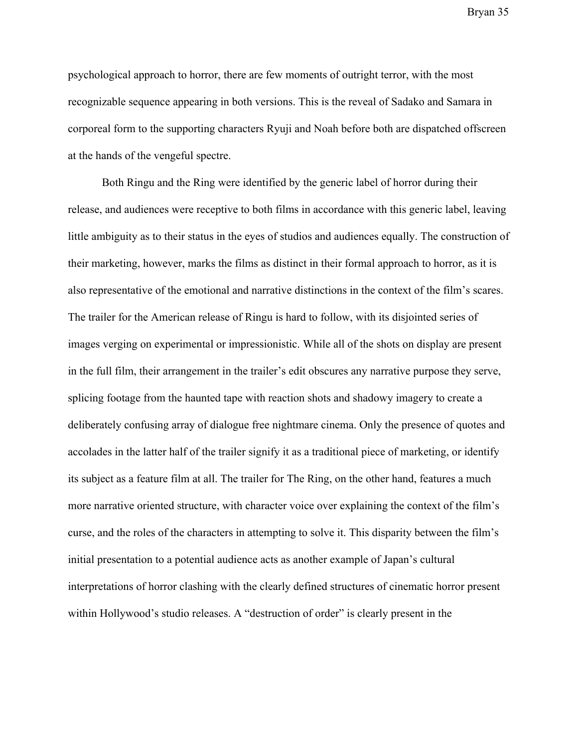psychological approach to horror, there are few moments of outright terror, with the most recognizable sequence appearing in both versions. This is the reveal of Sadako and Samara in corporeal form to the supporting characters Ryuji and Noah before both are dispatched offscreen at the hands of the vengeful spectre.

Both Ringu and the Ring were identified by the generic label of horror during their release, and audiences were receptive to both films in accordance with this generic label, leaving little ambiguity as to their status in the eyes of studios and audiences equally. The construction of their marketing, however, marks the films as distinct in their formal approach to horror, as it is also representative of the emotional and narrative distinctions in the context of the film's scares. The trailer for the American release of Ringu is hard to follow, with its disjointed series of images verging on experimental or impressionistic. While all of the shots on display are present in the full film, their arrangement in the trailer's edit obscures any narrative purpose they serve, splicing footage from the haunted tape with reaction shots and shadowy imagery to create a deliberately confusing array of dialogue free nightmare cinema. Only the presence of quotes and accolades in the latter half of the trailer signify it as a traditional piece of marketing, or identify its subject as a feature film at all. The trailer for The Ring, on the other hand, features a much more narrative oriented structure, with character voice over explaining the context of the film's curse, and the roles of the characters in attempting to solve it. This disparity between the film's initial presentation to a potential audience acts as another example of Japan's cultural interpretations of horror clashing with the clearly defined structures of cinematic horror present within Hollywood's studio releases. A "destruction of order" is clearly present in the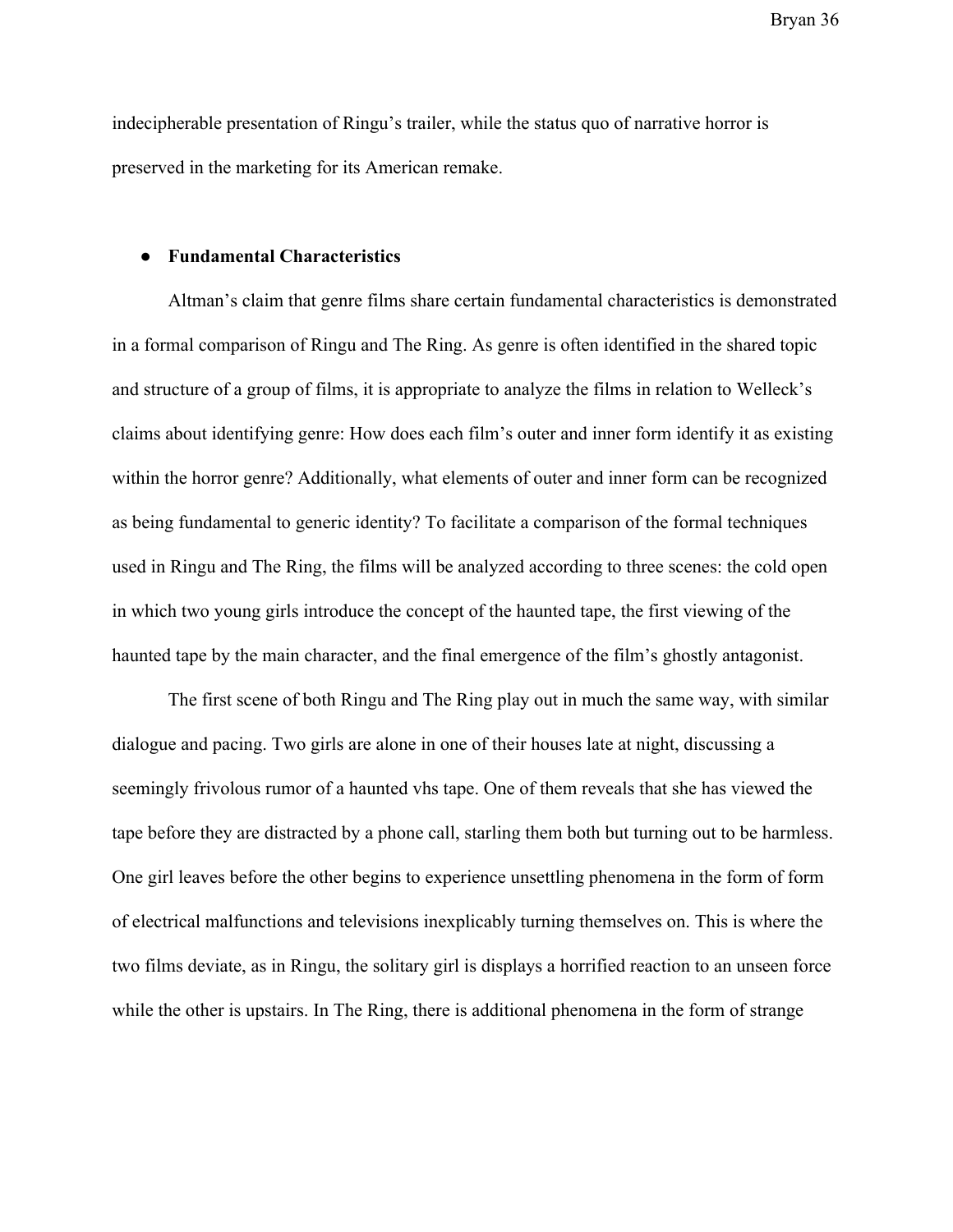indecipherable presentation of Ringu's trailer, while the status quo of narrative horror is preserved in the marketing for its American remake.

- **Fundamental Characteristics**

Altman's claim that genre films share certain fundamental characteristics is demonstrated in a formal comparison of Ringu and The Ring. As genre is often identified in the shared topic and structure of a group of films, it is appropriate to analyze the films in relation to Welleck's claims about identifying genre: How does each film's outer and inner form identify it as existing within the horror genre? Additionally, what elements of outer and inner form can be recognized as being fundamental to generic identity? To facilitate a comparison of the formal techniques used in Ringu and The Ring, the films will be analyzed according to three scenes: the cold open in which two young girls introduce the concept of the haunted tape, the first viewing of the haunted tape by the main character, and the final emergence of the film's ghostly antagonist.

The first scene of both Ringu and The Ring play out in much the same way, with similar dialogue and pacing. Two girls are alone in one of their houses late at night, discussing a seemingly frivolous rumor of a haunted vhs tape. One of them reveals that she has viewed the tape before they are distracted by a phone call, starling them both but turning out to be harmless. One girl leaves before the other begins to experience unsettling phenomena in the form of form of electrical malfunctions and televisions inexplicably turning themselves on. This is where the two films deviate, as in Ringu, the solitary girl is displays a horrified reaction to an unseen force while the other is upstairs. In The Ring, there is additional phenomena in the form of strange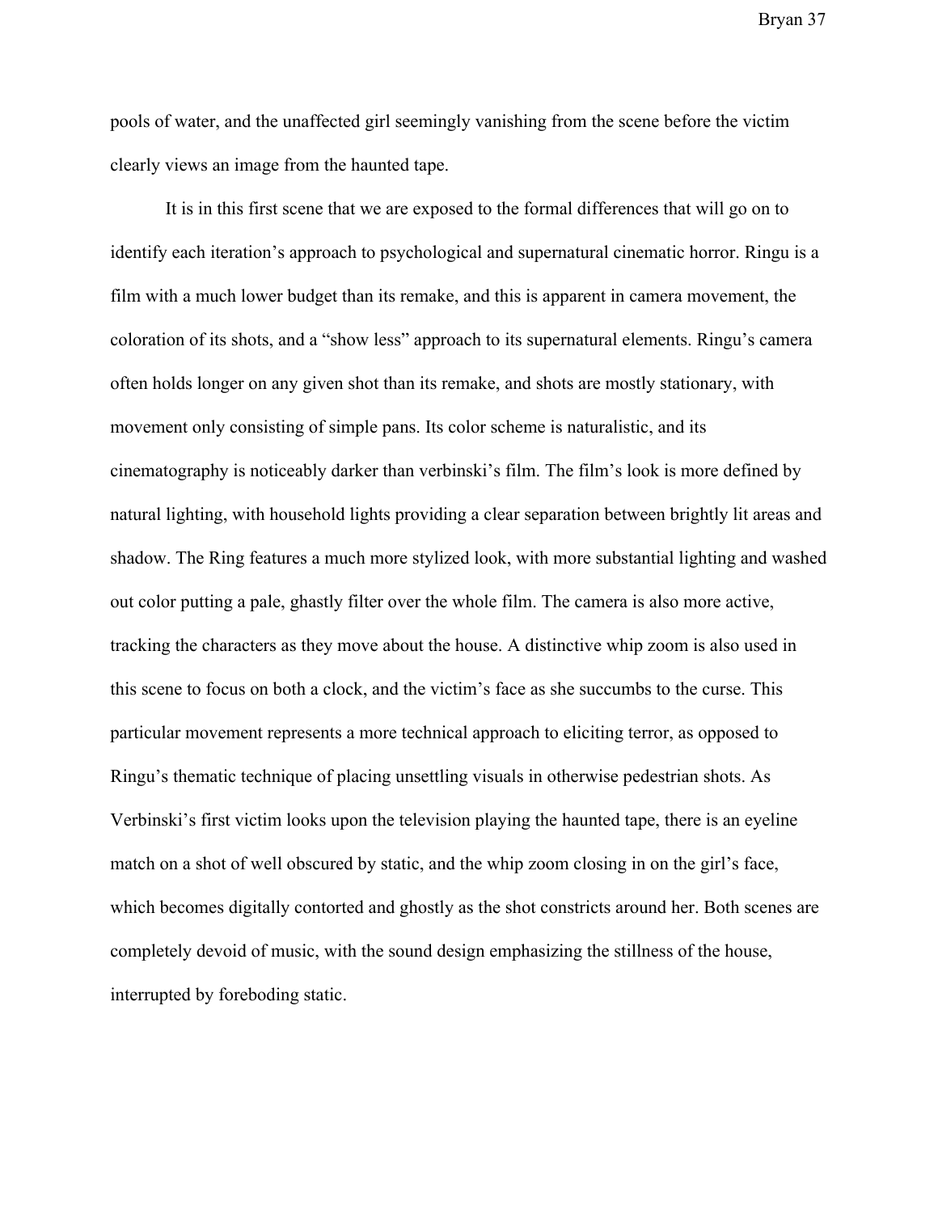pools of water, and the unaffected girl seemingly vanishing from the scene before the victim clearly views an image from the haunted tape.

It is in this first scene that we are exposed to the formal differences that will go on to identify each iteration's approach to psychological and supernatural cinematic horror. Ringu is a film with a much lower budget than its remake, and this is apparent in camera movement, the coloration of its shots, and a "show less" approach to its supernatural elements. Ringu's camera often holds longer on any given shot than its remake, and shots are mostly stationary, with movement only consisting of simple pans. Its color scheme is naturalistic, and its cinematography is noticeably darker than verbinski's film. The film's look is more defined by natural lighting, with household lights providing a clear separation between brightly lit areas and shadow. The Ring features a much more stylized look, with more substantial lighting and washed out color putting a pale, ghastly filter over the whole film. The camera is also more active, tracking the characters as they move about the house. A distinctive whip zoom is also used in this scene to focus on both a clock, and the victim's face as she succumbs to the curse. This particular movement represents a more technical approach to eliciting terror, as opposed to Ringu's thematic technique of placing unsettling visuals in otherwise pedestrian shots. As Verbinski's first victim looks upon the television playing the haunted tape, there is an eyeline match on a shot of well obscured by static, and the whip zoom closing in on the girl's face, which becomes digitally contorted and ghostly as the shot constricts around her. Both scenes are completely devoid of music, with the sound design emphasizing the stillness of the house, interrupted by foreboding static.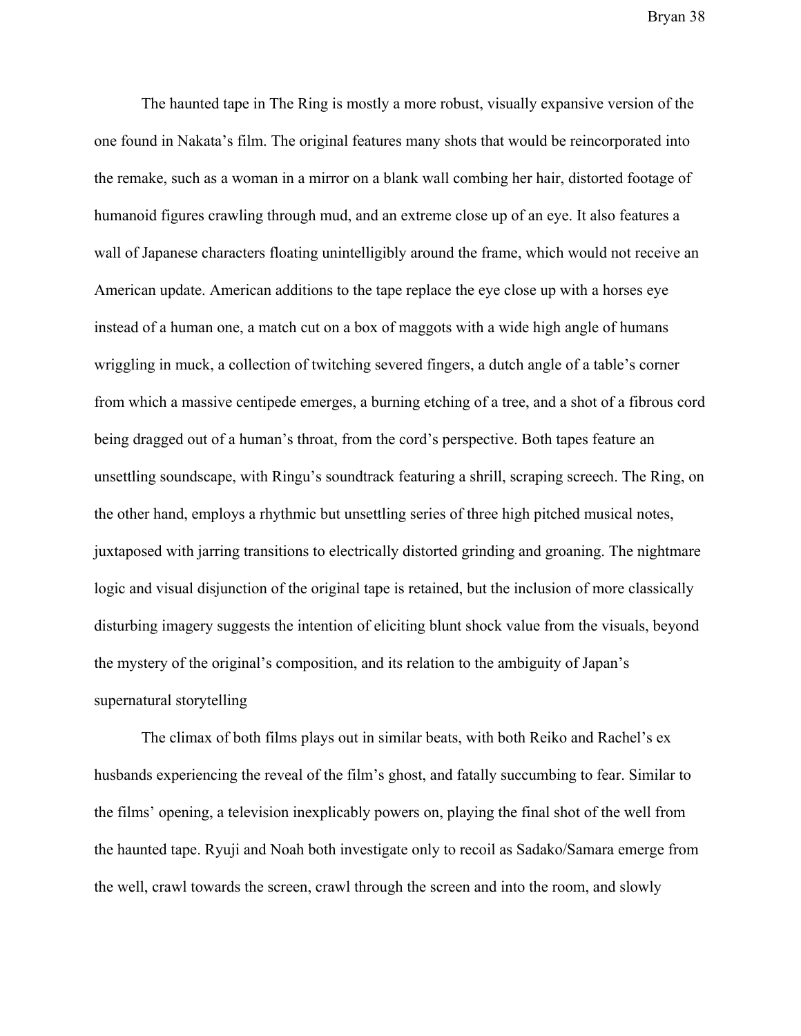The haunted tape in The Ring is mostly a more robust, visually expansive version of the one found in Nakata's film. The original features many shots that would be reincorporated into the remake, such as a woman in a mirror on a blank wall combing her hair, distorted footage of humanoid figures crawling through mud, and an extreme close up of an eye. It also features a wall of Japanese characters floating unintelligibly around the frame, which would not receive an American update. American additions to the tape replace the eye close up with a horses eye instead of a human one, a match cut on a box of maggots with a wide high angle of humans wriggling in muck, a collection of twitching severed fingers, a dutch angle of a table's corner from which a massive centipede emerges, a burning etching of a tree, and a shot of a fibrous cord being dragged out of a human's throat, from the cord's perspective. Both tapes feature an unsettling soundscape, with Ringu's soundtrack featuring a shrill, scraping screech. The Ring, on the other hand, employs a rhythmic but unsettling series of three high pitched musical notes, juxtaposed with jarring transitions to electrically distorted grinding and groaning. The nightmare logic and visual disjunction of the original tape is retained, but the inclusion of more classically disturbing imagery suggests the intention of eliciting blunt shock value from the visuals, beyond the mystery of the original's composition, and its relation to the ambiguity of Japan's supernatural storytelling

The climax of both films plays out in similar beats, with both Reiko and Rachel's ex husbands experiencing the reveal of the film's ghost, and fatally succumbing to fear. Similar to the films' opening, a television inexplicably powers on, playing the final shot of the well from the haunted tape. Ryuji and Noah both investigate only to recoil as Sadako/Samara emerge from the well, crawl towards the screen, crawl through the screen and into the room, and slowly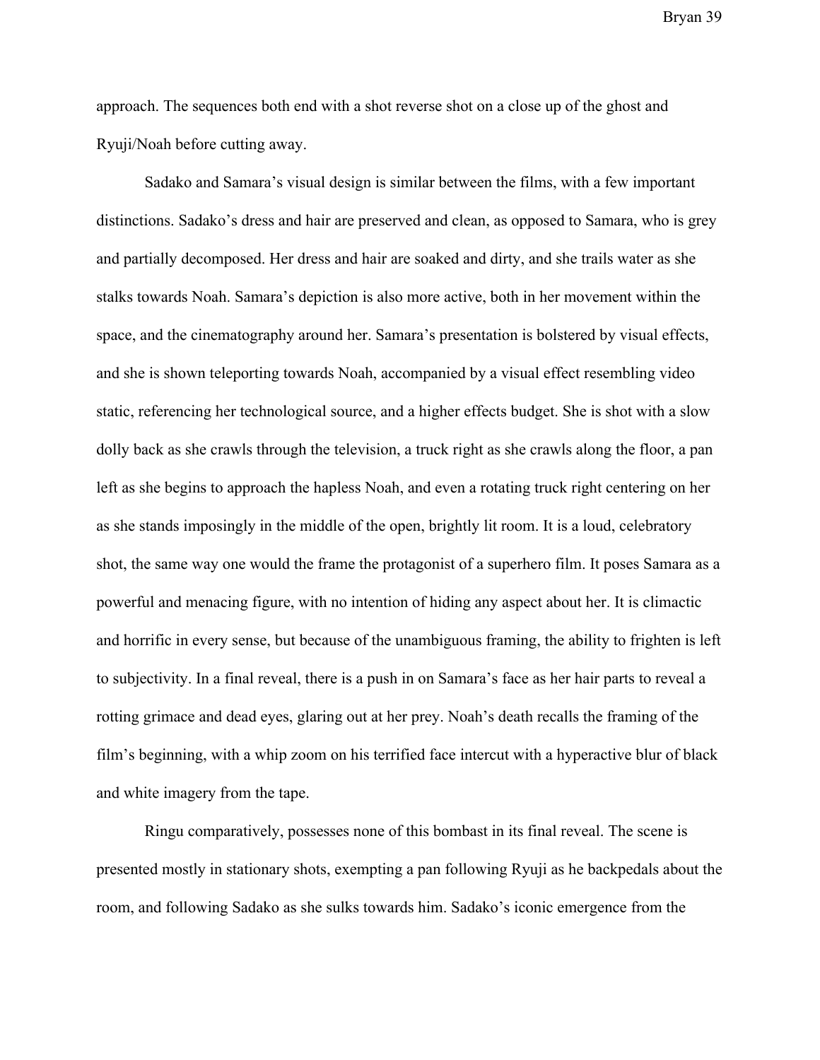approach. The sequences both end with a shot reverse shot on a close up of the ghost and Ryuji/Noah before cutting away.

Sadako and Samara's visual design is similar between the films, with a few important distinctions. Sadako's dress and hair are preserved and clean, as opposed to Samara, who is grey and partially decomposed. Her dress and hair are soaked and dirty, and she trails water as she stalks towards Noah. Samara's depiction is also more active, both in her movement within the space, and the cinematography around her. Samara's presentation is bolstered by visual effects, and she is shown teleporting towards Noah, accompanied by a visual effect resembling video static, referencing her technological source, and a higher effects budget. She is shot with a slow dolly back as she crawls through the television, a truck right as she crawls along the floor, a pan left as she begins to approach the hapless Noah, and even a rotating truck right centering on her as she stands imposingly in the middle of the open, brightly lit room. It is a loud, celebratory shot, the same way one would the frame the protagonist of a superhero film. It poses Samara as a powerful and menacing figure, with no intention of hiding any aspect about her. It is climactic and horrific in every sense, but because of the unambiguous framing, the ability to frighten is left to subjectivity. In a final reveal, there is a push in on Samara's face as her hair parts to reveal a rotting grimace and dead eyes, glaring out at her prey. Noah's death recalls the framing of the film's beginning, with a whip zoom on his terrified face intercut with a hyperactive blur of black and white imagery from the tape.

Ringu comparatively, possesses none of this bombast in its final reveal. The scene is presented mostly in stationary shots, exempting a pan following Ryuji as he backpedals about the room, and following Sadako as she sulks towards him. Sadako's iconic emergence from the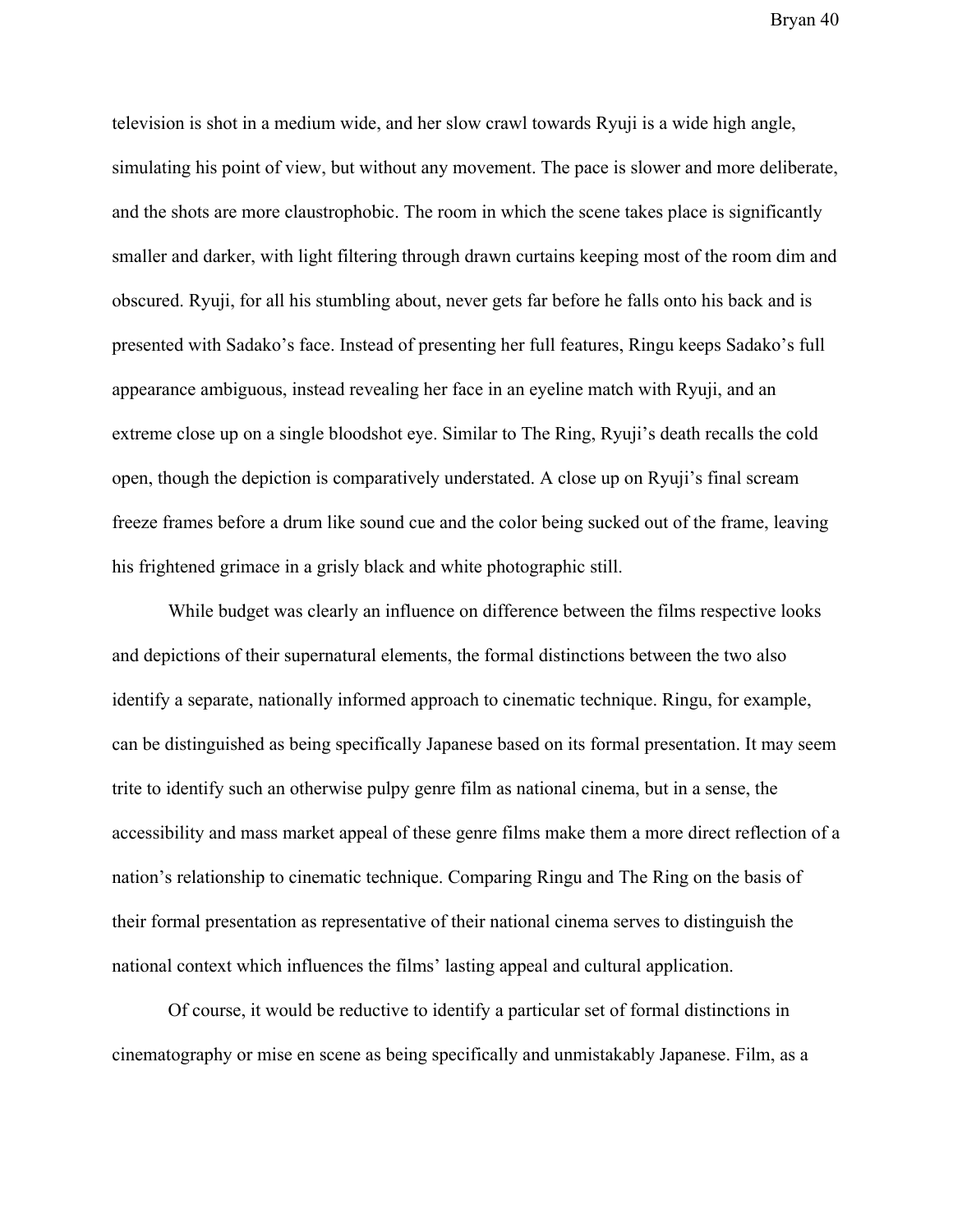television is shot in a medium wide, and her slow crawl towards Ryuji is a wide high angle, simulating his point of view, but without any movement. The pace is slower and more deliberate, and the shots are more claustrophobic. The room in which the scene takes place is significantly smaller and darker, with light filtering through drawn curtains keeping most of the room dim and obscured. Ryuji, for all his stumbling about, never gets far before he falls onto his back and is presented with Sadako's face. Instead of presenting her full features, Ringu keeps Sadako's full appearance ambiguous, instead revealing her face in an eyeline match with Ryuji, and an extreme close up on a single bloodshot eye. Similar to The Ring, Ryuji's death recalls the cold open, though the depiction is comparatively understated. A close up on Ryuji's final scream freeze frames before a drum like sound cue and the color being sucked out of the frame, leaving his frightened grimace in a grisly black and white photographic still.

While budget was clearly an influence on difference between the films respective looks and depictions of their supernatural elements, the formal distinctions between the two also identify a separate, nationally informed approach to cinematic technique. Ringu, for example, can be distinguished as being specifically Japanese based on its formal presentation. It may seem trite to identify such an otherwise pulpy genre film as national cinema, but in a sense, the accessibility and mass market appeal of these genre films make them a more direct reflection of a nation's relationship to cinematic technique. Comparing Ringu and The Ring on the basis of their formal presentation as representative of their national cinema serves to distinguish the national context which influences the films' lasting appeal and cultural application.

Of course, it would be reductive to identify a particular set of formal distinctions in cinematography or mise en scene as being specifically and unmistakably Japanese. Film, as a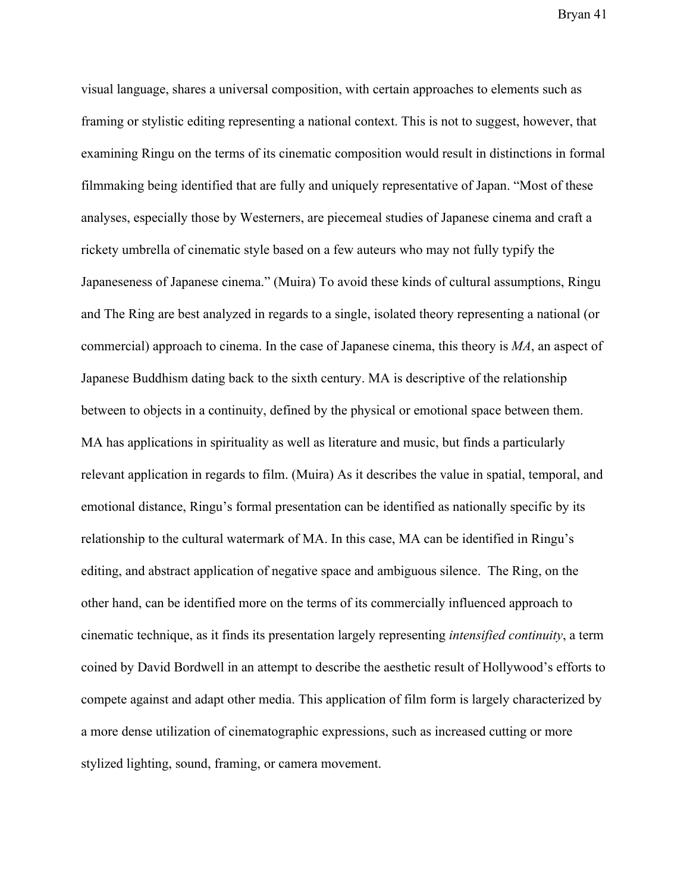visual language, shares a universal composition, with certain approaches to elements such as framing or stylistic editing representing a national context. This is not to suggest, however, that examining Ringu on the terms of its cinematic composition would result in distinctions in formal filmmaking being identified that are fully and uniquely representative of Japan. "Most of these analyses, especially those by Westerners, are piecemeal studies of Japanese cinema and craft a rickety umbrella of cinematic style based on a few auteurs who may not fully typify the Japaneseness of Japanese cinema." (Muira) To avoid these kinds of cultural assumptions, Ringu and The Ring are best analyzed in regards to a single, isolated theory representing a national (or commercial) approach to cinema. In the case of Japanese cinema, this theory is *MA*, an aspect of Japanese Buddhism dating back to the sixth century. MA is descriptive of the relationship between to objects in a continuity, defined by the physical or emotional space between them. MA has applications in spirituality as well as literature and music, but finds a particularly relevant application in regards to film. (Muira) As it describes the value in spatial, temporal, and emotional distance, Ringu's formal presentation can be identified as nationally specific by its relationship to the cultural watermark of MA. In this case, MA can be identified in Ringu's editing, and abstract application of negative space and ambiguous silence. The Ring, on the other hand, can be identified more on the terms of its commercially influenced approach to cinematic technique, as it finds its presentation largely representing *intensified continuity*, a term coined by David Bordwell in an attempt to describe the aesthetic result of Hollywood's efforts to compete against and adapt other media. This application of film form is largely characterized by a more dense utilization of cinematographic expressions, such as increased cutting or more stylized lighting, sound, framing, or camera movement.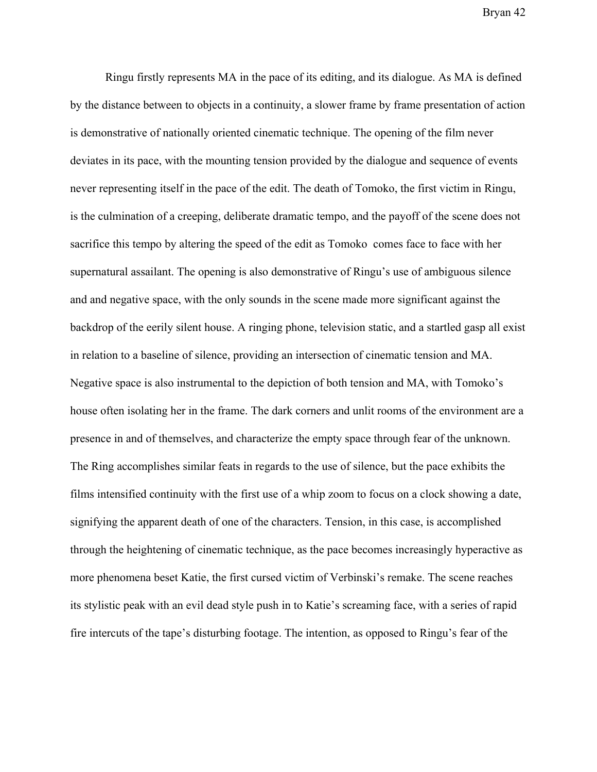Ringu firstly represents MA in the pace of its editing, and its dialogue. As MA is defined by the distance between to objects in a continuity, a slower frame by frame presentation of action is demonstrative of nationally oriented cinematic technique. The opening of the film never deviates in its pace, with the mounting tension provided by the dialogue and sequence of events never representing itself in the pace of the edit. The death of Tomoko, the first victim in Ringu, is the culmination of a creeping, deliberate dramatic tempo, and the payoff of the scene does not sacrifice this tempo by altering the speed of the edit as Tomoko  comes face to face with her supernatural assailant. The opening is also demonstrative of Ringu's use of ambiguous silence and and negative space, with the only sounds in the scene made more significant against the backdrop of the eerily silent house. A ringing phone, television static, and a startled gasp all exist in relation to a baseline of silence, providing an intersection of cinematic tension and MA. Negative space is also instrumental to the depiction of both tension and MA, with Tomoko's house often isolating her in the frame. The dark corners and unlit rooms of the environment are a presence in and of themselves, and characterize the empty space through fear of the unknown. The Ring accomplishes similar feats in regards to the use of silence, but the pace exhibits the films intensified continuity with the first use of a whip zoom to focus on a clock showing a date, signifying the apparent death of one of the characters. Tension, in this case, is accomplished through the heightening of cinematic technique, as the pace becomes increasingly hyperactive as more phenomena beset Katie, the first cursed victim of Verbinski's remake. The scene reaches its stylistic peak with an evil dead style push in to Katie's screaming face, with a series of rapid fire intercuts of the tape's disturbing footage. The intention, as opposed to Ringu's fear of the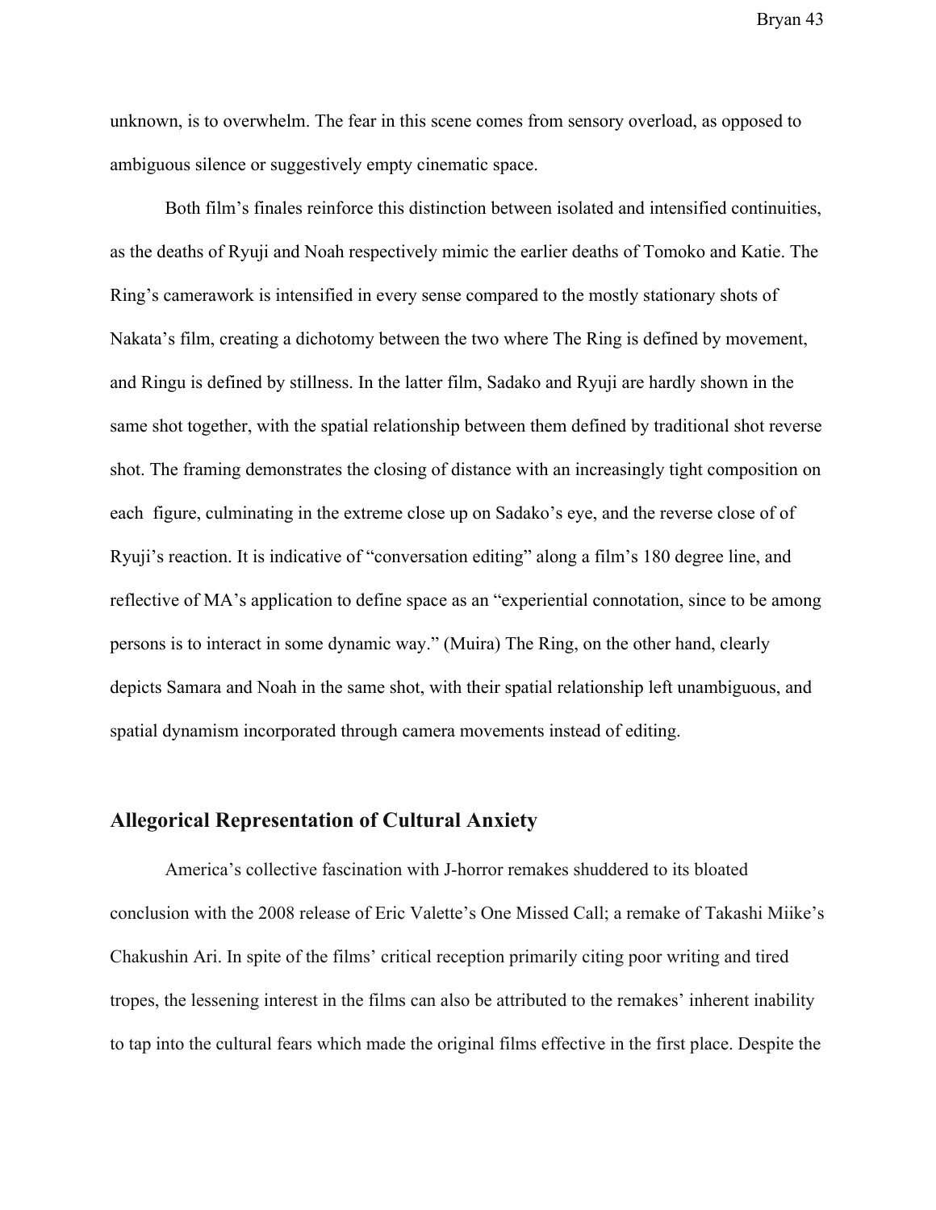unknown, is to overwhelm. The fear in this scene comes from sensory overload, as opposed to ambiguous silence or suggestively empty cinematic space.

Both film's finales reinforce this distinction between isolated and intensified continuities, as the deaths of Ryuji and Noah respectively mimic the earlier deaths of Tomoko and Katie. The Ring's camerawork is intensified in every sense compared to the mostly stationary shots of Nakata's film, creating a dichotomy between the two where The Ring is defined by movement, and Ringu is defined by stillness. In the latter film, Sadako and Ryuji are hardly shown in the same shot together, with the spatial relationship between them defined by traditional shot reverse shot. The framing demonstrates the closing of distance with an increasingly tight composition on each figure, culminating in the extreme close up on Sadako's eye, and the reverse close of of Ryuji's reaction. It is indicative of "conversation editing" along a film's 180 degree line, and reflective of MA's application to define space as an "experiential connotation, since to be among persons is to interact in some dynamic way." (Muira) The Ring, on the other hand, clearly depicts Samara and Noah in the same shot, with their spatial relationship left unambiguous, and spatial dynamism incorporated through camera movements instead of editing.

## Allegorical Representation of Cultural Anxiety

America's collective fascination with J-horror remakes shuddered to its bloated conclusion with the 2008 release of Eric Valette's One Missed Call; a remake of Takashi Miike's Chakushin Ari. In spite of the films' critical reception primarily citing poor writing and tired tropes, the lessening interest in the films can also be attributed to the remakes' inherent inability to tap into the cultural fears which made the original films effective in the first place. Despite the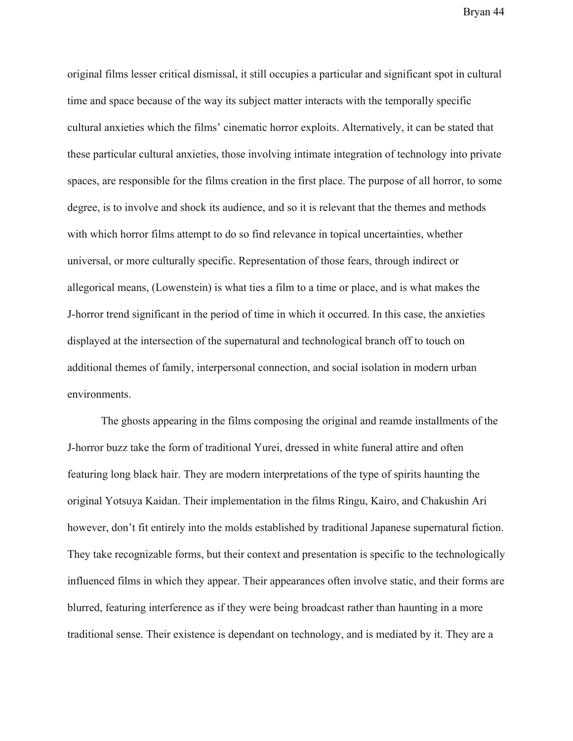original films lesser critical dismissal, it still occupies a particular and significant spot in cultural time and space because of the way its subject matter interacts with the temporally specific cultural anxieties which the films' cinematic horror exploits. Alternatively, it can be stated that these particular cultural anxieties, those involving intimate integration of technology into private spaces, are responsible for the films creation in the first place. The purpose of all horror, to some degree, is to involve and shock its audience, and so it is relevant that the themes and methods with which horror films attempt to do so find relevance in topical uncertainties, whether universal, or more culturally specific. Representation of those fears, through indirect or allegorical means, (Lowenstein) is what ties a film to a time or place, and is what makes the J-horror trend significant in the period of time in which it occurred. In this case, the anxieties displayed at the intersection of the supernatural and technological branch off to touch on additional themes of family, interpersonal connection, and social isolation in modern urban environments.

The ghosts appearing in the films composing the original and reamde installments of the J-horror buzz take the form of traditional Yurei, dressed in white funeral attire and often featuring long black hair. They are modern interpretations of the type of spirits haunting the original Yotsuya Kaidan. Their implementation in the films Ringu, Kairo, and Chakushin Ari however, don't fit entirely into the molds established by traditional Japanese supernatural fiction. They take recognizable forms, but their context and presentation is specific to the technologically influenced films in which they appear. Their appearances often involve static, and their forms are blurred, featuring interference as if they were being broadcast rather than haunting in a more traditional sense. Their existence is dependant on technology, and is mediated by it. They are a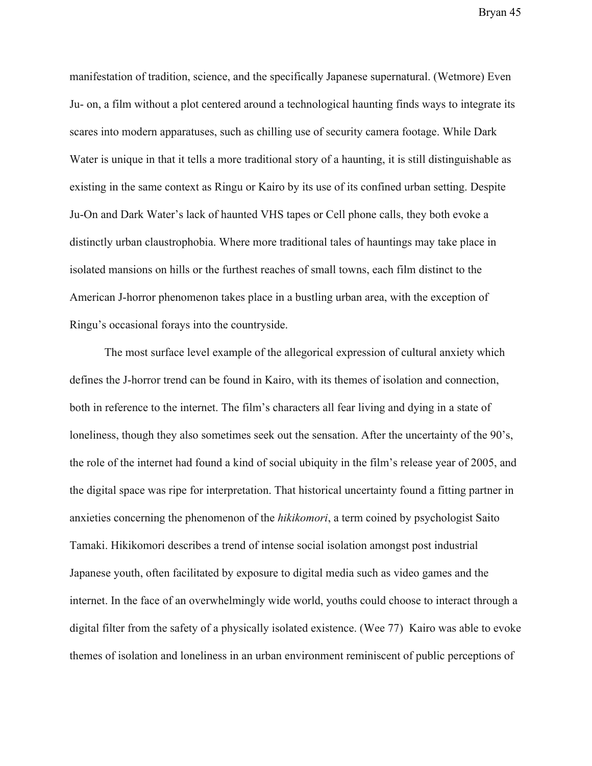manifestation of tradition, science, and the specifically Japanese supernatural. (Wetmore) Even Ju- on, a film without a plot centered around a technological haunting finds ways to integrate its scares into modern apparatuses, such as chilling use of security camera footage. While Dark Water is unique in that it tells a more traditional story of a haunting, it is still distinguishable as existing in the same context as Ringu or Kairo by its use of its confined urban setting. Despite Ju-On and Dark Water's lack of haunted VHS tapes or Cell phone calls, they both evoke a distinctly urban claustrophobia. Where more traditional tales of hauntings may take place in isolated mansions on hills or the furthest reaches of small towns, each film distinct to the American J-horror phenomenon takes place in a bustling urban area, with the exception of Ringu's occasional forays into the countryside.

The most surface level example of the allegorical expression of cultural anxiety which defines the J-horror trend can be found in Kairo, with its themes of isolation and connection, both in reference to the internet. The film's characters all fear living and dying in a state of loneliness, though they also sometimes seek out the sensation. After the uncertainty of the 90's, the role of the internet had found a kind of social ubiquity in the film's release year of 2005, and the digital space was ripe for interpretation. That historical uncertainty found a fitting partner in anxieties concerning the phenomenon of the *hikikomori*, a term coined by psychologist Saito Tamaki. Hikikomori describes a trend of intense social isolation amongst post industrial Japanese youth, often facilitated by exposure to digital media such as video games and the internet. In the face of an overwhelmingly wide world, youths could choose to interact through a digital filter from the safety of a physically isolated existence. (Wee 77) Kairo was able to evoke themes of isolation and loneliness in an urban environment reminiscent of public perceptions of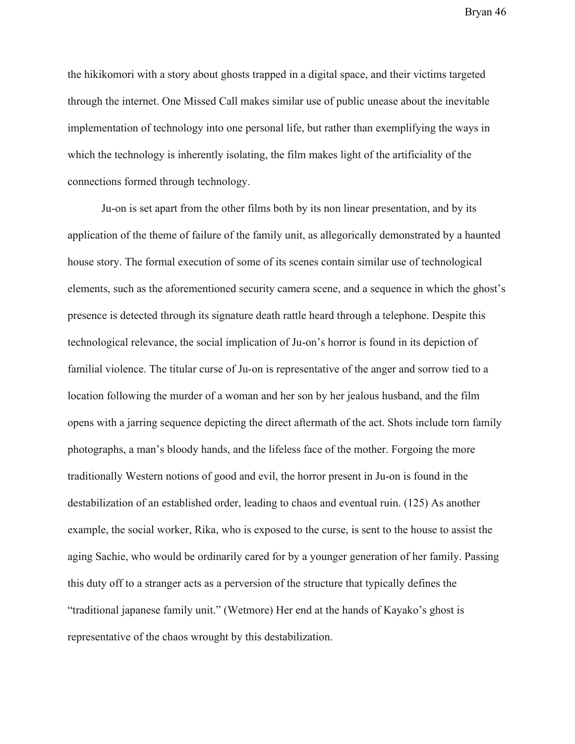the hikikomori with a story about ghosts trapped in a digital space, and their victims targeted through the internet. One Missed Call makes similar use of public unease about the inevitable implementation of technology into one personal life, but rather than exemplifying the ways in which the technology is inherently isolating, the film makes light of the artificiality of the connections formed through technology.

Ju-on is set apart from the other films both by its non linear presentation, and by its application of the theme of failure of the family unit, as allegorically demonstrated by a haunted house story. The formal execution of some of its scenes contain similar use of technological elements, such as the aforementioned security camera scene, and a sequence in which the ghost's presence is detected through its signature death rattle heard through a telephone. Despite this technological relevance, the social implication of Ju-on's horror is found in its depiction of familial violence. The titular curse of Ju-on is representative of the anger and sorrow tied to a location following the murder of a woman and her son by her jealous husband, and the film opens with a jarring sequence depicting the direct aftermath of the act. Shots include torn family photographs, a man's bloody hands, and the lifeless face of the mother. Forgoing the more traditionally Western notions of good and evil, the horror present in Ju-on is found in the destabilization of an established order, leading to chaos and eventual ruin. (125) As another example, the social worker, Rika, who is exposed to the curse, is sent to the house to assist the aging Sachie, who would be ordinarily cared for by a younger generation of her family. Passing this duty off to a stranger acts as a perversion of the structure that typically defines the "traditional japanese family unit." (Wetmore) Her end at the hands of Kayako's ghost is representative of the chaos wrought by this destabilization.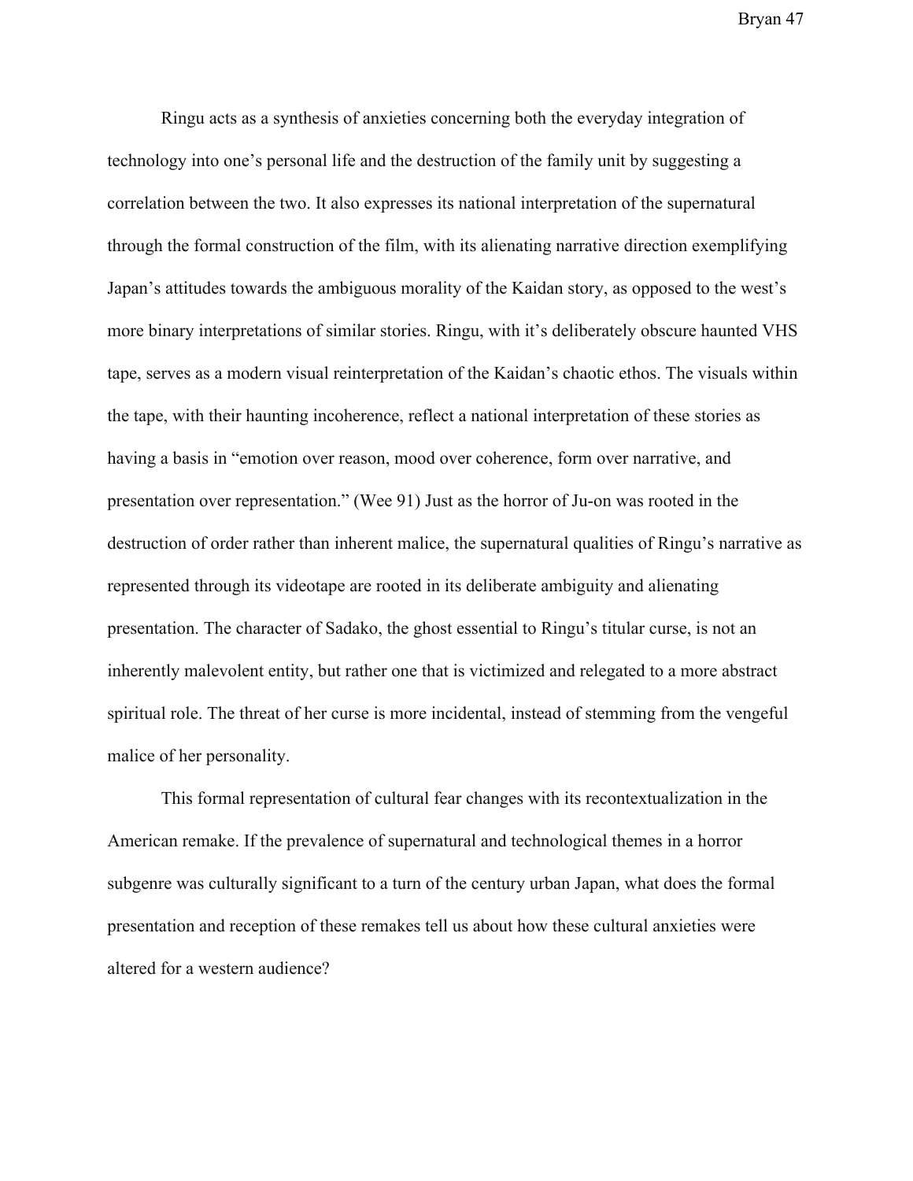Ringu acts as a synthesis of anxieties concerning both the everyday integration of technology into one's personal life and the destruction of the family unit by suggesting a correlation between the two. It also expresses its national interpretation of the supernatural through the formal construction of the film, with its alienating narrative direction exemplifying Japan's attitudes towards the ambiguous morality of the Kaidan story, as opposed to the west's more binary interpretations of similar stories. Ringu, with it's deliberately obscure haunted VHS tape, serves as a modern visual reinterpretation of the Kaidan's chaotic ethos. The visuals within the tape, with their haunting incoherence, reflect a national interpretation of these stories as having a basis in "emotion over reason, mood over coherence, form over narrative, and presentation over representation." (Wee 91) Just as the horror of Ju-on was rooted in the destruction of order rather than inherent malice, the supernatural qualities of Ringu's narrative as represented through its videotape are rooted in its deliberate ambiguity and alienating presentation. The character of Sadako, the ghost essential to Ringu's titular curse, is not an inherently malevolent entity, but rather one that is victimized and relegated to a more abstract spiritual role. The threat of her curse is more incidental, instead of stemming from the vengeful malice of her personality.

This formal representation of cultural fear changes with its recontextualization in the American remake. If the prevalence of supernatural and technological themes in a horror subgenre was culturally significant to a turn of the century urban Japan, what does the formal presentation and reception of these remakes tell us about how these cultural anxieties were altered for a western audience?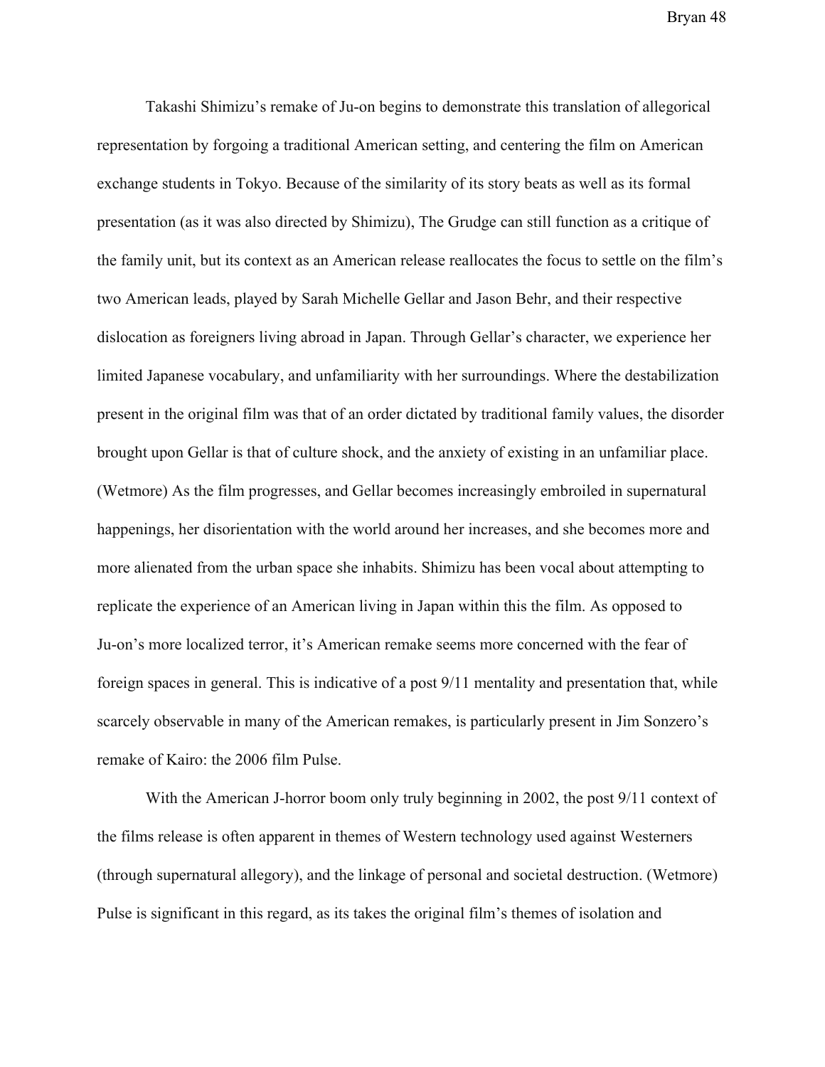Takashi Shimizu's remake of Ju-on begins to demonstrate this translation of allegorical representation by forgoing a traditional American setting, and centering the film on American exchange students in Tokyo. Because of the similarity of its story beats as well as its formal presentation (as it was also directed by Shimizu), The Grudge can still function as a critique of the family unit, but its context as an American release reallocates the focus to settle on the film's two American leads, played by Sarah Michelle Gellar and Jason Behr, and their respective dislocation as foreigners living abroad in Japan. Through Gellar's character, we experience her limited Japanese vocabulary, and unfamiliarity with her surroundings. Where the destabilization present in the original film was that of an order dictated by traditional family values, the disorder brought upon Gellar is that of culture shock, and the anxiety of existing in an unfamiliar place. (Wetmore) As the film progresses, and Gellar becomes increasingly embroiled in supernatural happenings, her disorientation with the world around her increases, and she becomes more and more alienated from the urban space she inhabits. Shimizu has been vocal about attempting to replicate the experience of an American living in Japan within this the film. As opposed to Ju-on's more localized terror, it's American remake seems more concerned with the fear of foreign spaces in general. This is indicative of a post 9/11 mentality and presentation that, while scarcely observable in many of the American remakes, is particularly present in Jim Sonzero's remake of Kairo: the 2006 film Pulse.

With the American J-horror boom only truly beginning in 2002, the post 9/11 context of the films release is often apparent in themes of Western technology used against Westerners (through supernatural allegory), and the linkage of personal and societal destruction. (Wetmore) Pulse is significant in this regard, as its takes the original film's themes of isolation and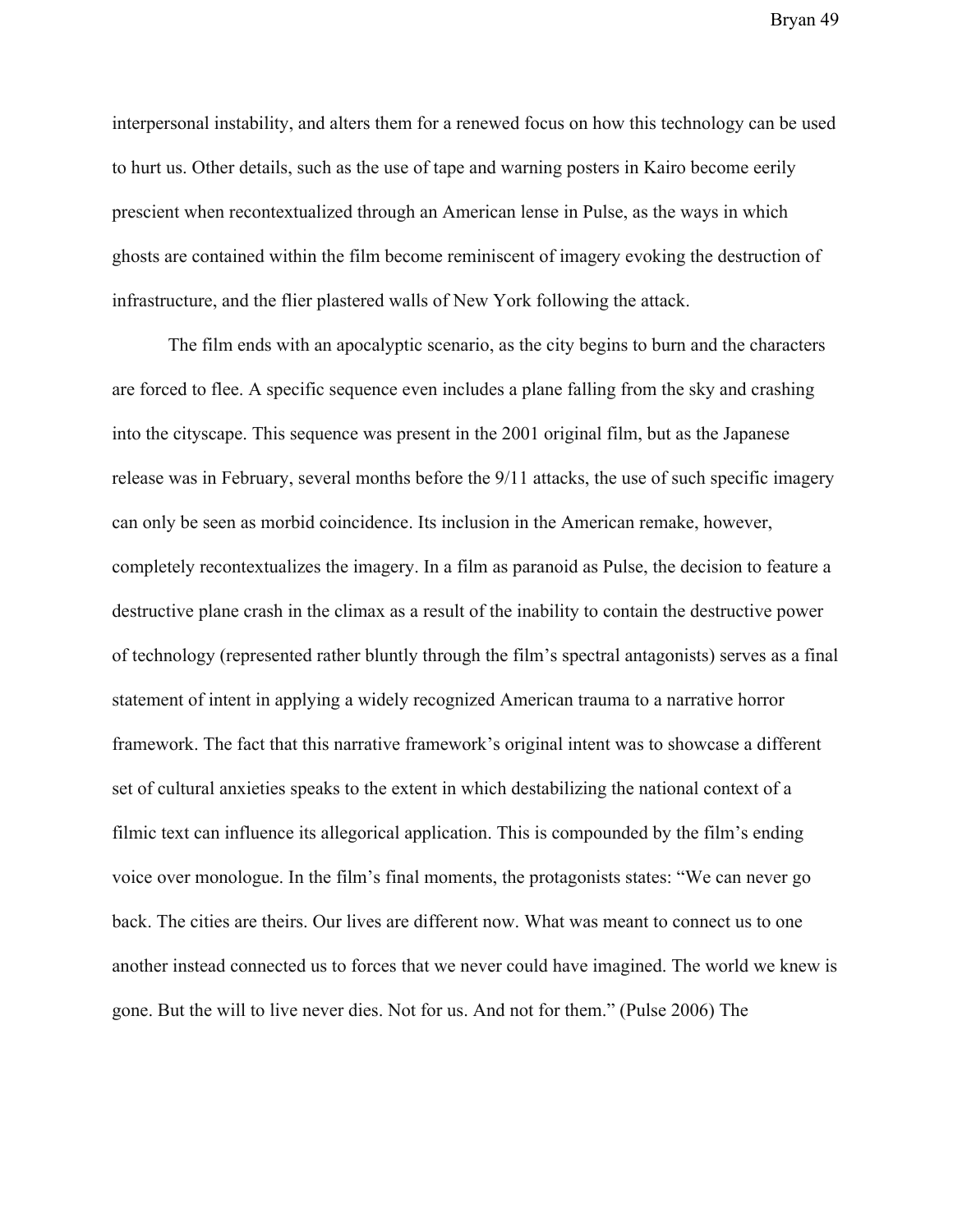interpersonal instability, and alters them for a renewed focus on how this technology can be used to hurt us. Other details, such as the use of tape and warning posters in Kairo become eerily prescient when recontextualized through an American lense in Pulse, as the ways in which ghosts are contained within the film become reminiscent of imagery evoking the destruction of infrastructure, and the flier plastered walls of New York following the attack.

The film ends with an apocalyptic scenario, as the city begins to burn and the characters are forced to flee. A specific sequence even includes a plane falling from the sky and crashing into the cityscape. This sequence was present in the 2001 original film, but as the Japanese release was in February, several months before the 9/11 attacks, the use of such specific imagery can only be seen as morbid coincidence. Its inclusion in the American remake, however, completely recontextualizes the imagery. In a film as paranoid as Pulse, the decision to feature a destructive plane crash in the climax as a result of the inability to contain the destructive power of technology (represented rather bluntly through the film's spectral antagonists) serves as a final statement of intent in applying a widely recognized American trauma to a narrative horror framework. The fact that this narrative framework's original intent was to showcase a different set of cultural anxieties speaks to the extent in which destabilizing the national context of a filmic text can influence its allegorical application. This is compounded by the film's ending voice over monologue. In the film's final moments, the protagonists states: "We can never go back. The cities are theirs. Our lives are different now. What was meant to connect us to one another instead connected us to forces that we never could have imagined. The world we knew is gone. But the will to live never dies. Not for us. And not for them." (Pulse 2006) The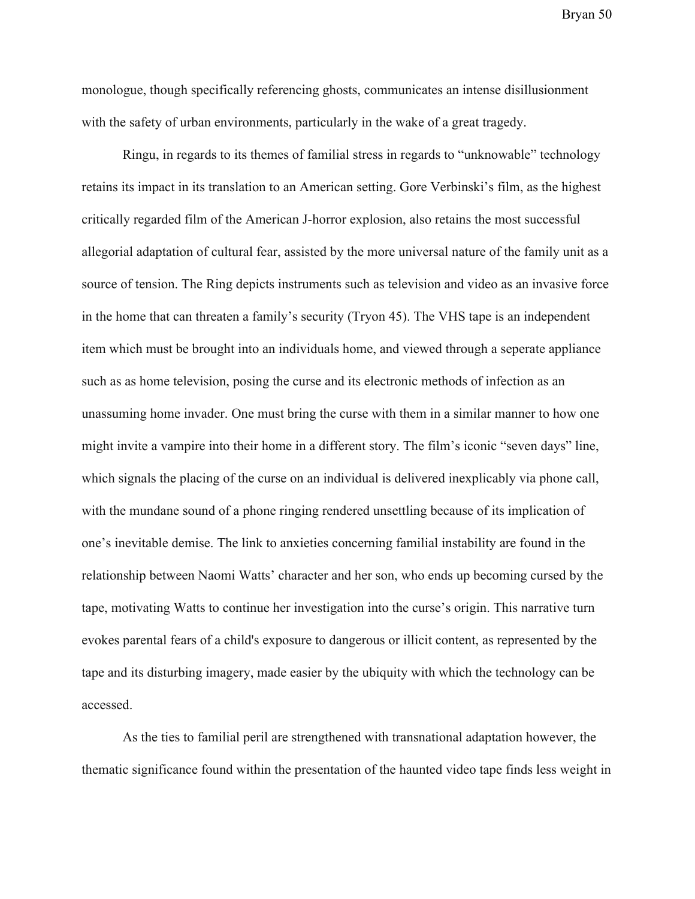monologue, though specifically referencing ghosts, communicates an intense disillusionment with the safety of urban environments, particularly in the wake of a great tragedy.

Ringu, in regards to its themes of familial stress in regards to "unknowable" technology retains its impact in its translation to an American setting. Gore Verbinski's film, as the highest critically regarded film of the American J-horror explosion, also retains the most successful allegorial adaptation of cultural fear, assisted by the more universal nature of the family unit as a source of tension. The Ring depicts instruments such as television and video as an invasive force in the home that can threaten a family's security (Tryon 45). The VHS tape is an independent item which must be brought into an individuals home, and viewed through a seperate appliance such as as home television, posing the curse and its electronic methods of infection as an unassuming home invader. One must bring the curse with them in a similar manner to how one might invite a vampire into their home in a different story. The film's iconic "seven days" line, which signals the placing of the curse on an individual is delivered inexplicably via phone call, with the mundane sound of a phone ringing rendered unsettling because of its implication of one's inevitable demise. The link to anxieties concerning familial instability are found in the relationship between Naomi Watts' character and her son, who ends up becoming cursed by the tape, motivating Watts to continue her investigation into the curse's origin. This narrative turn evokes parental fears of a child's exposure to dangerous or illicit content, as represented by the tape and its disturbing imagery, made easier by the ubiquity with which the technology can be accessed.

As the ties to familial peril are strengthened with transnational adaptation however, the thematic significance found within the presentation of the haunted video tape finds less weight in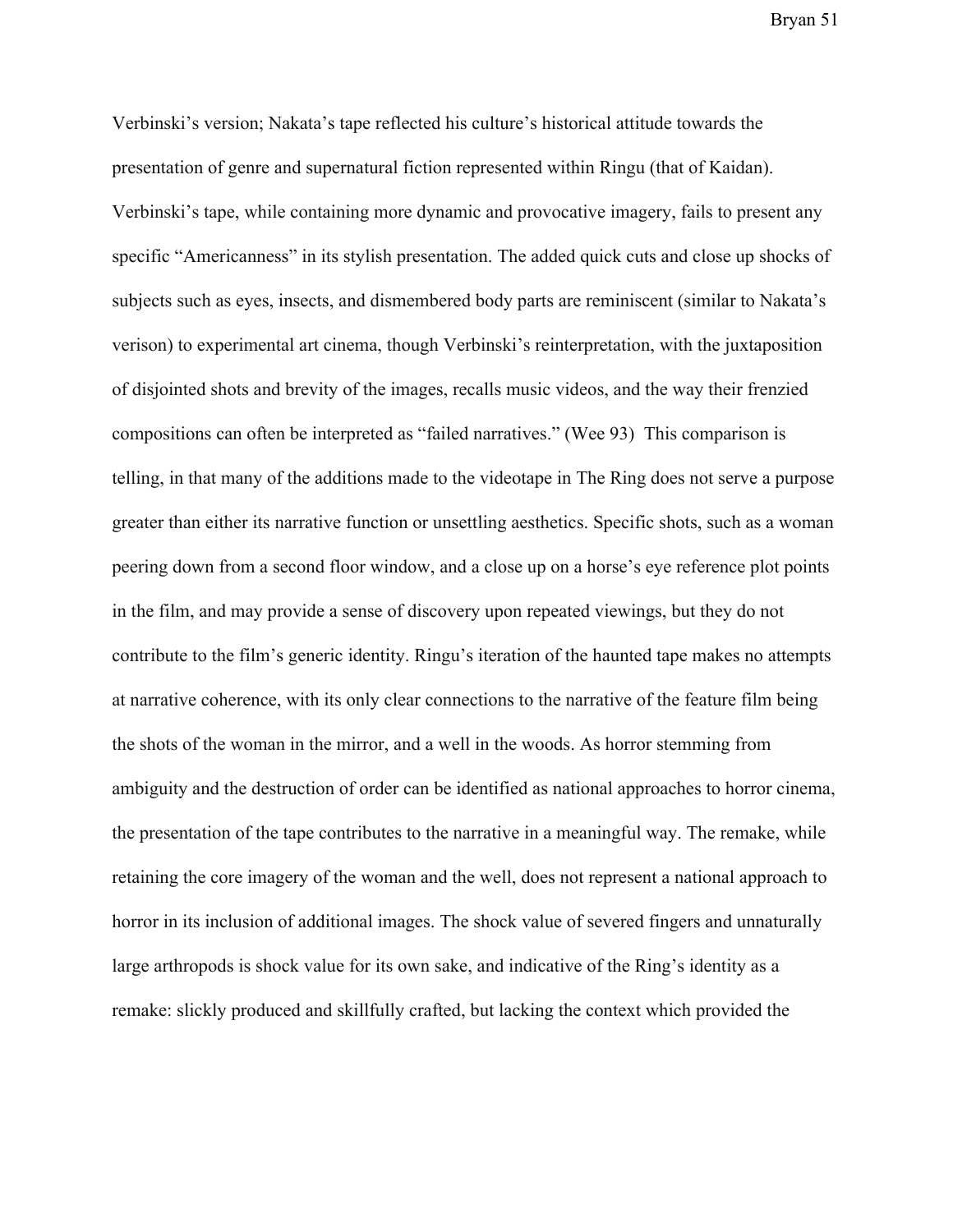Verbinski's version; Nakata's tape reflected his culture's historical attitude towards the presentation of genre and supernatural fiction represented within Ringu (that of Kaidan). Verbinski's tape, while containing more dynamic and provocative imagery, fails to present any specific "Americanness" in its stylish presentation. The added quick cuts and close up shocks of subjects such as eyes, insects, and dismembered body parts are reminiscent (similar to Nakata's verison) to experimental art cinema, though Verbinski's reinterpretation, with the juxtaposition of disjointed shots and brevity of the images, recalls music videos, and the way their frenzied compositions can often be interpreted as "failed narratives." (Wee 93) This comparison is telling, in that many of the additions made to the videotape in The Ring does not serve a purpose greater than either its narrative function or unsettling aesthetics. Specific shots, such as a woman peering down from a second floor window, and a close up on a horse's eye reference plot points in the film, and may provide a sense of discovery upon repeated viewings, but they do not contribute to the film's generic identity. Ringu's iteration of the haunted tape makes no attempts at narrative coherence, with its only clear connections to the narrative of the feature film being the shots of the woman in the mirror, and a well in the woods. As horror stemming from ambiguity and the destruction of order can be identified as national approaches to horror cinema, the presentation of the tape contributes to the narrative in a meaningful way. The remake, while retaining the core imagery of the woman and the well, does not represent a national approach to horror in its inclusion of additional images. The shock value of severed fingers and unnaturally large arthropods is shock value for its own sake, and indicative of the Ring's identity as a remake: slickly produced and skillfully crafted, but lacking the context which provided the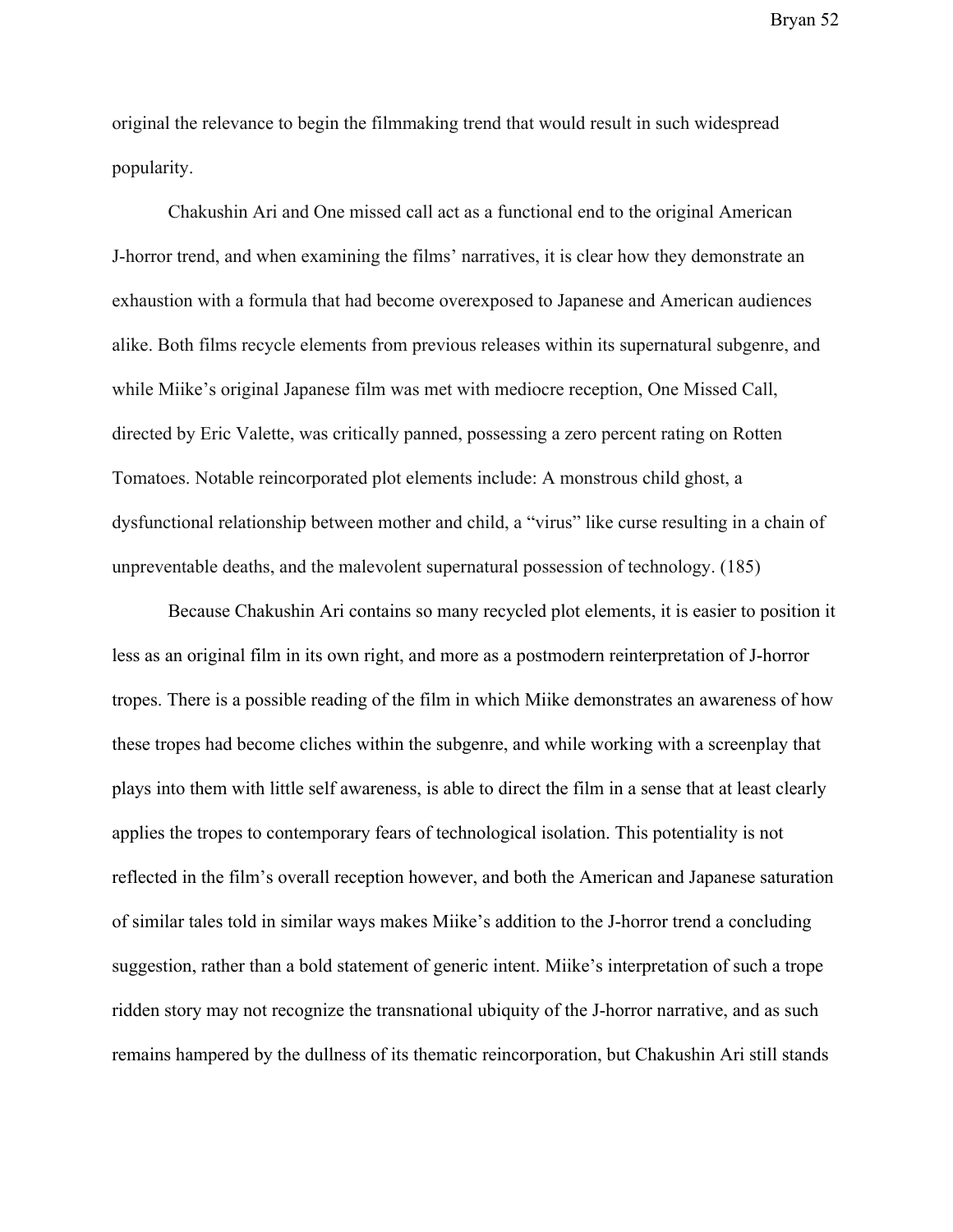original the relevance to begin the filmmaking trend that would result in such widespread popularity.

Chakushin Ari and One missed call act as a functional end to the original American J-horror trend, and when examining the films' narratives, it is clear how they demonstrate an exhaustion with a formula that had become overexposed to Japanese and American audiences alike. Both films recycle elements from previous releases within its supernatural subgenre, and while Miike's original Japanese film was met with mediocre reception, One Missed Call, directed by Eric Valette, was critically panned, possessing a zero percent rating on Rotten Tomatoes. Notable reincorporated plot elements include: A monstrous child ghost, a dysfunctional relationship between mother and child, a "virus" like curse resulting in a chain of unpreventable deaths, and the malevolent supernatural possession of technology. (185)

Because Chakushin Ari contains so many recycled plot elements, it is easier to position it less as an original film in its own right, and more as a postmodern reinterpretation of J-horror tropes. There is a possible reading of the film in which Miike demonstrates an awareness of how these tropes had become cliches within the subgenre, and while working with a screenplay that plays into them with little self awareness, is able to direct the film in a sense that at least clearly applies the tropes to contemporary fears of technological isolation. This potentiality is not reflected in the film's overall reception however, and both the American and Japanese saturation of similar tales told in similar ways makes Miike's addition to the J-horror trend a concluding suggestion, rather than a bold statement of generic intent. Miike's interpretation of such a trope ridden story may not recognize the transnational ubiquity of the J-horror narrative, and as such remains hampered by the dullness of its thematic reincorporation, but Chakushin Ari still stands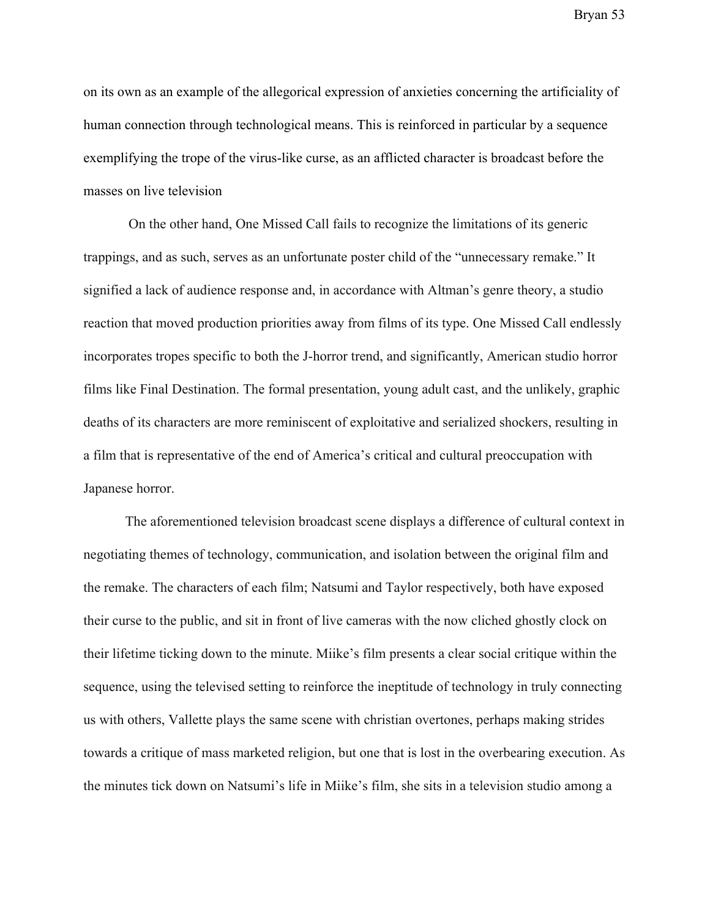on its own as an example of the allegorical expression of anxieties concerning the artificiality of human connection through technological means. This is reinforced in particular by a sequence exemplifying the trope of the virus-like curse, as an afflicted character is broadcast before the masses on live television

On the other hand, One Missed Call fails to recognize the limitations of its generic trappings, and as such, serves as an unfortunate poster child of the "unnecessary remake." It signified a lack of audience response and, in accordance with Altman's genre theory, a studio reaction that moved production priorities away from films of its type. One Missed Call endlessly incorporates tropes specific to both the J-horror trend, and significantly, American studio horror films like Final Destination. The formal presentation, young adult cast, and the unlikely, graphic deaths of its characters are more reminiscent of exploitative and serialized shockers, resulting in a film that is representative of the end of America's critical and cultural preoccupation with Japanese horror.

The aforementioned television broadcast scene displays a difference of cultural context in negotiating themes of technology, communication, and isolation between the original film and the remake. The characters of each film; Natsumi and Taylor respectively, both have exposed their curse to the public, and sit in front of live cameras with the now cliched ghostly clock on their lifetime ticking down to the minute. Miike's film presents a clear social critique within the sequence, using the televised setting to reinforce the ineptitude of technology in truly connecting us with others, Vallette plays the same scene with christian overtones, perhaps making strides towards a critique of mass marketed religion, but one that is lost in the overbearing execution. As the minutes tick down on Natsumi's life in Miike's film, she sits in a television studio among a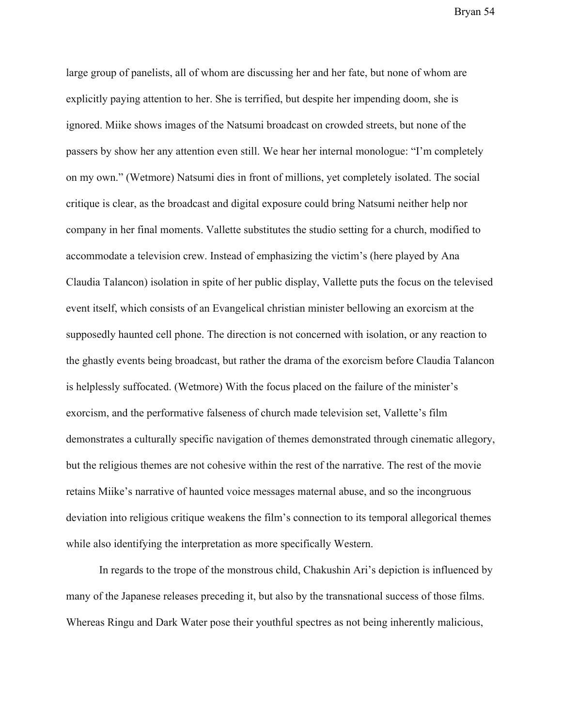large group of panelists, all of whom are discussing her and her fate, but none of whom are explicitly paying attention to her. She is terrified, but despite her impending doom, she is ignored. Miike shows images of the Natsumi broadcast on crowded streets, but none of the passers by show her any attention even still. We hear her internal monologue: "I'm completely on my own." (Wetmore) Natsumi dies in front of millions, yet completely isolated. The social critique is clear, as the broadcast and digital exposure could bring Natsumi neither help nor company in her final moments. Vallette substitutes the studio setting for a church, modified to accommodate a television crew. Instead of emphasizing the victim's (here played by Ana Claudia Talancon) isolation in spite of her public display, Vallette puts the focus on the televised event itself, which consists of an Evangelical christian minister bellowing an exorcism at the supposedly haunted cell phone. The direction is not concerned with isolation, or any reaction to the ghastly events being broadcast, but rather the drama of the exorcism before Claudia Talancon is helplessly suffocated. (Wetmore) With the focus placed on the failure of the minister's exorcism, and the performative falseness of church made television set, Vallette's film demonstrates a culturally specific navigation of themes demonstrated through cinematic allegory, but the religious themes are not cohesive within the rest of the narrative. The rest of the movie retains Miike's narrative of haunted voice messages maternal abuse, and so the incongruous deviation into religious critique weakens the film's connection to its temporal allegorical themes while also identifying the interpretation as more specifically Western.

In regards to the trope of the monstrous child, Chakushin Ari's depiction is influenced by many of the Japanese releases preceding it, but also by the transnational success of those films. Whereas Ringu and Dark Water pose their youthful spectres as not being inherently malicious,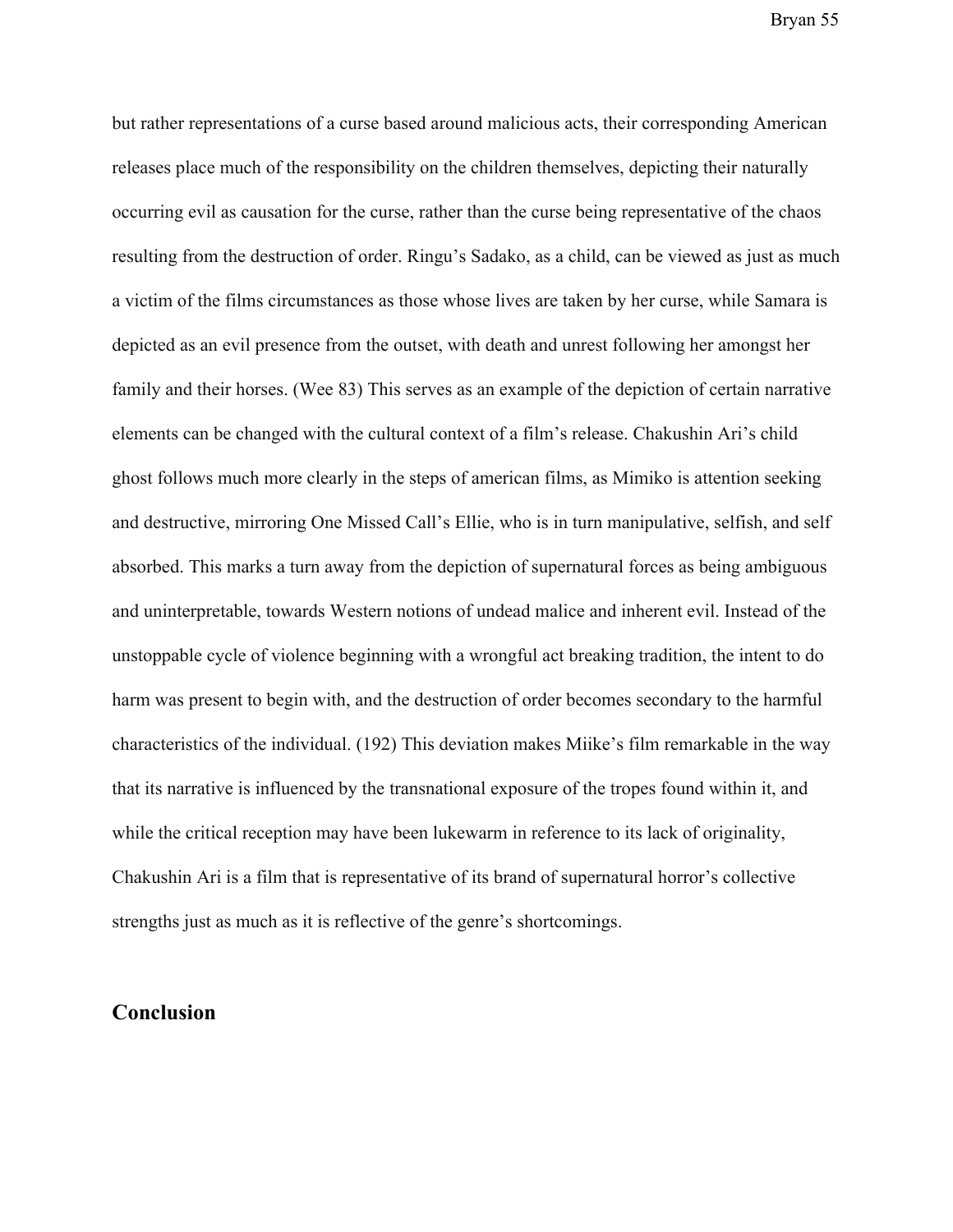but rather representations of a curse based around malicious acts, their corresponding American releases place much of the responsibility on the children themselves, depicting their naturally occurring evil as causation for the curse, rather than the curse being representative of the chaos resulting from the destruction of order. Ringu's Sadako, as a child, can be viewed as just as much a victim of the films circumstances as those whose lives are taken by her curse, while Samara is depicted as an evil presence from the outset, with death and unrest following her amongst her family and their horses. (Wee 83) This serves as an example of the depiction of certain narrative elements can be changed with the cultural context of a film's release. Chakushin Ari's child ghost follows much more clearly in the steps of american films, as Mimiko is attention seeking and destructive, mirroring One Missed Call's Ellie, who is in turn manipulative, selfish, and self absorbed. This marks a turn away from the depiction of supernatural forces as being ambiguous and uninterpretable, towards Western notions of undead malice and inherent evil. Instead of the unstoppable cycle of violence beginning with a wrongful act breaking tradition, the intent to do harm was present to begin with, and the destruction of order becomes secondary to the harmful characteristics of the individual. (192) This deviation makes Miike's film remarkable in the way that its narrative is influenced by the transnational exposure of the tropes found within it, and while the critical reception may have been lukewarm in reference to its lack of originality, Chakushin Ari is a film that is representative of its brand of supernatural horror's collective strengths just as much as it is reflective of the genre's shortcomings.

## Conclusion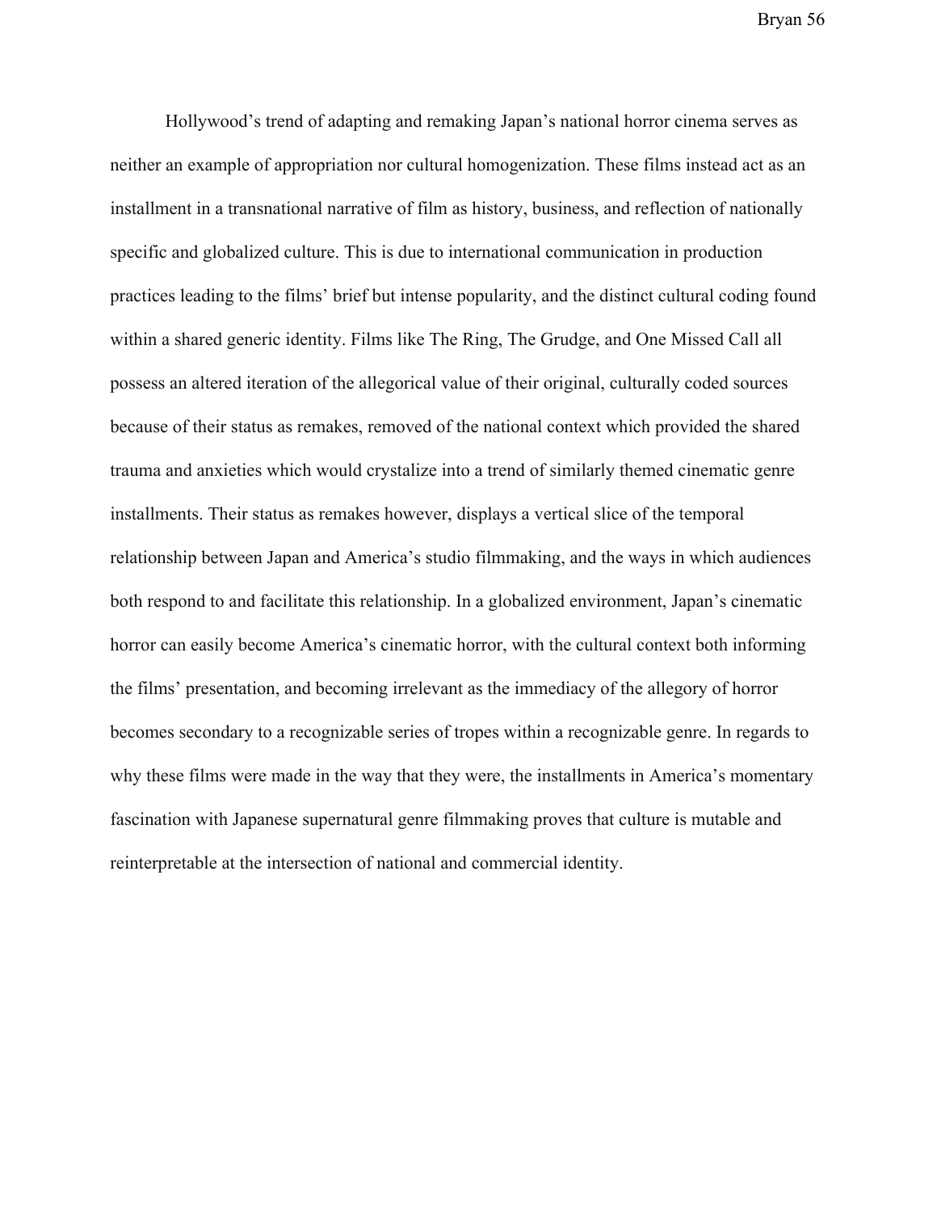Hollywood's trend of adapting and remaking Japan's national horror cinema serves as neither an example of appropriation nor cultural homogenization. These films instead act as an installment in a transnational narrative of film as history, business, and reflection of nationally specific and globalized culture. This is due to international communication in production practices leading to the films' brief but intense popularity, and the distinct cultural coding found within a shared generic identity. Films like The Ring, The Grudge, and One Missed Call all possess an altered iteration of the allegorical value of their original, culturally coded sources because of their status as remakes, removed of the national context which provided the shared trauma and anxieties which would crystalize into a trend of similarly themed cinematic genre installments. Their status as remakes however, displays a vertical slice of the temporal relationship between Japan and America's studio filmmaking, and the ways in which audiences both respond to and facilitate this relationship. In a globalized environment, Japan's cinematic horror can easily become America's cinematic horror, with the cultural context both informing the films' presentation, and becoming irrelevant as the immediacy of the allegory of horror becomes secondary to a recognizable series of tropes within a recognizable genre. In regards to why these films were made in the way that they were, the installments in America's momentary fascination with Japanese supernatural genre filmmaking proves that culture is mutable and reinterpretable at the intersection of national and commercial identity.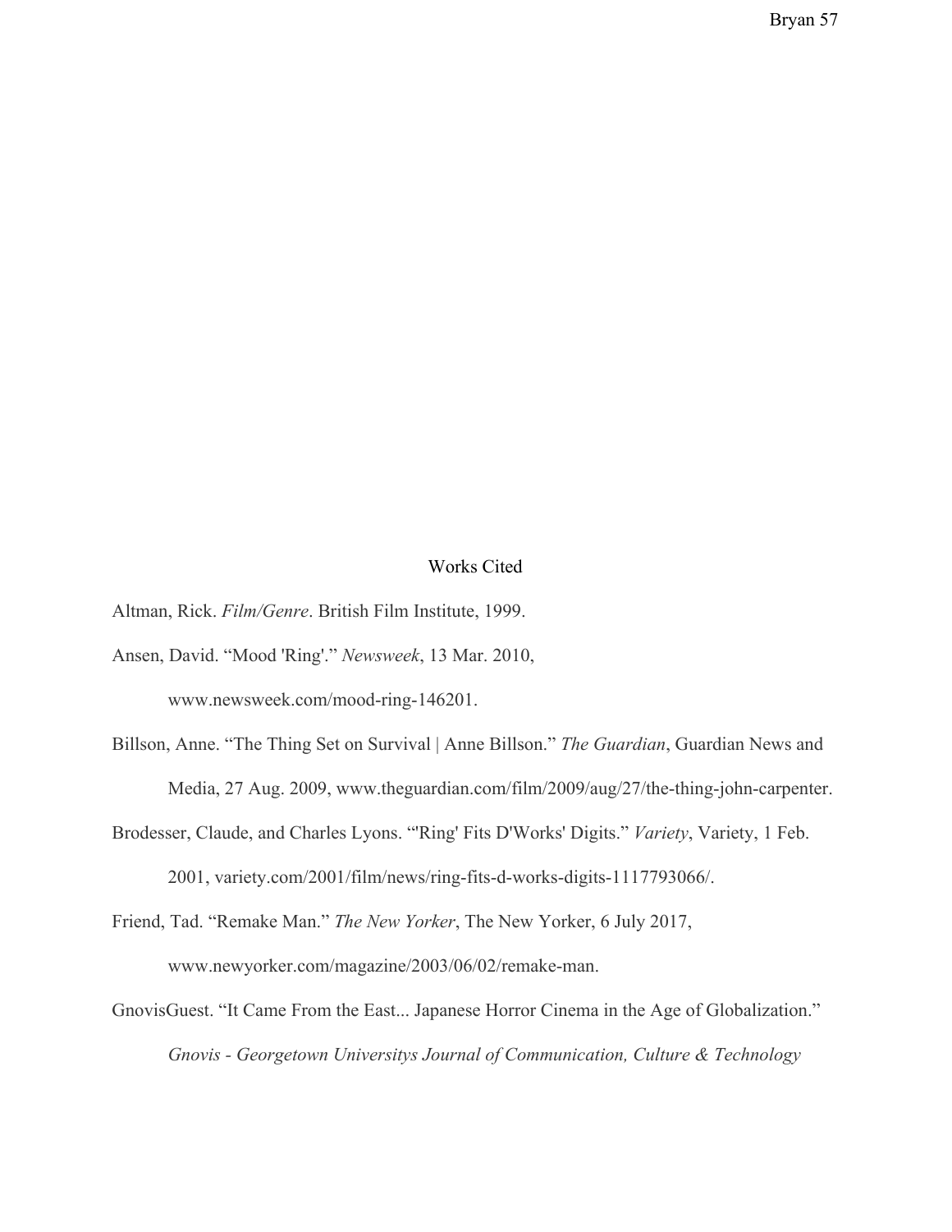# Works Cited

Altman, Rick. *Film/Genre*. British Film Institute, 1999.

Ansen, David. "Mood 'Ring'." *Newsweek*, 13 Mar. 2010, www.newsweek.com/mood-ring-146201.

Billson, Anne. "The Thing Set on Survival | Anne Billson." *The Guardian*, Guardian News and Media, 27 Aug. 2009, www.theguardian.com/film/2009/aug/27/the-thing-john-carpenter.

Brodesser, Claude, and Charles Lyons. "'Ring' Fits D'Works' Digits." *Variety*, Variety, 1 Feb. 2001, variety.com/2001/film/news/ring-fits-d-works-digits-1117793066/.

Friend, Tad. "Remake Man." *The New Yorker*, The New Yorker, 6 July 2017, www.newyorker.com/magazine/2003/06/02/remake-man.

GnovisGuest. "It Came From the East... Japanese Horror Cinema in the Age of Globalization." *Gnovis - Georgetown Universitys Journal of Communication, Culture & Technology*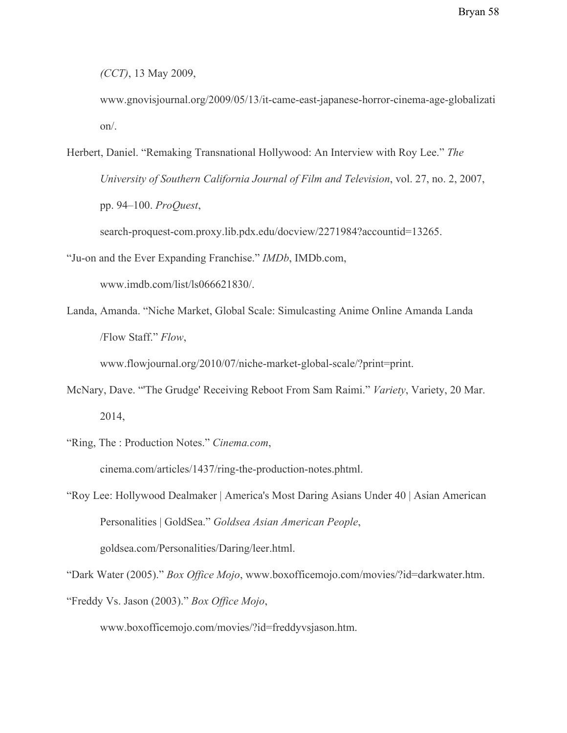*(CCT)*, 13 May 2009, www.gnovisjournal.org/2009/05/13/it-came-east-japanese-horror-cinema-age-globalization/.

Herbert, Daniel. “Remaking Transnational Hollywood: An Interview with Roy Lee.” *The University of Southern California Journal of Film and Television*, vol. 27, no. 2, 2007, pp. 94–100. *ProQuest*, search-proquest-com.proxy.lib.pdx.edu/docview/2271984?accountid=13265.

“Ju-on and the Ever Expanding Franchise.” *IMDb*, IMDb.com, www.imdb.com/list/ls066621830/.

Landa, Amanda. “Niche Market, Global Scale: Simulcasting Anime Online Amanda Landa /Flow Staff.” *Flow*, www.flowjournal.org/2010/07/niche-market-global-scale/?print=print.

McNary, Dave. “'The Grudge' Receiving Reboot From Sam Raimi.” *Variety*, Variety, 20 Mar. 2014,

“Ring, The : Production Notes.” *Cinema.com*, cinema.com/articles/1437/ring-the-production-notes.phtml.

“Roy Lee: Hollywood Dealmaker | America's Most Daring Asians Under 40 | Asian American Personalities | GoldSea.” *Goldsea Asian American People*, goldsea.com/Personalities/Daring/leer.html.

“Dark Water (2005).” *Box Office Mojo*, www.boxofficemojo.com/movies/?id=darkwater.htm.

“Freddy Vs. Jason (2003).” *Box Office Mojo*, www.boxofficemojo.com/movies/?id=freddyvsjason.htm.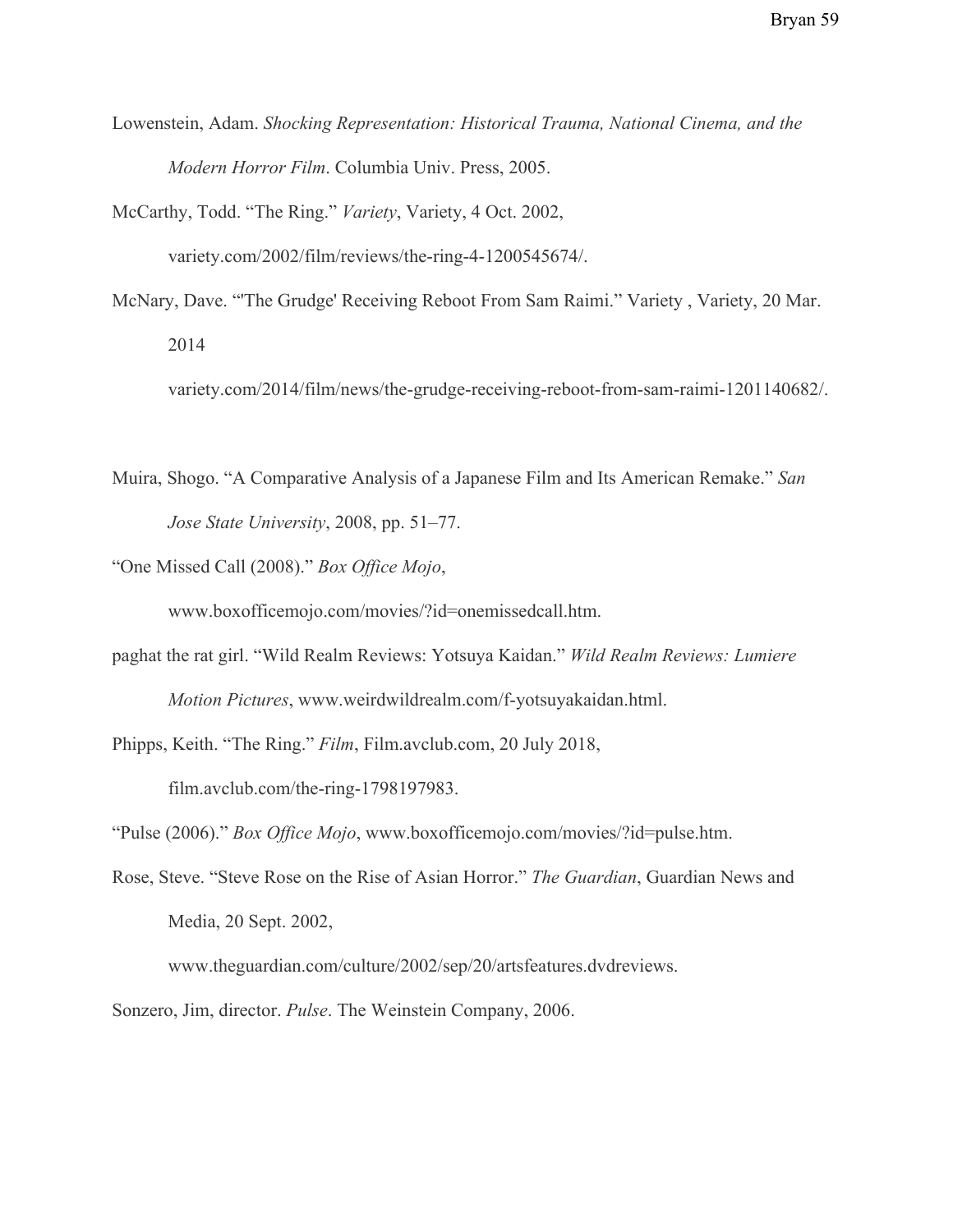Lowenstein, Adam. *Shocking Representation: Historical Trauma, National Cinema, and the Modern Horror Film*. Columbia Univ. Press, 2005.

McCarthy, Todd. "The Ring." *Variety*, Variety, 4 Oct. 2002, variety.com/2002/film/reviews/the-ring-4-1200545674/.

McNary, Dave. "'The Grudge' Receiving Reboot From Sam Raimi." Variety , Variety, 20 Mar. 2014 variety.com/2014/film/news/the-grudge-receiving-reboot-from-sam-raimi-1201140682/.

Muira, Shogo. "A Comparative Analysis of a Japanese Film and Its American Remake." *San Jose State University*, 2008, pp. 51–77.

"One Missed Call (2008)." *Box Office Mojo*, www.boxofficemojo.com/movies/?id=onemissedcall.htm.

paghat the rat girl. "Wild Realm Reviews: Yotsuya Kaidan." *Wild Realm Reviews: Lumiere Motion Pictures*, www.weirdwildrealm.com/f-yotsuyakaidan.html.

Phipps, Keith. "The Ring." *Film*, Film.avclub.com, 20 July 2018, film.avclub.com/the-ring-1798197983.

"Pulse (2006)." *Box Office Mojo*, www.boxofficemojo.com/movies/?id=pulse.htm.

Rose, Steve. "Steve Rose on the Rise of Asian Horror." *The Guardian*, Guardian News and Media, 20 Sept. 2002, www.theguardian.com/culture/2002/sep/20/artsfeatures.dvdreviews.

Sonzero, Jim, director. *Pulse*. The Weinstein Company, 2006.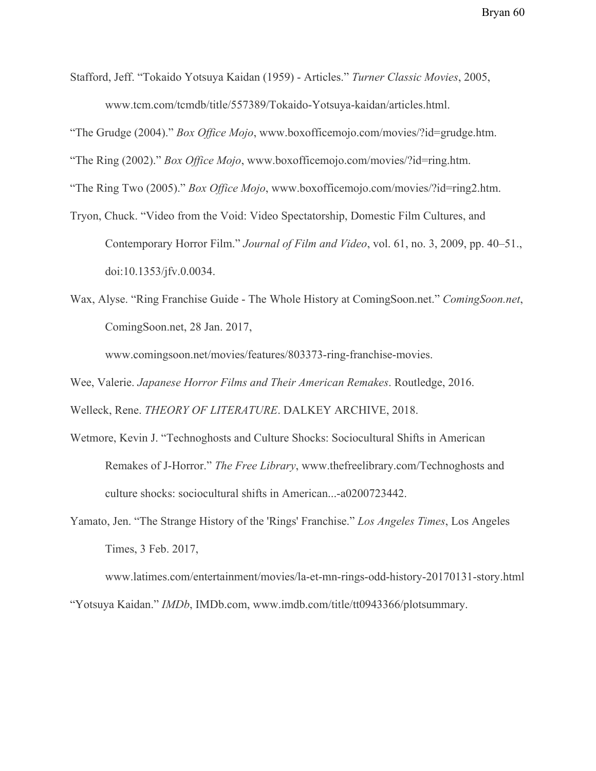Stafford, Jeff. "Tokaido Yotsuya Kaidan (1959) - Articles." *Turner Classic Movies*, 2005, www.tcm.com/tcmdb/title/557389/Tokaido-Yotsuya-kaidan/articles.html.

"The Grudge (2004)." *Box Office Mojo*, www.boxofficemojo.com/movies/?id=grudge.htm.

"The Ring (2002)." *Box Office Mojo*, www.boxofficemojo.com/movies/?id=ring.htm.

"The Ring Two (2005)." *Box Office Mojo*, www.boxofficemojo.com/movies/?id=ring2.htm.

Tryon, Chuck. "Video from the Void: Video Spectatorship, Domestic Film Cultures, and Contemporary Horror Film." *Journal of Film and Video*, vol. 61, no. 3, 2009, pp. 40–51., doi:10.1353/jfv.0.0034.

Wax, Alyse. "Ring Franchise Guide - The Whole History at ComingSoon.net." *ComingSoon.net*, ComingSoon.net, 28 Jan. 2017, www.comingsoon.net/movies/features/803373-ring-franchise-movies.

Wee, Valerie. *Japanese Horror Films and Their American Remakes*. Routledge, 2016.

Welleck, Rene. *THEORY OF LITERATURE*. DALKEY ARCHIVE, 2018.

Wetmore, Kevin J. "Technoghosts and Culture Shocks: Sociocultural Shifts in American Remakes of J-Horror." *The Free Library*, www.thefreelibrary.com/Technoghosts and culture shocks: sociocultural shifts in American...-a0200723442.

Yamato, Jen. "The Strange History of the 'Rings' Franchise." *Los Angeles Times*, Los Angeles Times, 3 Feb. 2017, www.latimes.com/entertainment/movies/la-et-mn-rings-odd-history-20170131-story.html

"Yotsuya Kaidan." *IMDb*, IMDb.com, www.imdb.com/title/tt0943366/plotsummary.